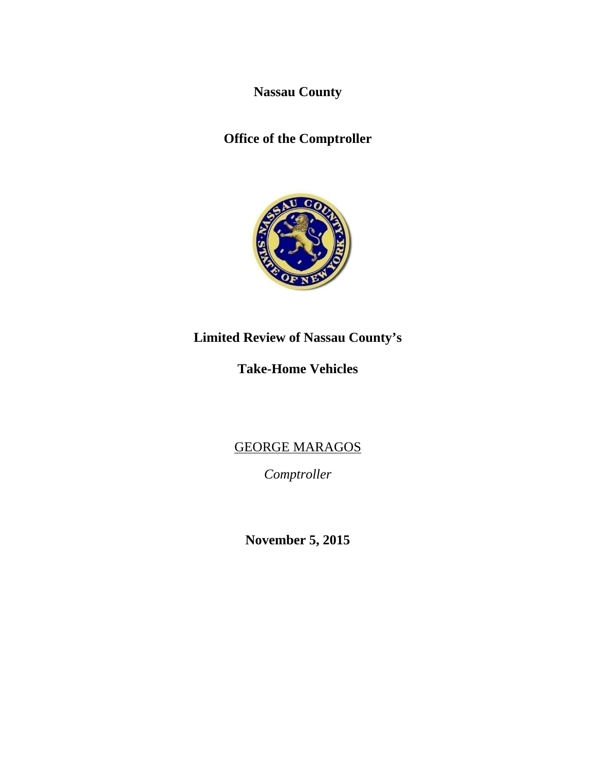**Nassau County**

**Office of the Comptroller**

# Limited Review of Nassau County's

# Take-Home Vehicles

GEORGE MARAGOS

*Comptroller*

**November 5, 2015**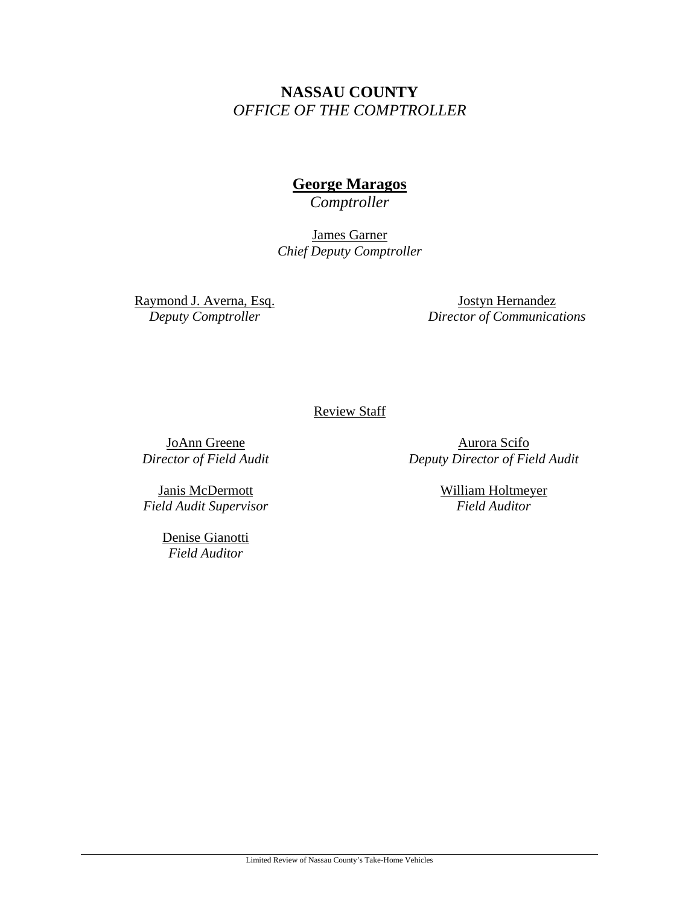**NASSAU COUNTY**
*OFFICE OF THE COMPTROLLER*

**George Maragos**
*Comptroller*

James Garner
*Chief Deputy Comptroller*

Raymond J. Averna, Esq.
*Deputy Comptroller*

Jostyn Hernandez
*Director of Communications*

Review Staff

JoAnn Greene
*Director of Field Audit*

Aurora Scifo
*Deputy Director of Field Audit*

Janis McDermott
*Field Audit Supervisor*

William Holtmeyer
*Field Auditor*

Denise Gianotti
*Field Auditor*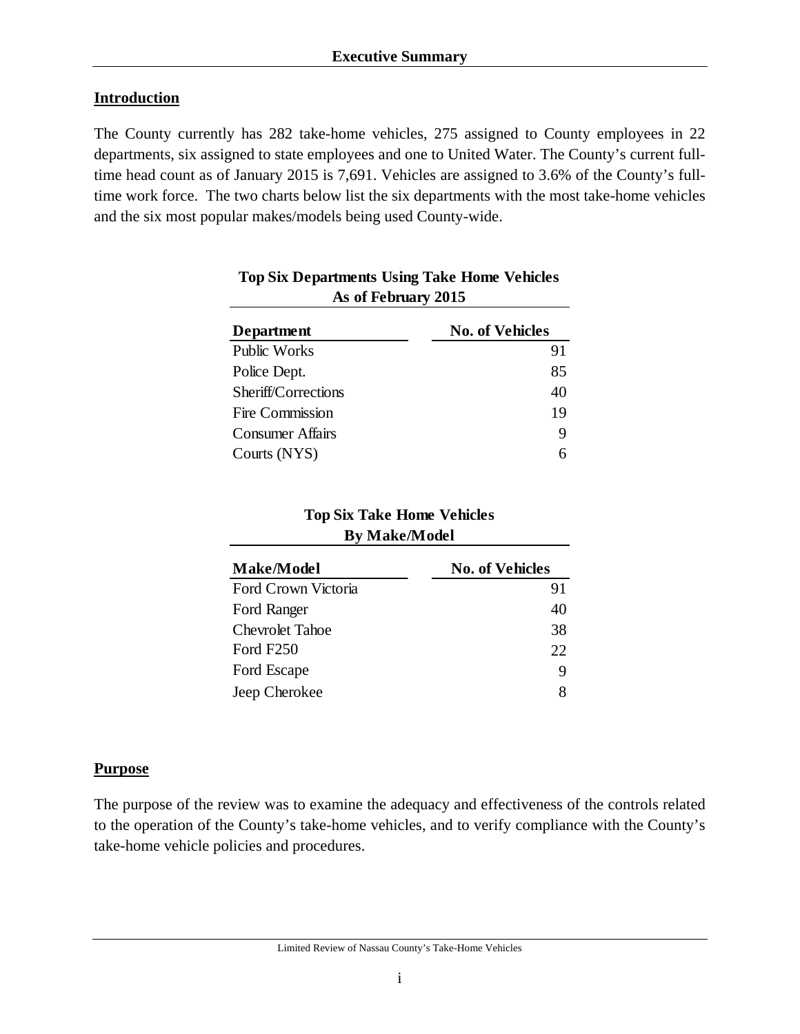## Executive Summary

### Introduction

The County currently has 282 take-home vehicles, 275 assigned to County employees in 22 departments, six assigned to state employees and one to United Water. The County's current full-time head count as of January 2015 is 7,691. Vehicles are assigned to 3.6% of the County's full-time work force. The two charts below list the six departments with the most take-home vehicles and the six most popular makes/models being used County-wide.

**Top Six Departments Using Take Home Vehicles As of February 2015**

| Department | No. of Vehicles |
|---|---:|
| Public Works | 91 |
| Police Dept. | 85 |
| Sheriff/Corrections | 40 |
| Fire Commission | 19 |
| Consumer Affairs | 9 |
| Courts (NYS) | 6 |

**Top Six Take Home Vehicles By Make/Model**

| Make/Model | No. of Vehicles |
|---|---:|
| Ford Crown Victoria | 91 |
| Ford Ranger | 40 |
| Chevrolet Tahoe | 38 |
| Ford F250 | 22 |
| Ford Escape | 9 |
| Jeep Cherokee | 8 |

### Purpose

The purpose of the review was to examine the adequacy and effectiveness of the controls related to the operation of the County's take-home vehicles, and to verify compliance with the County's take-home vehicle policies and procedures.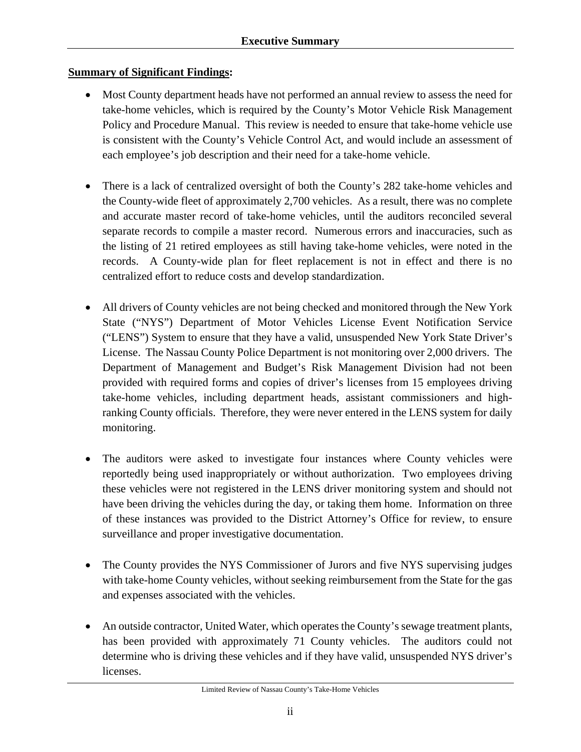## Executive Summary

**Summary of Significant Findings:**

- Most County department heads have not performed an annual review to assess the need for take-home vehicles, which is required by the County's Motor Vehicle Risk Management Policy and Procedure Manual. This review is needed to ensure that take-home vehicle use is consistent with the County's Vehicle Control Act, and would include an assessment of each employee's job description and their need for a take-home vehicle.

- There is a lack of centralized oversight of both the County's 282 take-home vehicles and the County-wide fleet of approximately 2,700 vehicles. As a result, there was no complete and accurate master record of take-home vehicles, until the auditors reconciled several separate records to compile a master record. Numerous errors and inaccuracies, such as the listing of 21 retired employees as still having take-home vehicles, were noted in the records. A County-wide plan for fleet replacement is not in effect and there is no centralized effort to reduce costs and develop standardization.

- All drivers of County vehicles are not being checked and monitored through the New York State ("NYS") Department of Motor Vehicles License Event Notification Service ("LENS") System to ensure that they have a valid, unsuspended New York State Driver's License. The Nassau County Police Department is not monitoring over 2,000 drivers. The Department of Management and Budget's Risk Management Division had not been provided with required forms and copies of driver's licenses from 15 employees driving take-home vehicles, including department heads, assistant commissioners and high-ranking County officials. Therefore, they were never entered in the LENS system for daily monitoring.

- The auditors were asked to investigate four instances where County vehicles were reportedly being used inappropriately or without authorization. Two employees driving these vehicles were not registered in the LENS driver monitoring system and should not have been driving the vehicles during the day, or taking them home. Information on three of these instances was provided to the District Attorney's Office for review, to ensure surveillance and proper investigative documentation.

- The County provides the NYS Commissioner of Jurors and five NYS supervising judges with take-home County vehicles, without seeking reimbursement from the State for the gas and expenses associated with the vehicles.

- An outside contractor, United Water, which operates the County's sewage treatment plants, has been provided with approximately 71 County vehicles. The auditors could not determine who is driving these vehicles and if they have valid, unsuspended NYS driver's licenses.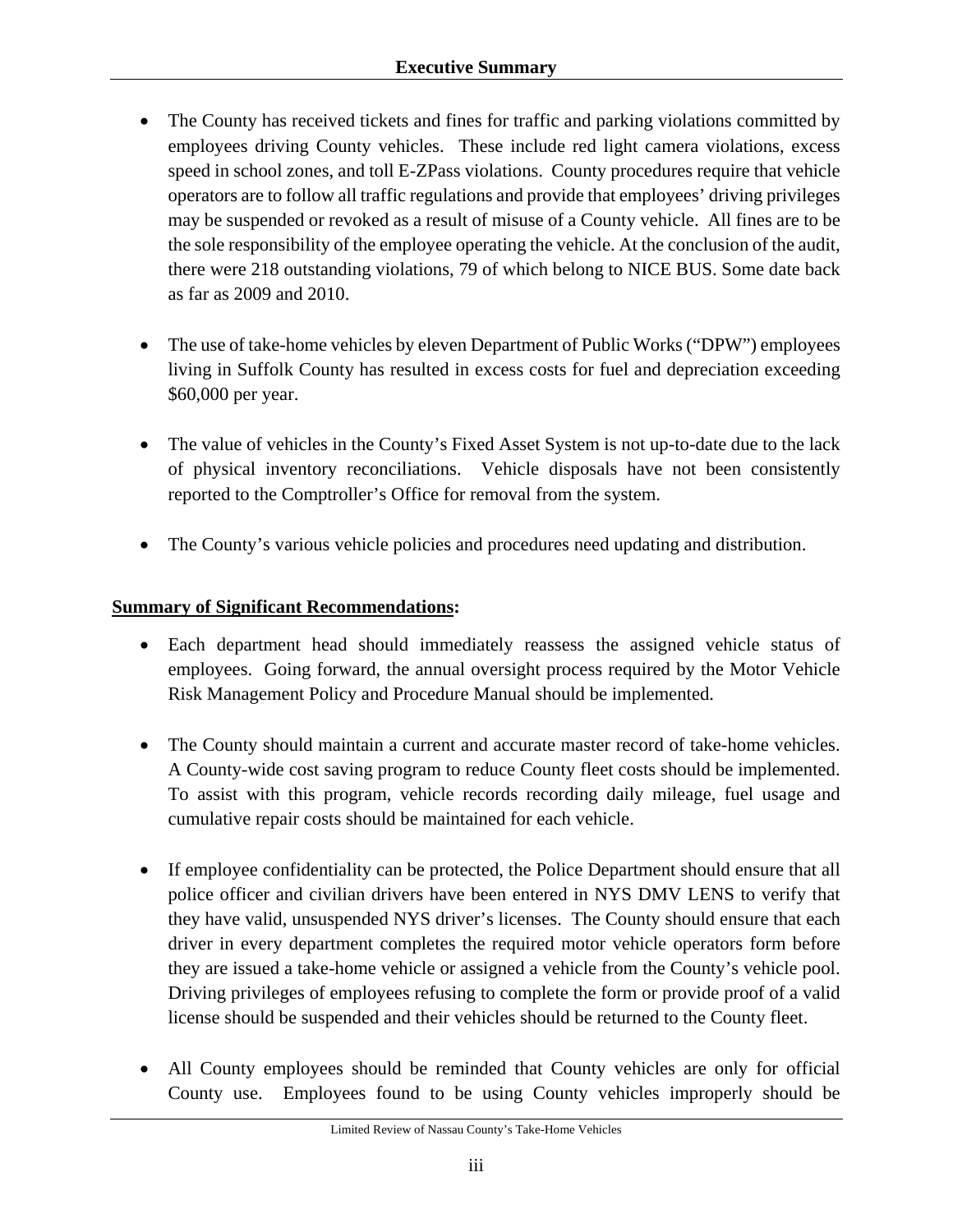- The County has received tickets and fines for traffic and parking violations committed by employees driving County vehicles. These include red light camera violations, excess speed in school zones, and toll E-ZPass violations. County procedures require that vehicle operators are to follow all traffic regulations and provide that employees' driving privileges may be suspended or revoked as a result of misuse of a County vehicle. All fines are to be the sole responsibility of the employee operating the vehicle. At the conclusion of the audit, there were 218 outstanding violations, 79 of which belong to NICE BUS. Some date back as far as 2009 and 2010.

- The use of take-home vehicles by eleven Department of Public Works ("DPW") employees living in Suffolk County has resulted in excess costs for fuel and depreciation exceeding $60,000 per year.

- The value of vehicles in the County's Fixed Asset System is not up-to-date due to the lack of physical inventory reconciliations. Vehicle disposals have not been consistently reported to the Comptroller's Office for removal from the system.

- The County's various vehicle policies and procedures need updating and distribution.

**<u>Summary of Significant Recommendations</u>:**

- Each department head should immediately reassess the assigned vehicle status of employees. Going forward, the annual oversight process required by the Motor Vehicle Risk Management Policy and Procedure Manual should be implemented.

- The County should maintain a current and accurate master record of take-home vehicles. A County-wide cost saving program to reduce County fleet costs should be implemented. To assist with this program, vehicle records recording daily mileage, fuel usage and cumulative repair costs should be maintained for each vehicle.

- If employee confidentiality can be protected, the Police Department should ensure that all police officer and civilian drivers have been entered in NYS DMV LENS to verify that they have valid, unsuspended NYS driver's licenses. The County should ensure that each driver in every department completes the required motor vehicle operators form before they are issued a take-home vehicle or assigned a vehicle from the County's vehicle pool. Driving privileges of employees refusing to complete the form or provide proof of a valid license should be suspended and their vehicles should be returned to the County fleet.

- All County employees should be reminded that County vehicles are only for official County use. Employees found to be using County vehicles improperly should be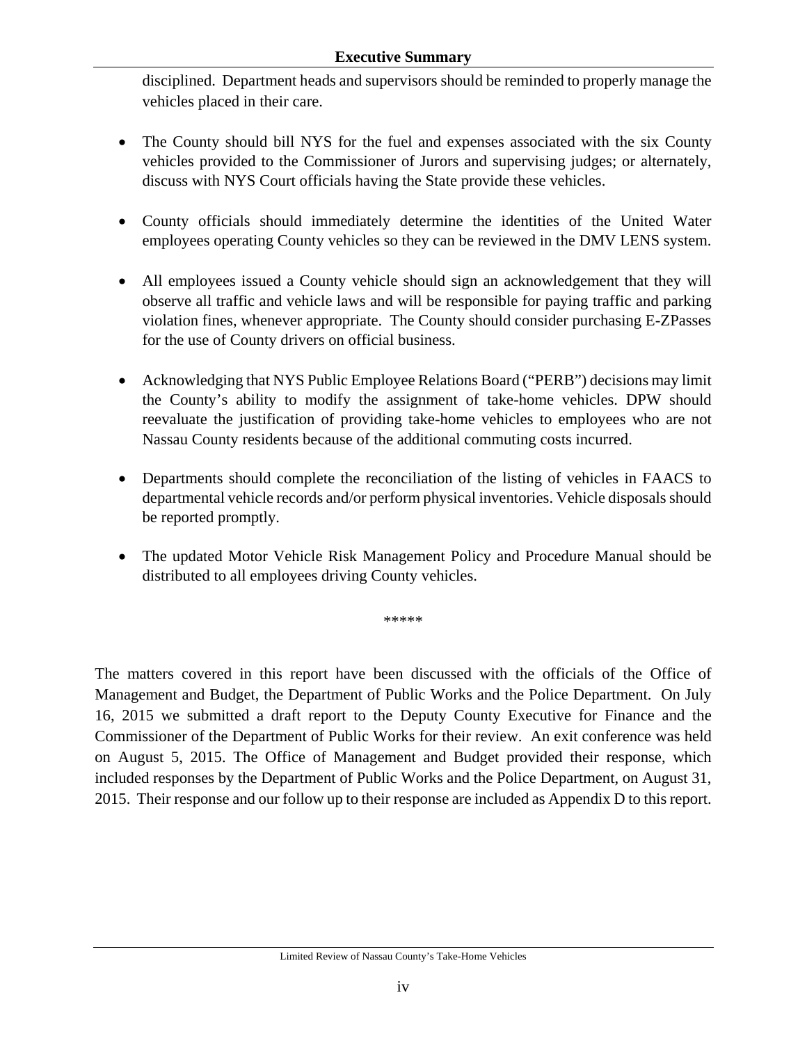disciplined. Department heads and supervisors should be reminded to properly manage the vehicles placed in their care.

- The County should bill NYS for the fuel and expenses associated with the six County vehicles provided to the Commissioner of Jurors and supervising judges; or alternately, discuss with NYS Court officials having the State provide these vehicles.

- County officials should immediately determine the identities of the United Water employees operating County vehicles so they can be reviewed in the DMV LENS system.

- All employees issued a County vehicle should sign an acknowledgement that they will observe all traffic and vehicle laws and will be responsible for paying traffic and parking violation fines, whenever appropriate. The County should consider purchasing E-ZPasses for the use of County drivers on official business.

- Acknowledging that NYS Public Employee Relations Board ("PERB") decisions may limit the County's ability to modify the assignment of take-home vehicles. DPW should reevaluate the justification of providing take-home vehicles to employees who are not Nassau County residents because of the additional commuting costs incurred.

- Departments should complete the reconciliation of the listing of vehicles in FAACS to departmental vehicle records and/or perform physical inventories. Vehicle disposals should be reported promptly.

- The updated Motor Vehicle Risk Management Policy and Procedure Manual should be distributed to all employees driving County vehicles.

\*\*\*\*\*

The matters covered in this report have been discussed with the officials of the Office of Management and Budget, the Department of Public Works and the Police Department. On July 16, 2015 we submitted a draft report to the Deputy County Executive for Finance and the Commissioner of the Department of Public Works for their review. An exit conference was held on August 5, 2015. The Office of Management and Budget provided their response, which included responses by the Department of Public Works and the Police Department, on August 31, 2015. Their response and our follow up to their response are included as Appendix D to this report.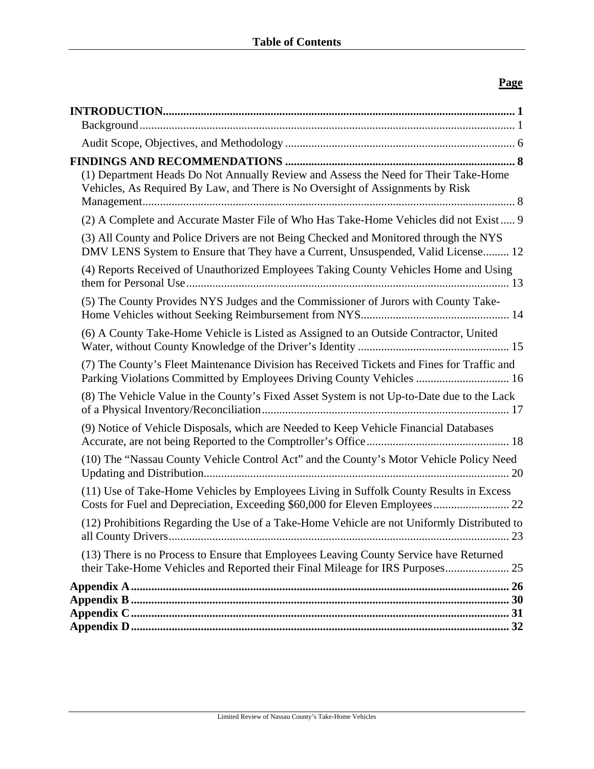# Table of Contents

**Page**

| | |
|---|---|
| **INTRODUCTION** | **1** |
| Background | 1 |
| Audit Scope, Objectives, and Methodology | 6 |
| **FINDINGS AND RECOMMENDATIONS** | **8** |
| (1) Department Heads Do Not Annually Review and Assess the Need for Their Take-Home Vehicles, As Required By Law, and There is No Oversight of Assignments by Risk Management | 8 |
| (2) A Complete and Accurate Master File of Who Has Take-Home Vehicles did not Exist | 9 |
| (3) All County and Police Drivers are not Being Checked and Monitored through the NYS DMV LENS System to Ensure that They have a Current, Unsuspended, Valid License | 12 |
| (4) Reports Received of Unauthorized Employees Taking County Vehicles Home and Using them for Personal Use | 13 |
| (5) The County Provides NYS Judges and the Commissioner of Jurors with County Take-Home Vehicles without Seeking Reimbursement from NYS | 14 |
| (6) A County Take-Home Vehicle is Listed as Assigned to an Outside Contractor, United Water, without County Knowledge of the Driver's Identity | 15 |
| (7) The County's Fleet Maintenance Division has Received Tickets and Fines for Traffic and Parking Violations Committed by Employees Driving County Vehicles | 16 |
| (8) The Vehicle Value in the County's Fixed Asset System is not Up-to-Date due to the Lack of a Physical Inventory/Reconciliation | 17 |
| (9) Notice of Vehicle Disposals, which are Needed to Keep Vehicle Financial Databases Accurate, are not being Reported to the Comptroller's Office | 18 |
| (10) The "Nassau County Vehicle Control Act" and the County's Motor Vehicle Policy Need Updating and Distribution | 20 |
| (11) Use of Take-Home Vehicles by Employees Living in Suffolk County Results in Excess Costs for Fuel and Depreciation, Exceeding $60,000 for Eleven Employees | 22 |
| (12) Prohibitions Regarding the Use of a Take-Home Vehicle are not Uniformly Distributed to all County Drivers | 23 |
| (13) There is no Process to Ensure that Employees Leaving County Service have Returned their Take-Home Vehicles and Reported their Final Mileage for IRS Purposes | 25 |
| **Appendix A** | **26** |
| **Appendix B** | **30** |
| **Appendix C** | **31** |
| **Appendix D** | **32** |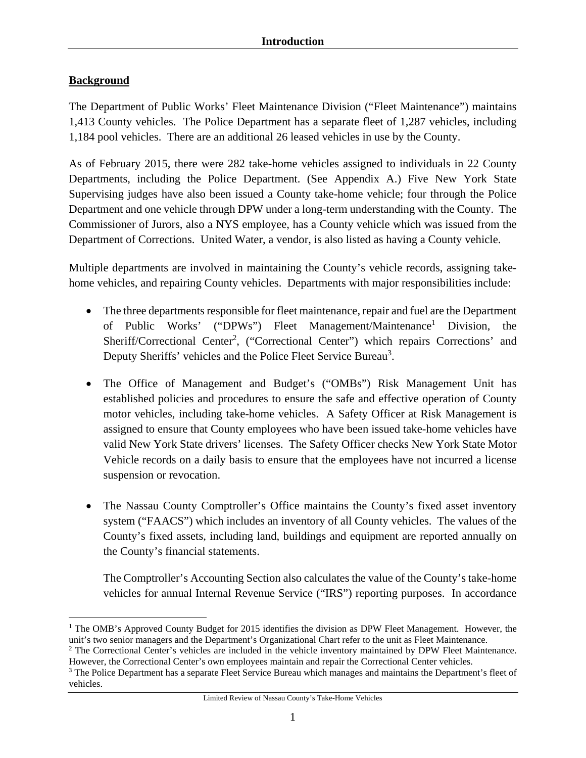## Introduction

### Background

The Department of Public Works' Fleet Maintenance Division ("Fleet Maintenance") maintains 1,413 County vehicles. The Police Department has a separate fleet of 1,287 vehicles, including 1,184 pool vehicles. There are an additional 26 leased vehicles in use by the County.

As of February 2015, there were 282 take-home vehicles assigned to individuals in 22 County Departments, including the Police Department. (See Appendix A.) Five New York State Supervising judges have also been issued a County take-home vehicle; four through the Police Department and one vehicle through DPW under a long-term understanding with the County. The Commissioner of Jurors, also a NYS employee, has a County vehicle which was issued from the Department of Corrections. United Water, a vendor, is also listed as having a County vehicle.

Multiple departments are involved in maintaining the County's vehicle records, assigning take-home vehicles, and repairing County vehicles. Departments with major responsibilities include:

- The three departments responsible for fleet maintenance, repair and fuel are the Department of Public Works' ("DPWs") Fleet Management/Maintenance[1] Division, the Sheriff/Correctional Center[2], ("Correctional Center") which repairs Corrections' and Deputy Sheriffs' vehicles and the Police Fleet Service Bureau[3].

- The Office of Management and Budget's ("OMBs") Risk Management Unit has established policies and procedures to ensure the safe and effective operation of County motor vehicles, including take-home vehicles. A Safety Officer at Risk Management is assigned to ensure that County employees who have been issued take-home vehicles have valid New York State drivers' licenses. The Safety Officer checks New York State Motor Vehicle records on a daily basis to ensure that the employees have not incurred a license suspension or revocation.

- The Nassau County Comptroller's Office maintains the County's fixed asset inventory system ("FAACS") which includes an inventory of all County vehicles. The values of the County's fixed assets, including land, buildings and equipment are reported annually on the County's financial statements.

  The Comptroller's Accounting Section also calculates the value of the County's take-home vehicles for annual Internal Revenue Service ("IRS") reporting purposes. In accordance

---

[1] The OMB's Approved County Budget for 2015 identifies the division as DPW Fleet Management. However, the unit's two senior managers and the Department's Organizational Chart refer to the unit as Fleet Maintenance.

[2] The Correctional Center's vehicles are included in the vehicle inventory maintained by DPW Fleet Maintenance. However, the Correctional Center's own employees maintain and repair the Correctional Center vehicles.

[3] The Police Department has a separate Fleet Service Bureau which manages and maintains the Department's fleet of vehicles.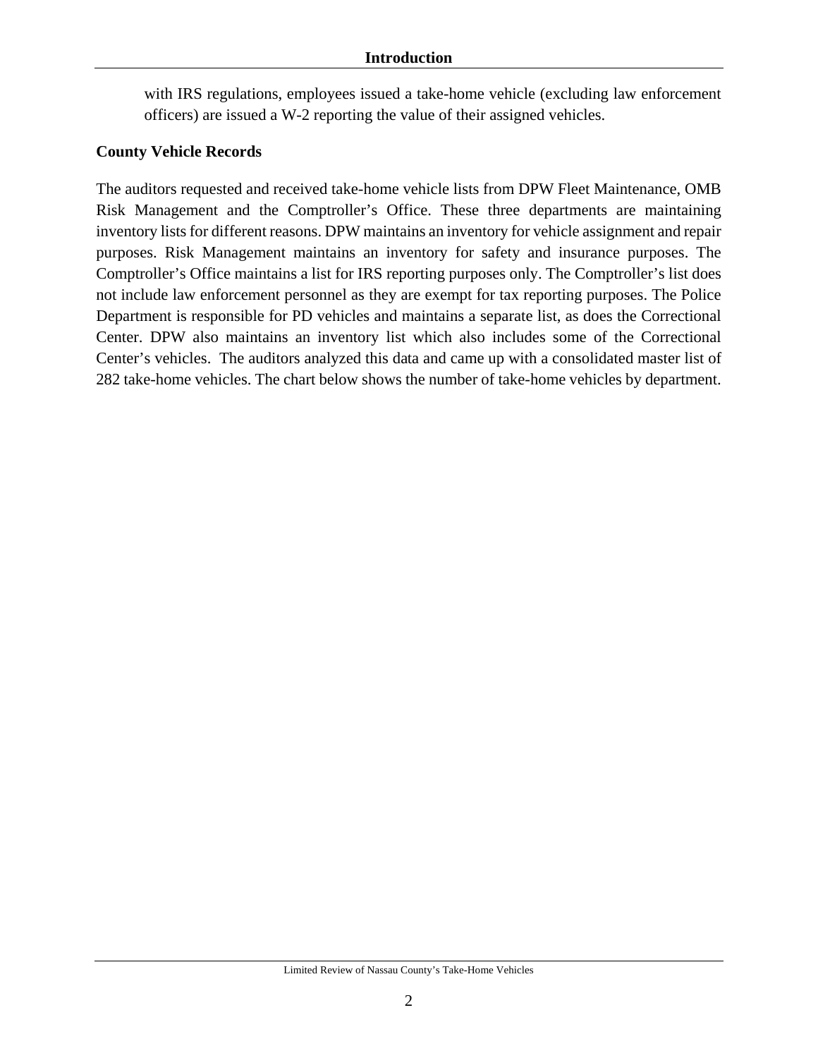with IRS regulations, employees issued a take-home vehicle (excluding law enforcement officers) are issued a W-2 reporting the value of their assigned vehicles.

**County Vehicle Records**

The auditors requested and received take-home vehicle lists from DPW Fleet Maintenance, OMB Risk Management and the Comptroller's Office. These three departments are maintaining inventory lists for different reasons. DPW maintains an inventory for vehicle assignment and repair purposes. Risk Management maintains an inventory for safety and insurance purposes. The Comptroller's Office maintains a list for IRS reporting purposes only. The Comptroller's list does not include law enforcement personnel as they are exempt for tax reporting purposes. The Police Department is responsible for PD vehicles and maintains a separate list, as does the Correctional Center. DPW also maintains an inventory list which also includes some of the Correctional Center's vehicles. The auditors analyzed this data and came up with a consolidated master list of 282 take-home vehicles. The chart below shows the number of take-home vehicles by department.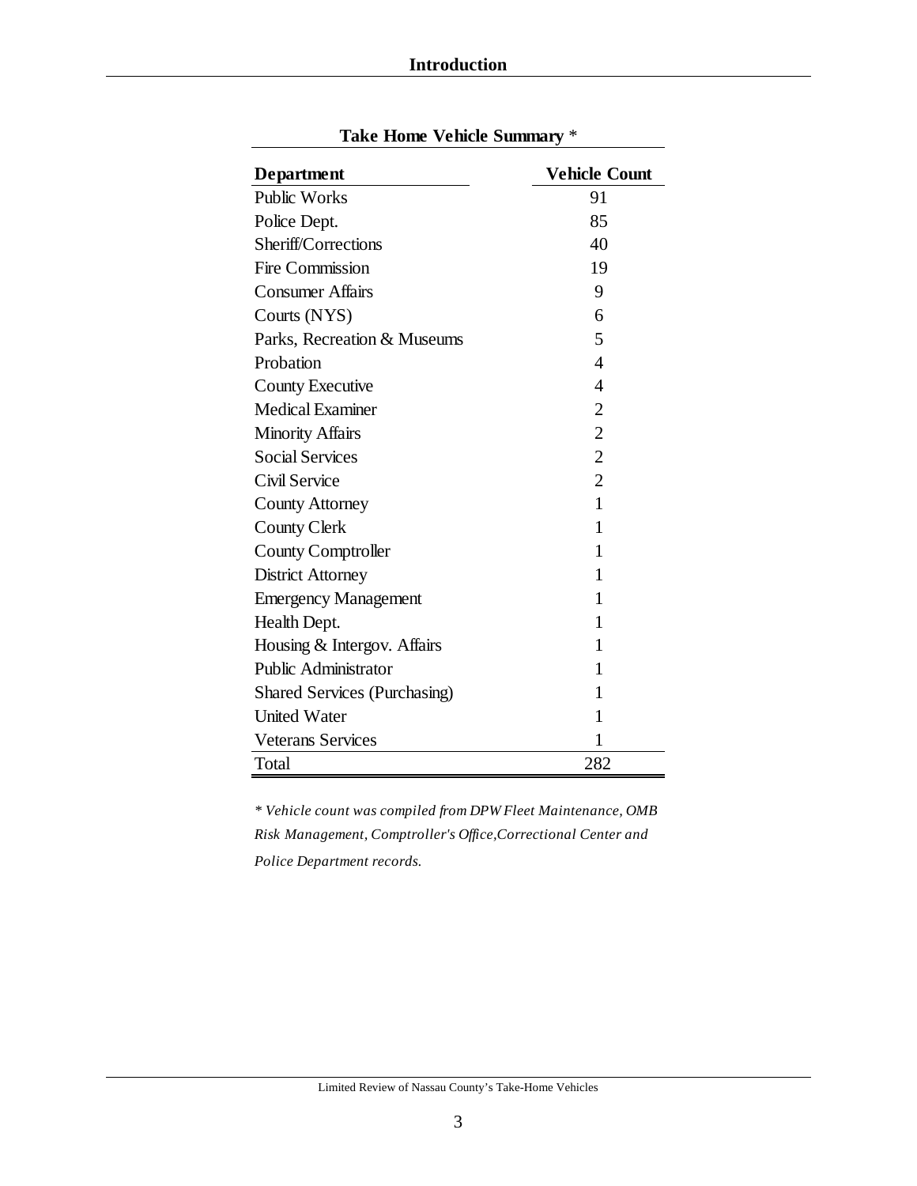**Take Home Vehicle Summary** *

| Department | Vehicle Count |
|---|---|
| Public Works | 91 |
| Police Dept. | 85 |
| Sheriff/Corrections | 40 |
| Fire Commission | 19 |
| Consumer Affairs | 9 |
| Courts (NYS) | 6 |
| Parks, Recreation & Museums | 5 |
| Probation | 4 |
| County Executive | 4 |
| Medical Examiner | 2 |
| Minority Affairs | 2 |
| Social Services | 2 |
| Civil Service | 2 |
| County Attorney | 1 |
| County Clerk | 1 |
| County Comptroller | 1 |
| District Attorney | 1 |
| Emergency Management | 1 |
| Health Dept. | 1 |
| Housing & Intergov. Affairs | 1 |
| Public Administrator | 1 |
| Shared Services (Purchasing) | 1 |
| United Water | 1 |
| Veterans Services | 1 |
| Total | 282 |

*\* Vehicle count was compiled from DPW Fleet Maintenance, OMB Risk Management, Comptroller's Office, Correctional Center and Police Department records.*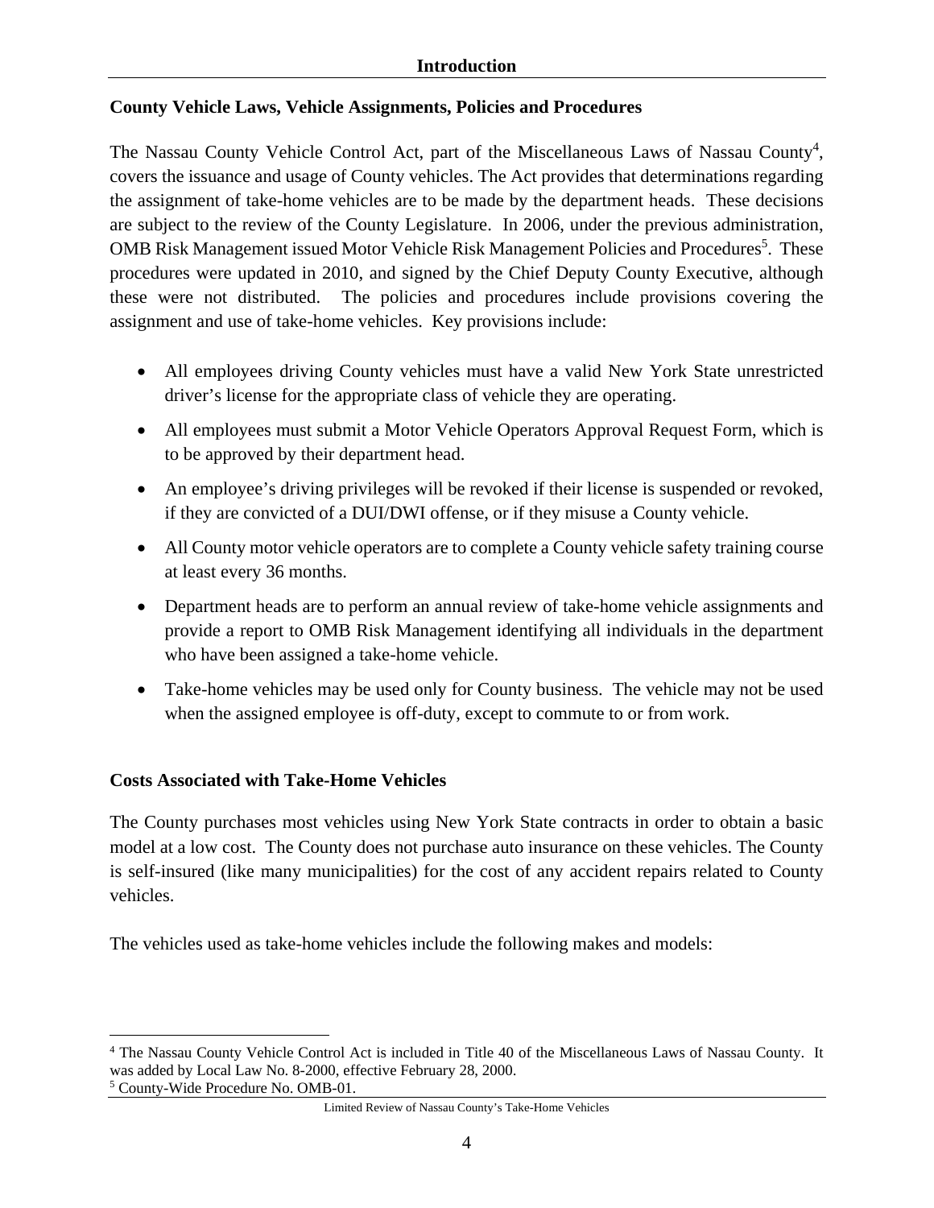## Introduction

### County Vehicle Laws, Vehicle Assignments, Policies and Procedures

The Nassau County Vehicle Control Act, part of the Miscellaneous Laws of Nassau County[4], covers the issuance and usage of County vehicles. The Act provides that determinations regarding the assignment of take-home vehicles are to be made by the department heads. These decisions are subject to the review of the County Legislature. In 2006, under the previous administration, OMB Risk Management issued Motor Vehicle Risk Management Policies and Procedures[5]. These procedures were updated in 2010, and signed by the Chief Deputy County Executive, although these were not distributed. The policies and procedures include provisions covering the assignment and use of take-home vehicles. Key provisions include:

- All employees driving County vehicles must have a valid New York State unrestricted driver's license for the appropriate class of vehicle they are operating.
- All employees must submit a Motor Vehicle Operators Approval Request Form, which is to be approved by their department head.
- An employee's driving privileges will be revoked if their license is suspended or revoked, if they are convicted of a DUI/DWI offense, or if they misuse a County vehicle.
- All County motor vehicle operators are to complete a County vehicle safety training course at least every 36 months.
- Department heads are to perform an annual review of take-home vehicle assignments and provide a report to OMB Risk Management identifying all individuals in the department who have been assigned a take-home vehicle.
- Take-home vehicles may be used only for County business. The vehicle may not be used when the assigned employee is off-duty, except to commute to or from work.

### Costs Associated with Take-Home Vehicles

The County purchases most vehicles using New York State contracts in order to obtain a basic model at a low cost. The County does not purchase auto insurance on these vehicles. The County is self-insured (like many municipalities) for the cost of any accident repairs related to County vehicles.

The vehicles used as take-home vehicles include the following makes and models:

---

[4] The Nassau County Vehicle Control Act is included in Title 40 of the Miscellaneous Laws of Nassau County. It was added by Local Law No. 8-2000, effective February 28, 2000.

[5] County-Wide Procedure No. OMB-01.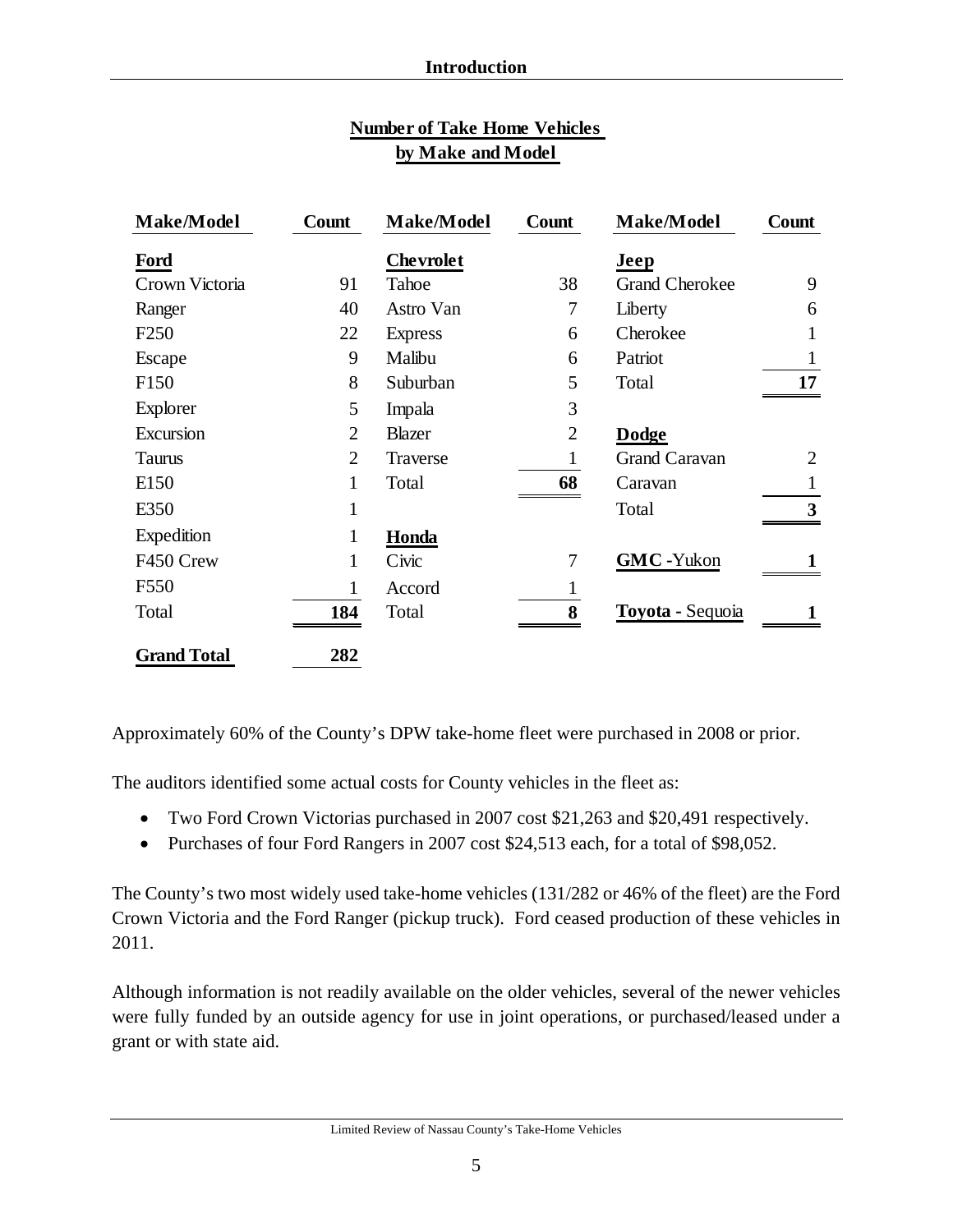**Number of Take Home Vehicles by Make and Model**

| Make/Model | Count | Make/Model | Count | Make/Model | Count |
|---|---|---|---|---|---|
| **Ford** | | **Chevrolet** | | **Jeep** | |
| Crown Victoria | 91 | Tahoe | 38 | Grand Cherokee | 9 |
| Ranger | 40 | Astro Van | 7 | Liberty | 6 |
| F250 | 22 | Express | 6 | Cherokee | 1 |
| Escape | 9 | Malibu | 6 | Patriot | 1 |
| F150 | 8 | Suburban | 5 | Total | **17** |
| Explorer | 5 | Impala | 3 | | |
| Excursion | 2 | Blazer | 2 | **Dodge** | |
| Taurus | 2 | Traverse | 1 | Grand Caravan | 2 |
| E150 | 1 | Total | **68** | Caravan | 1 |
| E350 | 1 | | | Total | **3** |
| Expedition | 1 | **Honda** | | | |
| F450 Crew | 1 | Civic | 7 | **GMC** -Yukon | **1** |
| F550 | 1 | Accord | 1 | | |
| Total | **184** | Total | **8** | **Toyota** - Sequoia | **1** |
| **Grand Total** | **282** | | | | |

Approximately 60% of the County's DPW take-home fleet were purchased in 2008 or prior.

The auditors identified some actual costs for County vehicles in the fleet as:

- Two Ford Crown Victorias purchased in 2007 cost $21,263 and $20,491 respectively.
- Purchases of four Ford Rangers in 2007 cost $24,513 each, for a total of $98,052.

The County's two most widely used take-home vehicles (131/282 or 46% of the fleet) are the Ford Crown Victoria and the Ford Ranger (pickup truck). Ford ceased production of these vehicles in 2011.

Although information is not readily available on the older vehicles, several of the newer vehicles were fully funded by an outside agency for use in joint operations, or purchased/leased under a grant or with state aid.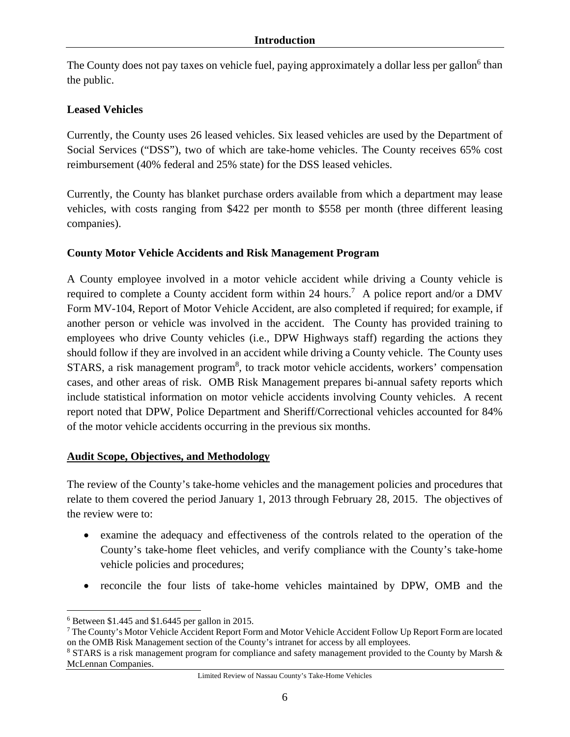The County does not pay taxes on vehicle fuel, paying approximately a dollar less per gallon[6] than the public.

**Leased Vehicles**

Currently, the County uses 26 leased vehicles. Six leased vehicles are used by the Department of Social Services ("DSS"), two of which are take-home vehicles. The County receives 65% cost reimbursement (40% federal and 25% state) for the DSS leased vehicles.

Currently, the County has blanket purchase orders available from which a department may lease vehicles, with costs ranging from $422 per month to $558 per month (three different leasing companies).

**County Motor Vehicle Accidents and Risk Management Program**

A County employee involved in a motor vehicle accident while driving a County vehicle is required to complete a County accident form within 24 hours.[7] A police report and/or a DMV Form MV-104, Report of Motor Vehicle Accident, are also completed if required; for example, if another person or vehicle was involved in the accident. The County has provided training to employees who drive County vehicles (i.e., DPW Highways staff) regarding the actions they should follow if they are involved in an accident while driving a County vehicle. The County uses STARS, a risk management program[8], to track motor vehicle accidents, workers' compensation cases, and other areas of risk. OMB Risk Management prepares bi-annual safety reports which include statistical information on motor vehicle accidents involving County vehicles. A recent report noted that DPW, Police Department and Sheriff/Correctional vehicles accounted for 84% of the motor vehicle accidents occurring in the previous six months.

## Audit Scope, Objectives, and Methodology

The review of the County's take-home vehicles and the management policies and procedures that relate to them covered the period January 1, 2013 through February 28, 2015. The objectives of the review were to:

- examine the adequacy and effectiveness of the controls related to the operation of the County's take-home fleet vehicles, and verify compliance with the County's take-home vehicle policies and procedures;
- reconcile the four lists of take-home vehicles maintained by DPW, OMB and the

---

[6] Between $1.445 and $1.6445 per gallon in 2015.

[7] The County's Motor Vehicle Accident Report Form and Motor Vehicle Accident Follow Up Report Form are located on the OMB Risk Management section of the County's intranet for access by all employees.

[8] STARS is a risk management program for compliance and safety management provided to the County by Marsh & McLennan Companies.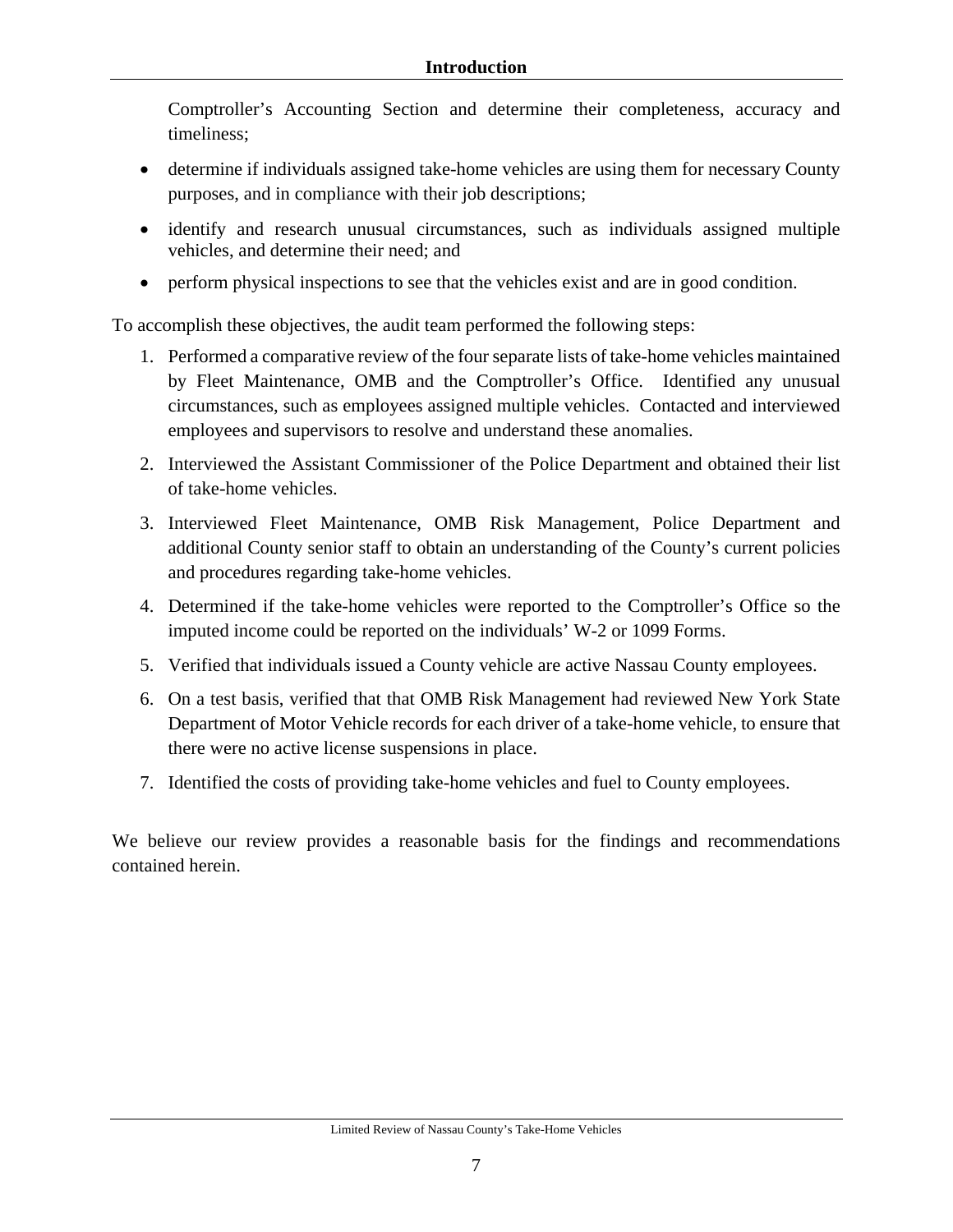Comptroller's Accounting Section and determine their completeness, accuracy and timeliness;

- determine if individuals assigned take-home vehicles are using them for necessary County purposes, and in compliance with their job descriptions;
- identify and research unusual circumstances, such as individuals assigned multiple vehicles, and determine their need; and
- perform physical inspections to see that the vehicles exist and are in good condition.

To accomplish these objectives, the audit team performed the following steps:

1. Performed a comparative review of the four separate lists of take-home vehicles maintained by Fleet Maintenance, OMB and the Comptroller's Office. Identified any unusual circumstances, such as employees assigned multiple vehicles. Contacted and interviewed employees and supervisors to resolve and understand these anomalies.
2. Interviewed the Assistant Commissioner of the Police Department and obtained their list of take-home vehicles.
3. Interviewed Fleet Maintenance, OMB Risk Management, Police Department and additional County senior staff to obtain an understanding of the County's current policies and procedures regarding take-home vehicles.
4. Determined if the take-home vehicles were reported to the Comptroller's Office so the imputed income could be reported on the individuals' W-2 or 1099 Forms.
5. Verified that individuals issued a County vehicle are active Nassau County employees.
6. On a test basis, verified that that OMB Risk Management had reviewed New York State Department of Motor Vehicle records for each driver of a take-home vehicle, to ensure that there were no active license suspensions in place.
7. Identified the costs of providing take-home vehicles and fuel to County employees.

We believe our review provides a reasonable basis for the findings and recommendations contained herein.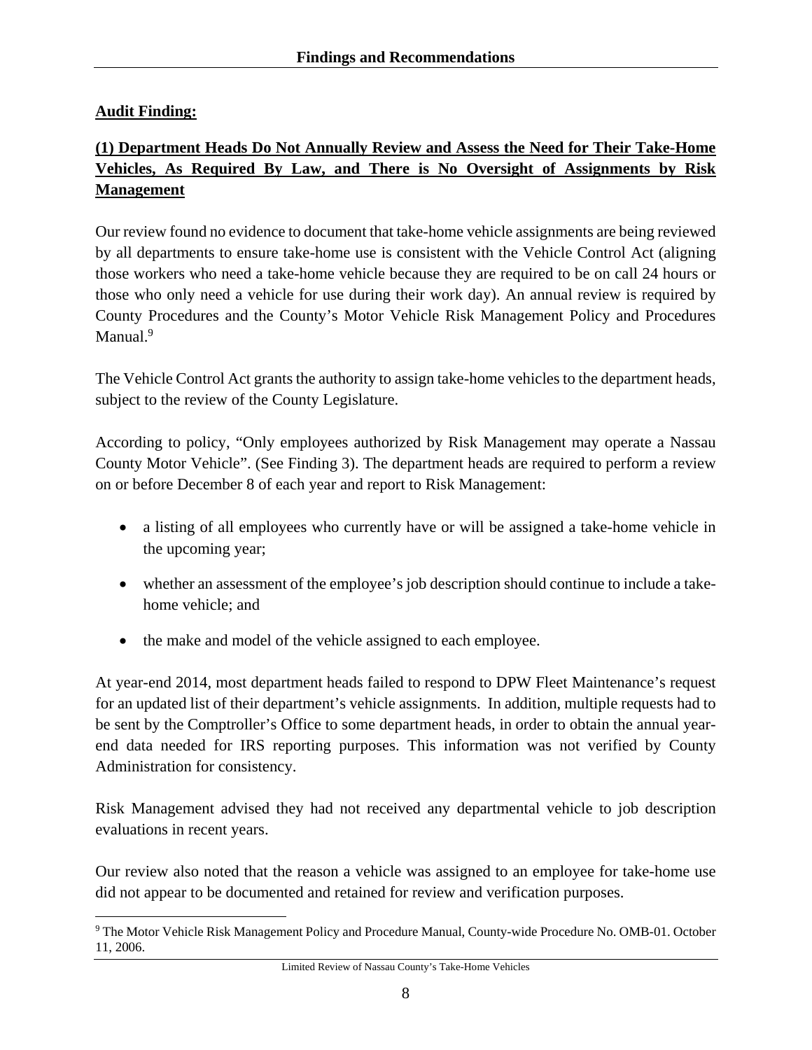**Audit Finding:**

**(1) Department Heads Do Not Annually Review and Assess the Need for Their Take-Home Vehicles, As Required By Law, and There is No Oversight of Assignments by Risk Management**

Our review found no evidence to document that take-home vehicle assignments are being reviewed by all departments to ensure take-home use is consistent with the Vehicle Control Act (aligning those workers who need a take-home vehicle because they are required to be on call 24 hours or those who only need a vehicle for use during their work day). An annual review is required by County Procedures and the County's Motor Vehicle Risk Management Policy and Procedures Manual.[9]

The Vehicle Control Act grants the authority to assign take-home vehicles to the department heads, subject to the review of the County Legislature.

According to policy, "Only employees authorized by Risk Management may operate a Nassau County Motor Vehicle". (See Finding 3). The department heads are required to perform a review on or before December 8 of each year and report to Risk Management:

- a listing of all employees who currently have or will be assigned a take-home vehicle in the upcoming year;
- whether an assessment of the employee's job description should continue to include a take-home vehicle; and
- the make and model of the vehicle assigned to each employee.

At year-end 2014, most department heads failed to respond to DPW Fleet Maintenance's request for an updated list of their department's vehicle assignments. In addition, multiple requests had to be sent by the Comptroller's Office to some department heads, in order to obtain the annual year-end data needed for IRS reporting purposes. This information was not verified by County Administration for consistency.

Risk Management advised they had not received any departmental vehicle to job description evaluations in recent years.

Our review also noted that the reason a vehicle was assigned to an employee for take-home use did not appear to be documented and retained for review and verification purposes.

[9] The Motor Vehicle Risk Management Policy and Procedure Manual, County-wide Procedure No. OMB-01. October 11, 2006.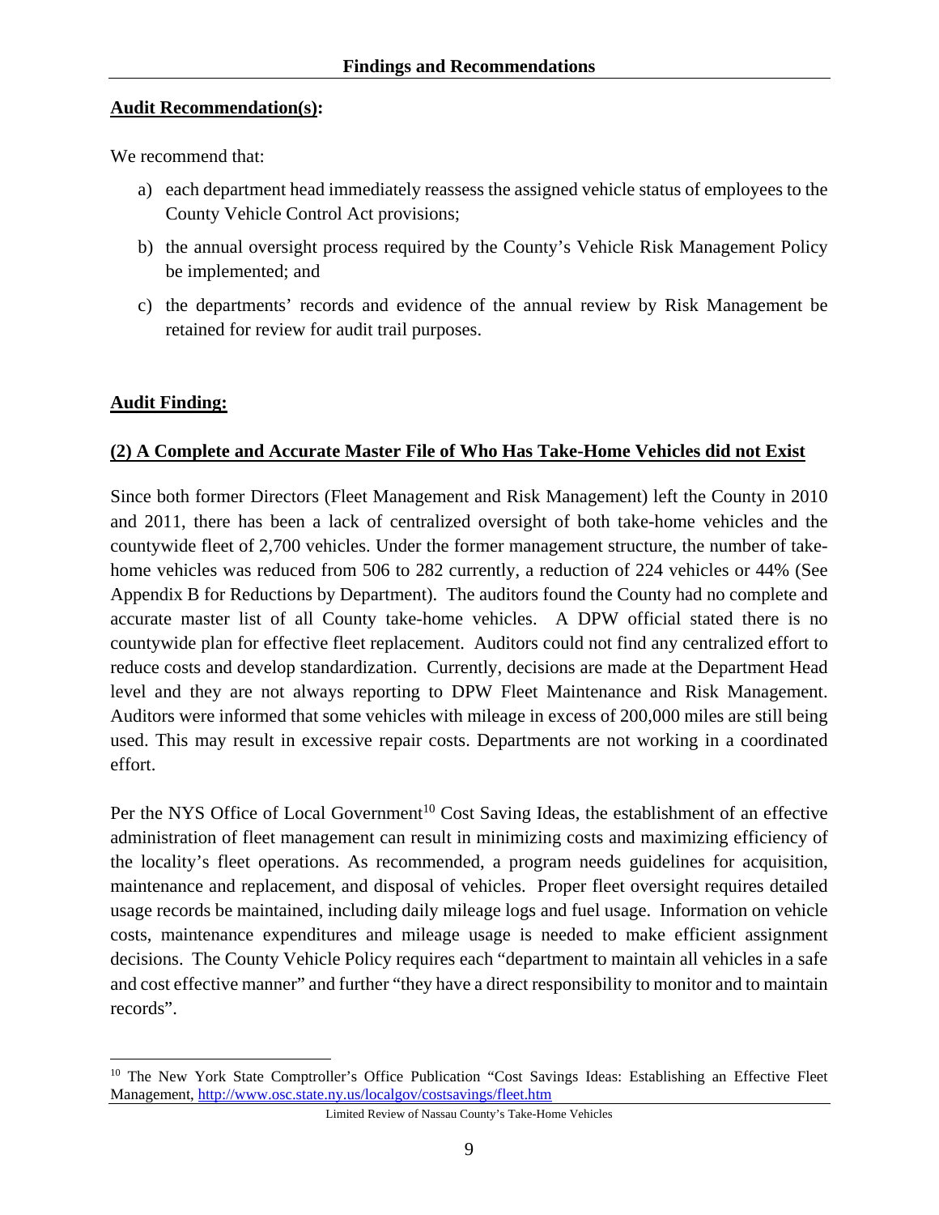**Audit Recommendation(s):**

We recommend that:

a) each department head immediately reassess the assigned vehicle status of employees to the County Vehicle Control Act provisions;

b) the annual oversight process required by the County's Vehicle Risk Management Policy be implemented; and

c) the departments' records and evidence of the annual review by Risk Management be retained for review for audit trail purposes.

**Audit Finding:**

**(2) A Complete and Accurate Master File of Who Has Take-Home Vehicles did not Exist**

Since both former Directors (Fleet Management and Risk Management) left the County in 2010 and 2011, there has been a lack of centralized oversight of both take-home vehicles and the countywide fleet of 2,700 vehicles. Under the former management structure, the number of take-home vehicles was reduced from 506 to 282 currently, a reduction of 224 vehicles or 44% (See Appendix B for Reductions by Department). The auditors found the County had no complete and accurate master list of all County take-home vehicles. A DPW official stated there is no countywide plan for effective fleet replacement. Auditors could not find any centralized effort to reduce costs and develop standardization. Currently, decisions are made at the Department Head level and they are not always reporting to DPW Fleet Maintenance and Risk Management. Auditors were informed that some vehicles with mileage in excess of 200,000 miles are still being used. This may result in excessive repair costs. Departments are not working in a coordinated effort.

Per the NYS Office of Local Government[10] Cost Saving Ideas, the establishment of an effective administration of fleet management can result in minimizing costs and maximizing efficiency of the locality's fleet operations. As recommended, a program needs guidelines for acquisition, maintenance and replacement, and disposal of vehicles. Proper fleet oversight requires detailed usage records be maintained, including daily mileage logs and fuel usage. Information on vehicle costs, maintenance expenditures and mileage usage is needed to make efficient assignment decisions. The County Vehicle Policy requires each "department to maintain all vehicles in a safe and cost effective manner" and further "they have a direct responsibility to monitor and to maintain records".

---

[10] The New York State Comptroller's Office Publication "Cost Savings Ideas: Establishing an Effective Fleet Management, http://www.osc.state.ny.us/localgov/costsavings/fleet.htm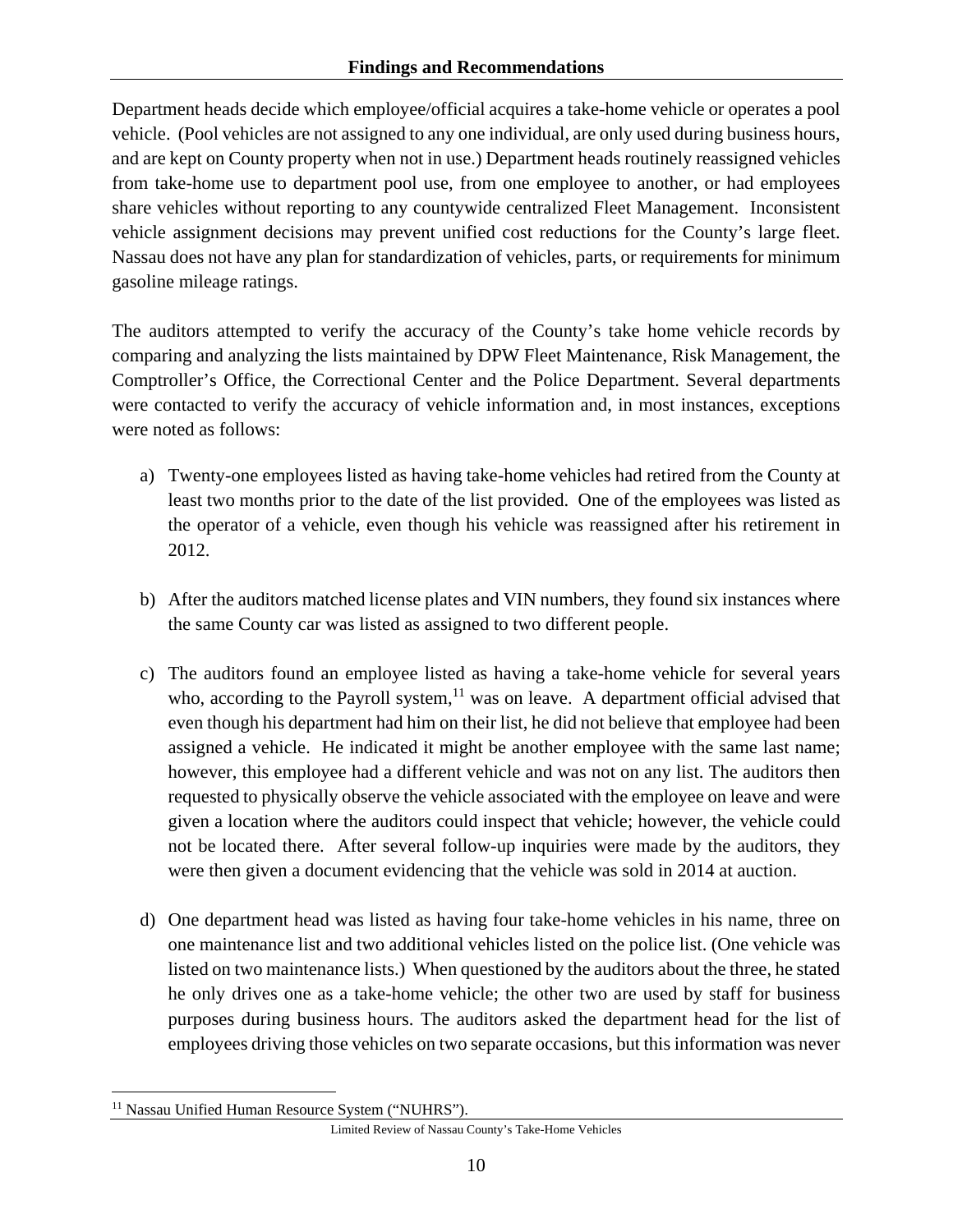Department heads decide which employee/official acquires a take-home vehicle or operates a pool vehicle. (Pool vehicles are not assigned to any one individual, are only used during business hours, and are kept on County property when not in use.) Department heads routinely reassigned vehicles from take-home use to department pool use, from one employee to another, or had employees share vehicles without reporting to any countywide centralized Fleet Management. Inconsistent vehicle assignment decisions may prevent unified cost reductions for the County's large fleet. Nassau does not have any plan for standardization of vehicles, parts, or requirements for minimum gasoline mileage ratings.

The auditors attempted to verify the accuracy of the County's take home vehicle records by comparing and analyzing the lists maintained by DPW Fleet Maintenance, Risk Management, the Comptroller's Office, the Correctional Center and the Police Department. Several departments were contacted to verify the accuracy of vehicle information and, in most instances, exceptions were noted as follows:

a) Twenty-one employees listed as having take-home vehicles had retired from the County at least two months prior to the date of the list provided. One of the employees was listed as the operator of a vehicle, even though his vehicle was reassigned after his retirement in 2012.

b) After the auditors matched license plates and VIN numbers, they found six instances where the same County car was listed as assigned to two different people.

c) The auditors found an employee listed as having a take-home vehicle for several years who, according to the Payroll system,[11] was on leave. A department official advised that even though his department had him on their list, he did not believe that employee had been assigned a vehicle. He indicated it might be another employee with the same last name; however, this employee had a different vehicle and was not on any list. The auditors then requested to physically observe the vehicle associated with the employee on leave and were given a location where the auditors could inspect that vehicle; however, the vehicle could not be located there. After several follow-up inquiries were made by the auditors, they were then given a document evidencing that the vehicle was sold in 2014 at auction.

d) One department head was listed as having four take-home vehicles in his name, three on one maintenance list and two additional vehicles listed on the police list. (One vehicle was listed on two maintenance lists.) When questioned by the auditors about the three, he stated he only drives one as a take-home vehicle; the other two are used by staff for business purposes during business hours. The auditors asked the department head for the list of employees driving those vehicles on two separate occasions, but this information was never

[11] Nassau Unified Human Resource System ("NUHRS").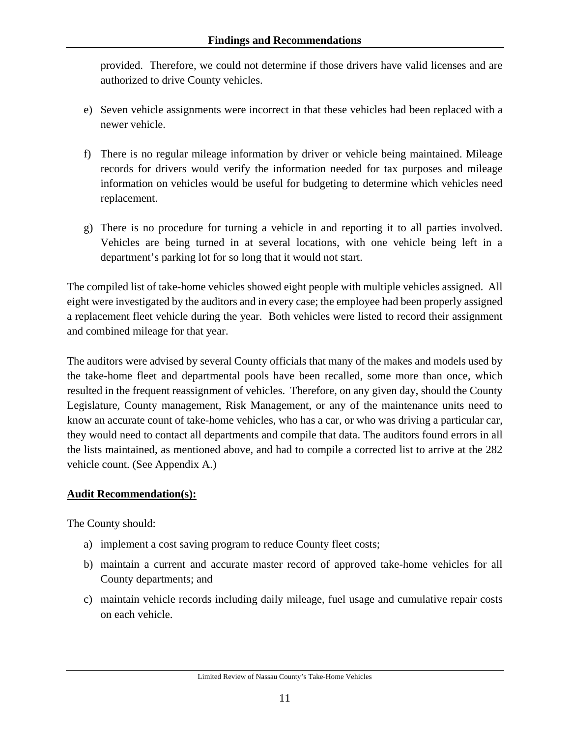provided. Therefore, we could not determine if those drivers have valid licenses and are authorized to drive County vehicles.

e) Seven vehicle assignments were incorrect in that these vehicles had been replaced with a newer vehicle.

f) There is no regular mileage information by driver or vehicle being maintained. Mileage records for drivers would verify the information needed for tax purposes and mileage information on vehicles would be useful for budgeting to determine which vehicles need replacement.

g) There is no procedure for turning a vehicle in and reporting it to all parties involved. Vehicles are being turned in at several locations, with one vehicle being left in a department's parking lot for so long that it would not start.

The compiled list of take-home vehicles showed eight people with multiple vehicles assigned. All eight were investigated by the auditors and in every case; the employee had been properly assigned a replacement fleet vehicle during the year. Both vehicles were listed to record their assignment and combined mileage for that year.

The auditors were advised by several County officials that many of the makes and models used by the take-home fleet and departmental pools have been recalled, some more than once, which resulted in the frequent reassignment of vehicles. Therefore, on any given day, should the County Legislature, County management, Risk Management, or any of the maintenance units need to know an accurate count of take-home vehicles, who has a car, or who was driving a particular car, they would need to contact all departments and compile that data. The auditors found errors in all the lists maintained, as mentioned above, and had to compile a corrected list to arrive at the 282 vehicle count. (See Appendix A.)

**<u>Audit Recommendation(s):</u>**

The County should:

a) implement a cost saving program to reduce County fleet costs;

b) maintain a current and accurate master record of approved take-home vehicles for all County departments; and

c) maintain vehicle records including daily mileage, fuel usage and cumulative repair costs on each vehicle.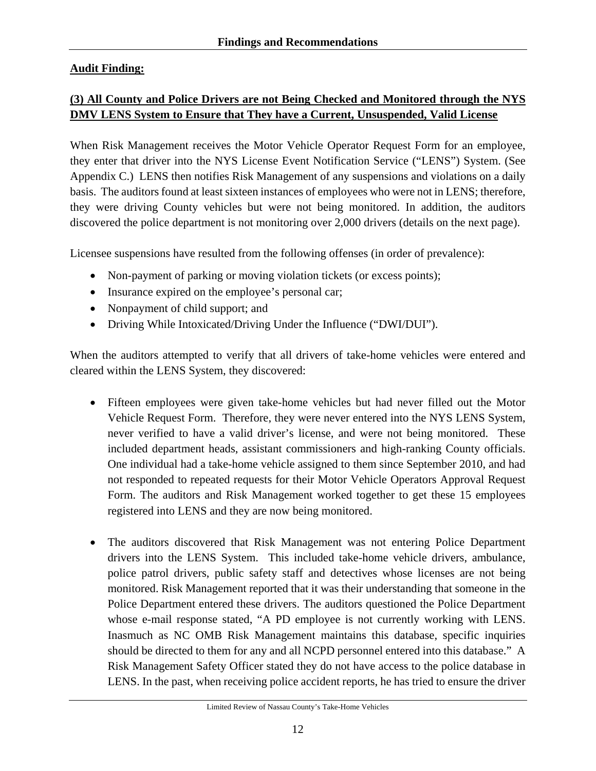## Audit Finding:

**(3) All County and Police Drivers are not Being Checked and Monitored through the NYS DMV LENS System to Ensure that They have a Current, Unsuspended, Valid License**

When Risk Management receives the Motor Vehicle Operator Request Form for an employee, they enter that driver into the NYS License Event Notification Service ("LENS") System. (See Appendix C.) LENS then notifies Risk Management of any suspensions and violations on a daily basis. The auditors found at least sixteen instances of employees who were not in LENS; therefore, they were driving County vehicles but were not being monitored. In addition, the auditors discovered the police department is not monitoring over 2,000 drivers (details on the next page).

Licensee suspensions have resulted from the following offenses (in order of prevalence):

- Non-payment of parking or moving violation tickets (or excess points);
- Insurance expired on the employee's personal car;
- Nonpayment of child support; and
- Driving While Intoxicated/Driving Under the Influence ("DWI/DUI").

When the auditors attempted to verify that all drivers of take-home vehicles were entered and cleared within the LENS System, they discovered:

- Fifteen employees were given take-home vehicles but had never filled out the Motor Vehicle Request Form. Therefore, they were never entered into the NYS LENS System, never verified to have a valid driver's license, and were not being monitored. These included department heads, assistant commissioners and high-ranking County officials. One individual had a take-home vehicle assigned to them since September 2010, and had not responded to repeated requests for their Motor Vehicle Operators Approval Request Form. The auditors and Risk Management worked together to get these 15 employees registered into LENS and they are now being monitored.

- The auditors discovered that Risk Management was not entering Police Department drivers into the LENS System. This included take-home vehicle drivers, ambulance, police patrol drivers, public safety staff and detectives whose licenses are not being monitored. Risk Management reported that it was their understanding that someone in the Police Department entered these drivers. The auditors questioned the Police Department whose e-mail response stated, "A PD employee is not currently working with LENS. Inasmuch as NC OMB Risk Management maintains this database, specific inquiries should be directed to them for any and all NCPD personnel entered into this database." A Risk Management Safety Officer stated they do not have access to the police database in LENS. In the past, when receiving police accident reports, he has tried to ensure the driver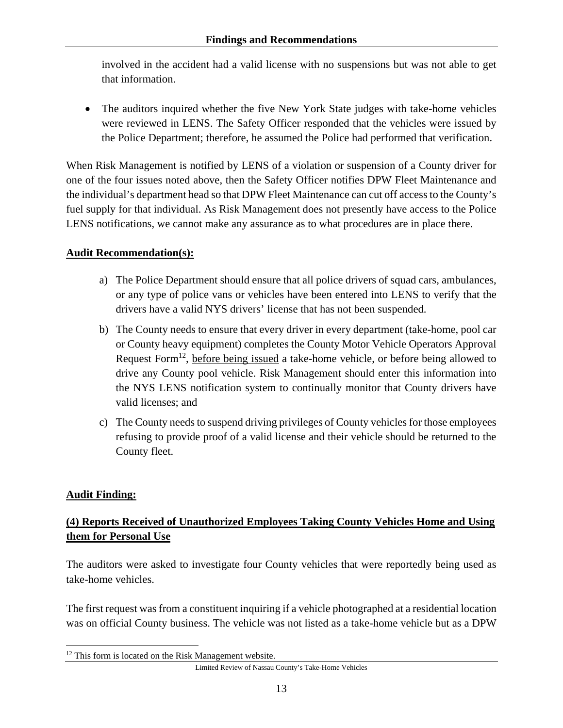involved in the accident had a valid license with no suspensions but was not able to get that information.

- The auditors inquired whether the five New York State judges with take-home vehicles were reviewed in LENS. The Safety Officer responded that the vehicles were issued by the Police Department; therefore, he assumed the Police had performed that verification.

When Risk Management is notified by LENS of a violation or suspension of a County driver for one of the four issues noted above, then the Safety Officer notifies DPW Fleet Maintenance and the individual's department head so that DPW Fleet Maintenance can cut off access to the County's fuel supply for that individual. As Risk Management does not presently have access to the Police LENS notifications, we cannot make any assurance as to what procedures are in place there.

**Audit Recommendation(s):**

a) The Police Department should ensure that all police drivers of squad cars, ambulances, or any type of police vans or vehicles have been entered into LENS to verify that the drivers have a valid NYS drivers' license that has not been suspended.

b) The County needs to ensure that every driver in every department (take-home, pool car or County heavy equipment) completes the County Motor Vehicle Operators Approval Request Form[12], before being issued a take-home vehicle, or before being allowed to drive any County pool vehicle. Risk Management should enter this information into the NYS LENS notification system to continually monitor that County drivers have valid licenses; and

c) The County needs to suspend driving privileges of County vehicles for those employees refusing to provide proof of a valid license and their vehicle should be returned to the County fleet.

**Audit Finding:**

**(4) Reports Received of Unauthorized Employees Taking County Vehicles Home and Using them for Personal Use**

The auditors were asked to investigate four County vehicles that were reportedly being used as take-home vehicles.

The first request was from a constituent inquiring if a vehicle photographed at a residential location was on official County business. The vehicle was not listed as a take-home vehicle but as a DPW

[12] This form is located on the Risk Management website.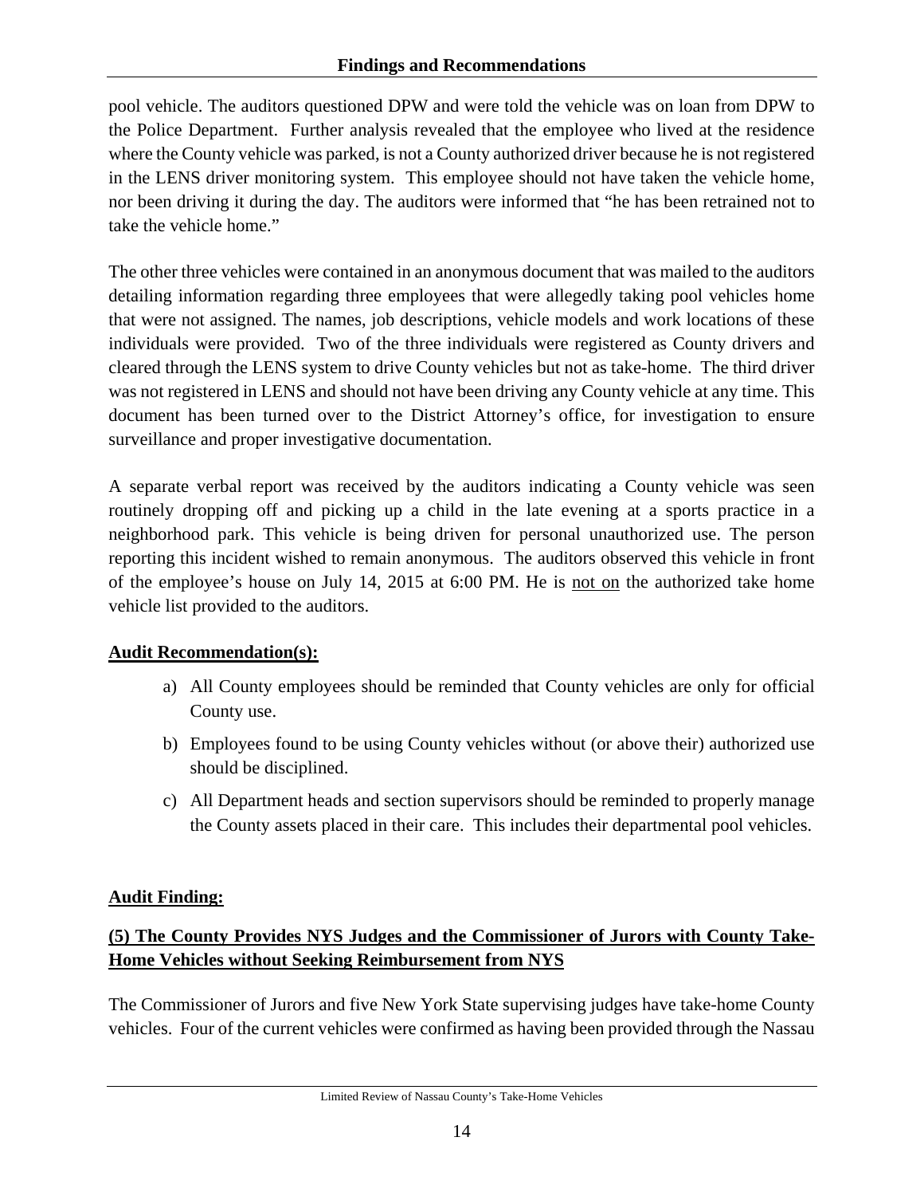pool vehicle. The auditors questioned DPW and were told the vehicle was on loan from DPW to the Police Department. Further analysis revealed that the employee who lived at the residence where the County vehicle was parked, is not a County authorized driver because he is not registered in the LENS driver monitoring system. This employee should not have taken the vehicle home, nor been driving it during the day. The auditors were informed that "he has been retrained not to take the vehicle home."

The other three vehicles were contained in an anonymous document that was mailed to the auditors detailing information regarding three employees that were allegedly taking pool vehicles home that were not assigned. The names, job descriptions, vehicle models and work locations of these individuals were provided. Two of the three individuals were registered as County drivers and cleared through the LENS system to drive County vehicles but not as take-home. The third driver was not registered in LENS and should not have been driving any County vehicle at any time. This document has been turned over to the District Attorney's office, for investigation to ensure surveillance and proper investigative documentation.

A separate verbal report was received by the auditors indicating a County vehicle was seen routinely dropping off and picking up a child in the late evening at a sports practice in a neighborhood park. This vehicle is being driven for personal unauthorized use. The person reporting this incident wished to remain anonymous. The auditors observed this vehicle in front of the employee's house on July 14, 2015 at 6:00 PM. He is <u>not on</u> the authorized take home vehicle list provided to the auditors.

**<u>Audit Recommendation(s):</u>**

a) All County employees should be reminded that County vehicles are only for official County use.

b) Employees found to be using County vehicles without (or above their) authorized use should be disciplined.

c) All Department heads and section supervisors should be reminded to properly manage the County assets placed in their care. This includes their departmental pool vehicles.

**<u>Audit Finding:</u>**

**<u>(5) The County Provides NYS Judges and the Commissioner of Jurors with County Take-Home Vehicles without Seeking Reimbursement from NYS</u>**

The Commissioner of Jurors and five New York State supervising judges have take-home County vehicles. Four of the current vehicles were confirmed as having been provided through the Nassau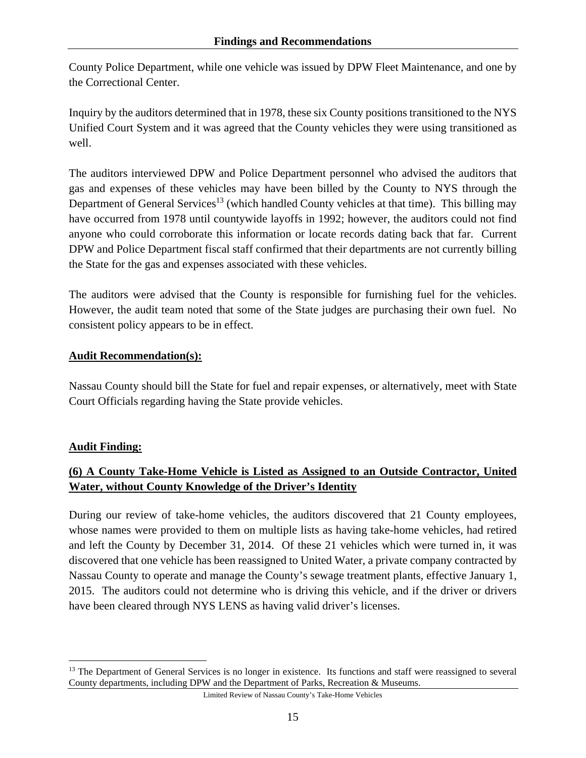County Police Department, while one vehicle was issued by DPW Fleet Maintenance, and one by the Correctional Center.

Inquiry by the auditors determined that in 1978, these six County positions transitioned to the NYS Unified Court System and it was agreed that the County vehicles they were using transitioned as well.

The auditors interviewed DPW and Police Department personnel who advised the auditors that gas and expenses of these vehicles may have been billed by the County to NYS through the Department of General Services[13] (which handled County vehicles at that time). This billing may have occurred from 1978 until countywide layoffs in 1992; however, the auditors could not find anyone who could corroborate this information or locate records dating back that far. Current DPW and Police Department fiscal staff confirmed that their departments are not currently billing the State for the gas and expenses associated with these vehicles.

The auditors were advised that the County is responsible for furnishing fuel for the vehicles. However, the audit team noted that some of the State judges are purchasing their own fuel. No consistent policy appears to be in effect.

**Audit Recommendation(s):**

Nassau County should bill the State for fuel and repair expenses, or alternatively, meet with State Court Officials regarding having the State provide vehicles.

**Audit Finding:**

**(6) A County Take-Home Vehicle is Listed as Assigned to an Outside Contractor, United Water, without County Knowledge of the Driver's Identity**

During our review of take-home vehicles, the auditors discovered that 21 County employees, whose names were provided to them on multiple lists as having take-home vehicles, had retired and left the County by December 31, 2014. Of these 21 vehicles which were turned in, it was discovered that one vehicle has been reassigned to United Water, a private company contracted by Nassau County to operate and manage the County's sewage treatment plants, effective January 1, 2015. The auditors could not determine who is driving this vehicle, and if the driver or drivers have been cleared through NYS LENS as having valid driver's licenses.

---

[13] The Department of General Services is no longer in existence. Its functions and staff were reassigned to several County departments, including DPW and the Department of Parks, Recreation & Museums.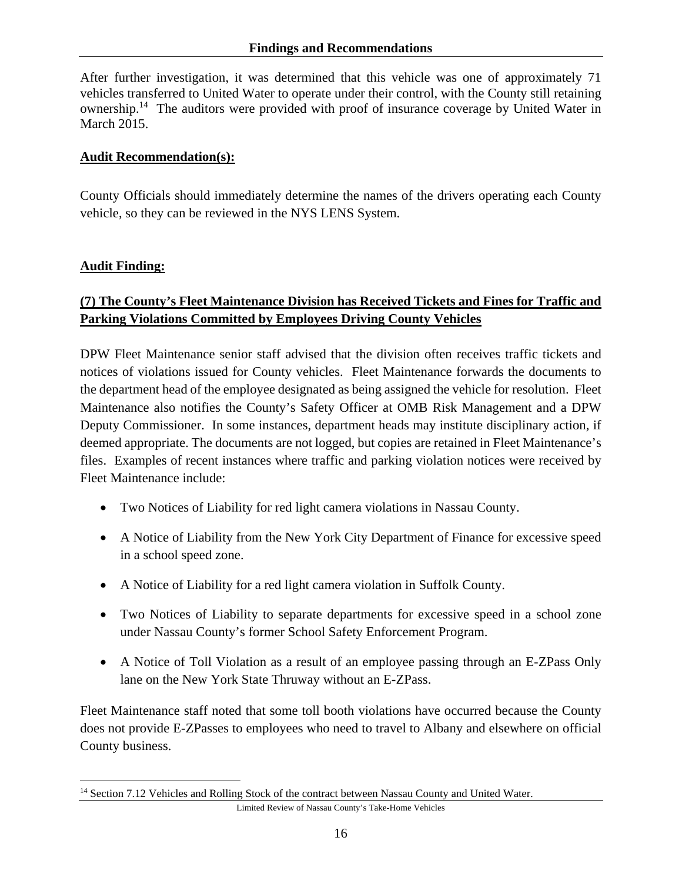After further investigation, it was determined that this vehicle was one of approximately 71 vehicles transferred to United Water to operate under their control, with the County still retaining ownership.[14] The auditors were provided with proof of insurance coverage by United Water in March 2015.

**Audit Recommendation(s):**

County Officials should immediately determine the names of the drivers operating each County vehicle, so they can be reviewed in the NYS LENS System.

**Audit Finding:**

**(7) The County's Fleet Maintenance Division has Received Tickets and Fines for Traffic and Parking Violations Committed by Employees Driving County Vehicles**

DPW Fleet Maintenance senior staff advised that the division often receives traffic tickets and notices of violations issued for County vehicles. Fleet Maintenance forwards the documents to the department head of the employee designated as being assigned the vehicle for resolution. Fleet Maintenance also notifies the County's Safety Officer at OMB Risk Management and a DPW Deputy Commissioner. In some instances, department heads may institute disciplinary action, if deemed appropriate. The documents are not logged, but copies are retained in Fleet Maintenance's files. Examples of recent instances where traffic and parking violation notices were received by Fleet Maintenance include:

- Two Notices of Liability for red light camera violations in Nassau County.
- A Notice of Liability from the New York City Department of Finance for excessive speed in a school speed zone.
- A Notice of Liability for a red light camera violation in Suffolk County.
- Two Notices of Liability to separate departments for excessive speed in a school zone under Nassau County's former School Safety Enforcement Program.
- A Notice of Toll Violation as a result of an employee passing through an E-ZPass Only lane on the New York State Thruway without an E-ZPass.

Fleet Maintenance staff noted that some toll booth violations have occurred because the County does not provide E-ZPasses to employees who need to travel to Albany and elsewhere on official County business.

[14] Section 7.12 Vehicles and Rolling Stock of the contract between Nassau County and United Water.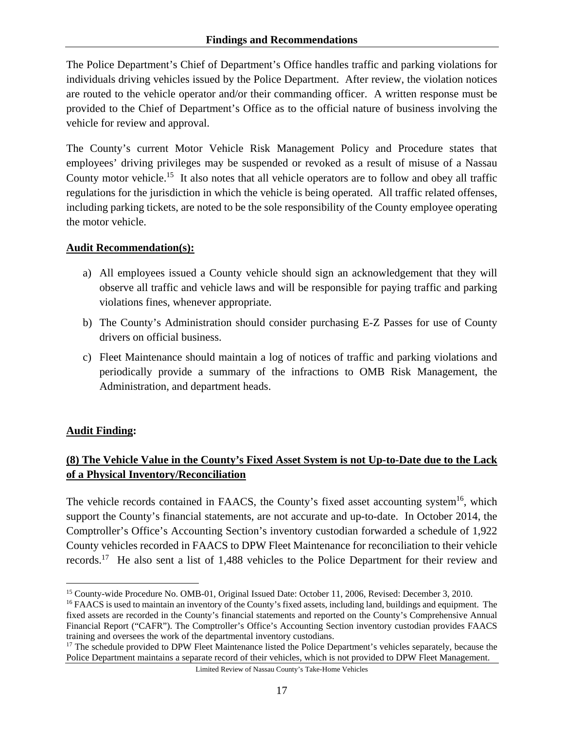The Police Department's Chief of Department's Office handles traffic and parking violations for individuals driving vehicles issued by the Police Department. After review, the violation notices are routed to the vehicle operator and/or their commanding officer. A written response must be provided to the Chief of Department's Office as to the official nature of business involving the vehicle for review and approval.

The County's current Motor Vehicle Risk Management Policy and Procedure states that employees' driving privileges may be suspended or revoked as a result of misuse of a Nassau County motor vehicle.[15] It also notes that all vehicle operators are to follow and obey all traffic regulations for the jurisdiction in which the vehicle is being operated. All traffic related offenses, including parking tickets, are noted to be the sole responsibility of the County employee operating the motor vehicle.

**Audit Recommendation(s):**

a) All employees issued a County vehicle should sign an acknowledgement that they will observe all traffic and vehicle laws and will be responsible for paying traffic and parking violations fines, whenever appropriate.

b) The County's Administration should consider purchasing E-Z Passes for use of County drivers on official business.

c) Fleet Maintenance should maintain a log of notices of traffic and parking violations and periodically provide a summary of the infractions to OMB Risk Management, the Administration, and department heads.

**Audit Finding:**

**(8) The Vehicle Value in the County's Fixed Asset System is not Up-to-Date due to the Lack of a Physical Inventory/Reconciliation**

The vehicle records contained in FAACS, the County's fixed asset accounting system[16], which support the County's financial statements, are not accurate and up-to-date. In October 2014, the Comptroller's Office's Accounting Section's inventory custodian forwarded a schedule of 1,922 County vehicles recorded in FAACS to DPW Fleet Maintenance for reconciliation to their vehicle records.[17] He also sent a list of 1,488 vehicles to the Police Department for their review and

---

[15] County-wide Procedure No. OMB-01, Original Issued Date: October 11, 2006, Revised: December 3, 2010.

[16] FAACS is used to maintain an inventory of the County's fixed assets, including land, buildings and equipment. The fixed assets are recorded in the County's financial statements and reported on the County's Comprehensive Annual Financial Report ("CAFR"). The Comptroller's Office's Accounting Section inventory custodian provides FAACS training and oversees the work of the departmental inventory custodians.

[17] The schedule provided to DPW Fleet Maintenance listed the Police Department's vehicles separately, because the Police Department maintains a separate record of their vehicles, which is not provided to DPW Fleet Management.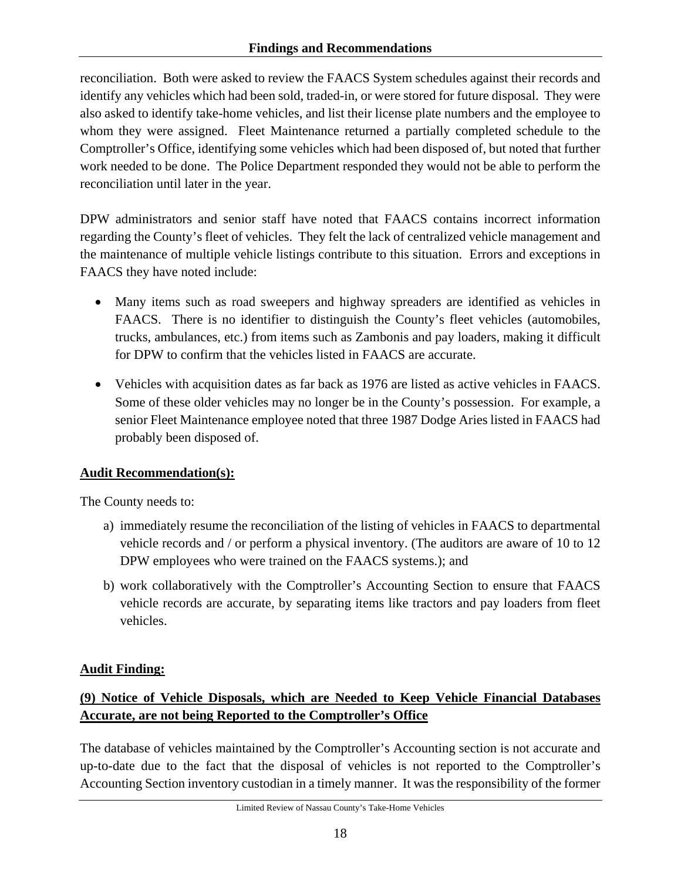reconciliation. Both were asked to review the FAACS System schedules against their records and identify any vehicles which had been sold, traded-in, or were stored for future disposal. They were also asked to identify take-home vehicles, and list their license plate numbers and the employee to whom they were assigned. Fleet Maintenance returned a partially completed schedule to the Comptroller's Office, identifying some vehicles which had been disposed of, but noted that further work needed to be done. The Police Department responded they would not be able to perform the reconciliation until later in the year.

DPW administrators and senior staff have noted that FAACS contains incorrect information regarding the County's fleet of vehicles. They felt the lack of centralized vehicle management and the maintenance of multiple vehicle listings contribute to this situation. Errors and exceptions in FAACS they have noted include:

- Many items such as road sweepers and highway spreaders are identified as vehicles in FAACS. There is no identifier to distinguish the County's fleet vehicles (automobiles, trucks, ambulances, etc.) from items such as Zambonis and pay loaders, making it difficult for DPW to confirm that the vehicles listed in FAACS are accurate.

- Vehicles with acquisition dates as far back as 1976 are listed as active vehicles in FAACS. Some of these older vehicles may no longer be in the County's possession. For example, a senior Fleet Maintenance employee noted that three 1987 Dodge Aries listed in FAACS had probably been disposed of.

**<u>Audit Recommendation(s):</u>**

The County needs to:

a) immediately resume the reconciliation of the listing of vehicles in FAACS to departmental vehicle records and / or perform a physical inventory. (The auditors are aware of 10 to 12 DPW employees who were trained on the FAACS systems.); and

b) work collaboratively with the Comptroller's Accounting Section to ensure that FAACS vehicle records are accurate, by separating items like tractors and pay loaders from fleet vehicles.

**<u>Audit Finding:</u>**

**<u>(9) Notice of Vehicle Disposals, which are Needed to Keep Vehicle Financial Databases Accurate, are not being Reported to the Comptroller's Office</u>**

The database of vehicles maintained by the Comptroller's Accounting section is not accurate and up-to-date due to the fact that the disposal of vehicles is not reported to the Comptroller's Accounting Section inventory custodian in a timely manner. It was the responsibility of the former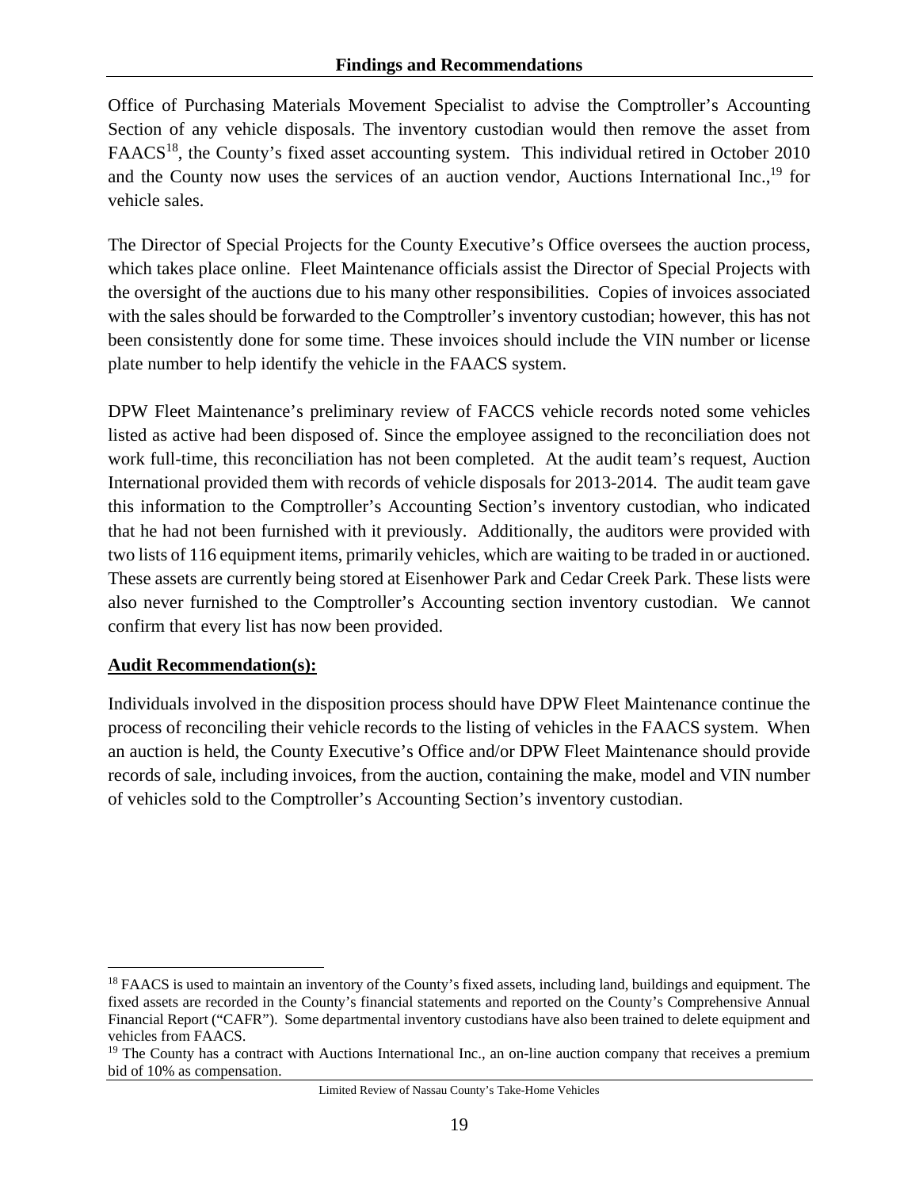Office of Purchasing Materials Movement Specialist to advise the Comptroller's Accounting Section of any vehicle disposals. The inventory custodian would then remove the asset from FAACS[18], the County's fixed asset accounting system. This individual retired in October 2010 and the County now uses the services of an auction vendor, Auctions International Inc.,[19] for vehicle sales.

The Director of Special Projects for the County Executive's Office oversees the auction process, which takes place online. Fleet Maintenance officials assist the Director of Special Projects with the oversight of the auctions due to his many other responsibilities. Copies of invoices associated with the sales should be forwarded to the Comptroller's inventory custodian; however, this has not been consistently done for some time. These invoices should include the VIN number or license plate number to help identify the vehicle in the FAACS system.

DPW Fleet Maintenance's preliminary review of FACCS vehicle records noted some vehicles listed as active had been disposed of. Since the employee assigned to the reconciliation does not work full-time, this reconciliation has not been completed. At the audit team's request, Auction International provided them with records of vehicle disposals for 2013-2014. The audit team gave this information to the Comptroller's Accounting Section's inventory custodian, who indicated that he had not been furnished with it previously. Additionally, the auditors were provided with two lists of 116 equipment items, primarily vehicles, which are waiting to be traded in or auctioned. These assets are currently being stored at Eisenhower Park and Cedar Creek Park. These lists were also never furnished to the Comptroller's Accounting section inventory custodian. We cannot confirm that every list has now been provided.

**Audit Recommendation(s):**

Individuals involved in the disposition process should have DPW Fleet Maintenance continue the process of reconciling their vehicle records to the listing of vehicles in the FAACS system. When an auction is held, the County Executive's Office and/or DPW Fleet Maintenance should provide records of sale, including invoices, from the auction, containing the make, model and VIN number of vehicles sold to the Comptroller's Accounting Section's inventory custodian.

---

[18] FAACS is used to maintain an inventory of the County's fixed assets, including land, buildings and equipment. The fixed assets are recorded in the County's financial statements and reported on the County's Comprehensive Annual Financial Report ("CAFR"). Some departmental inventory custodians have also been trained to delete equipment and vehicles from FAACS.

[19] The County has a contract with Auctions International Inc., an on-line auction company that receives a premium bid of 10% as compensation.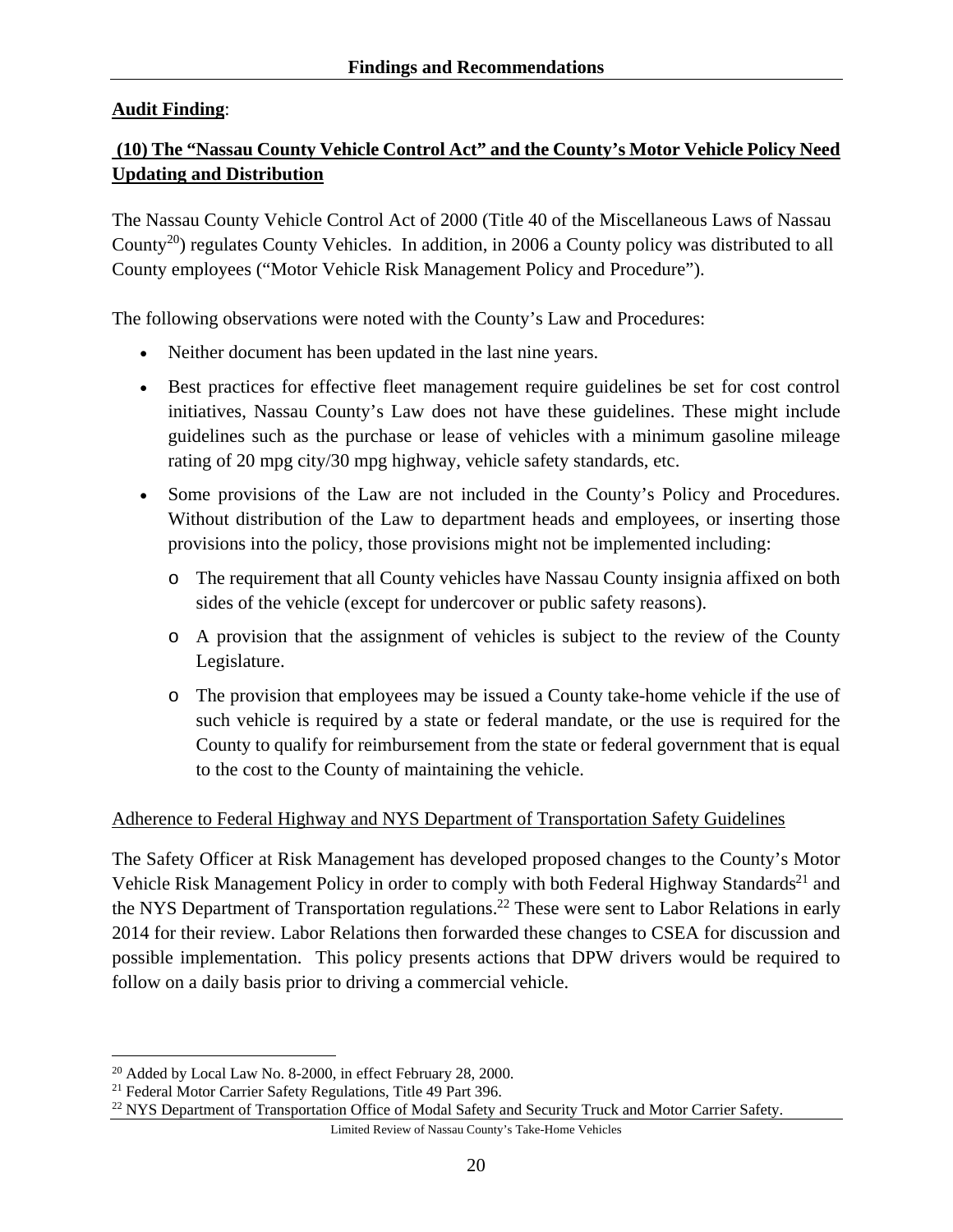**Audit Finding**:

**(10) The "Nassau County Vehicle Control Act" and the County's Motor Vehicle Policy Need Updating and Distribution**

The Nassau County Vehicle Control Act of 2000 (Title 40 of the Miscellaneous Laws of Nassau County[20]) regulates County Vehicles. In addition, in 2006 a County policy was distributed to all County employees ("Motor Vehicle Risk Management Policy and Procedure").

The following observations were noted with the County's Law and Procedures:

- Neither document has been updated in the last nine years.
- Best practices for effective fleet management require guidelines be set for cost control initiatives, Nassau County's Law does not have these guidelines. These might include guidelines such as the purchase or lease of vehicles with a minimum gasoline mileage rating of 20 mpg city/30 mpg highway, vehicle safety standards, etc.
- Some provisions of the Law are not included in the County's Policy and Procedures. Without distribution of the Law to department heads and employees, or inserting those provisions into the policy, those provisions might not be implemented including:
  - The requirement that all County vehicles have Nassau County insignia affixed on both sides of the vehicle (except for undercover or public safety reasons).
  - A provision that the assignment of vehicles is subject to the review of the County Legislature.
  - The provision that employees may be issued a County take-home vehicle if the use of such vehicle is required by a state or federal mandate, or the use is required for the County to qualify for reimbursement from the state or federal government that is equal to the cost to the County of maintaining the vehicle.

Adherence to Federal Highway and NYS Department of Transportation Safety Guidelines

The Safety Officer at Risk Management has developed proposed changes to the County's Motor Vehicle Risk Management Policy in order to comply with both Federal Highway Standards[21] and the NYS Department of Transportation regulations.[22] These were sent to Labor Relations in early 2014 for their review. Labor Relations then forwarded these changes to CSEA for discussion and possible implementation. This policy presents actions that DPW drivers would be required to follow on a daily basis prior to driving a commercial vehicle.

---

[20] Added by Local Law No. 8-2000, in effect February 28, 2000.

[21] Federal Motor Carrier Safety Regulations, Title 49 Part 396.

[22] NYS Department of Transportation Office of Modal Safety and Security Truck and Motor Carrier Safety.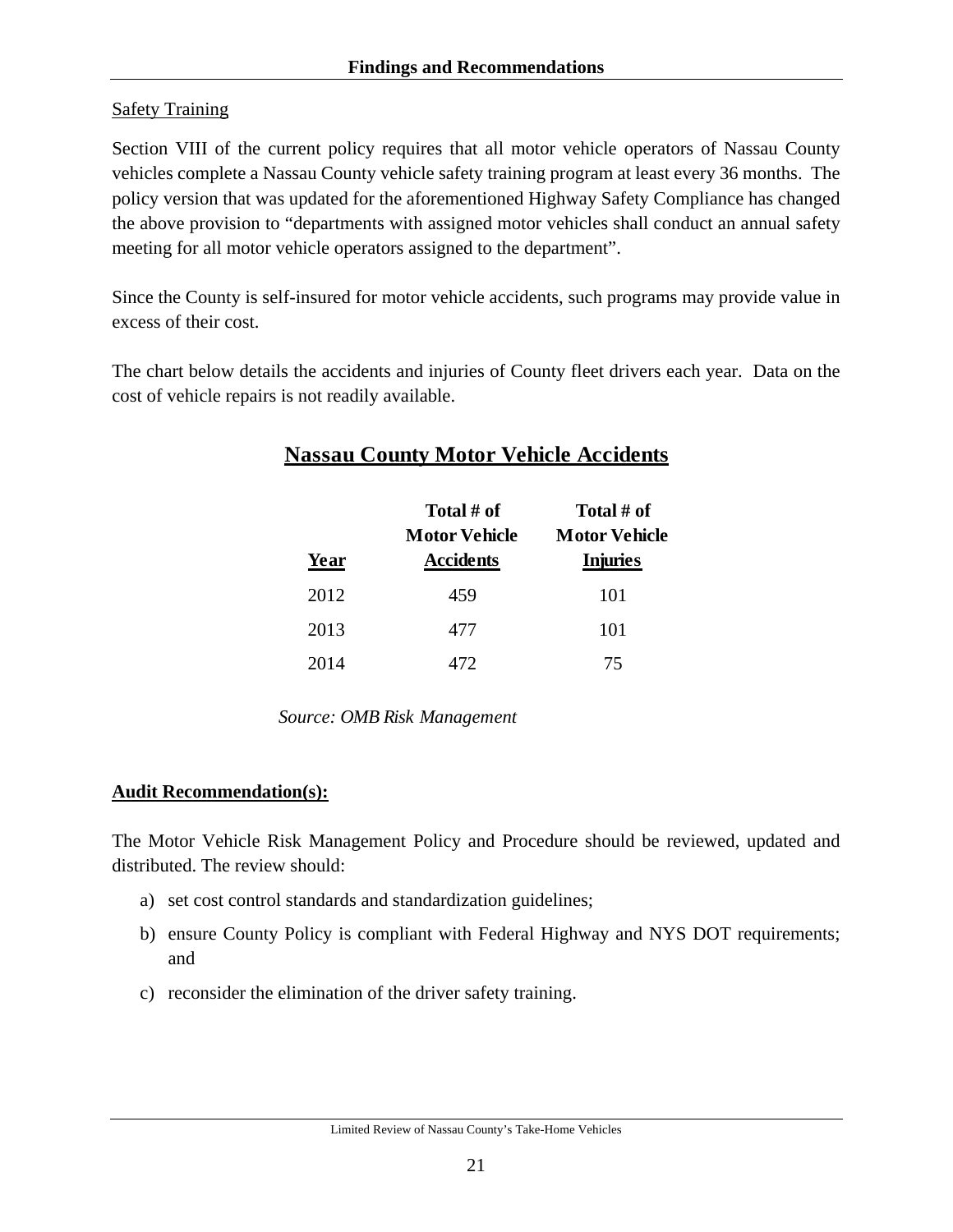Safety Training

Section VIII of the current policy requires that all motor vehicle operators of Nassau County vehicles complete a Nassau County vehicle safety training program at least every 36 months. The policy version that was updated for the aforementioned Highway Safety Compliance has changed the above provision to "departments with assigned motor vehicles shall conduct an annual safety meeting for all motor vehicle operators assigned to the department".

Since the County is self-insured for motor vehicle accidents, such programs may provide value in excess of their cost.

The chart below details the accidents and injuries of County fleet drivers each year. Data on the cost of vehicle repairs is not readily available.

## Nassau County Motor Vehicle Accidents

| Year | Total # of Motor Vehicle Accidents | Total # of Motor Vehicle Injuries |
|---|---|---|
| 2012 | 459 | 101 |
| 2013 | 477 | 101 |
| 2014 | 472 | 75 |

*Source: OMB Risk Management*

**Audit Recommendation(s):**

The Motor Vehicle Risk Management Policy and Procedure should be reviewed, updated and distributed. The review should:

a) set cost control standards and standardization guidelines;

b) ensure County Policy is compliant with Federal Highway and NYS DOT requirements; and

c) reconsider the elimination of the driver safety training.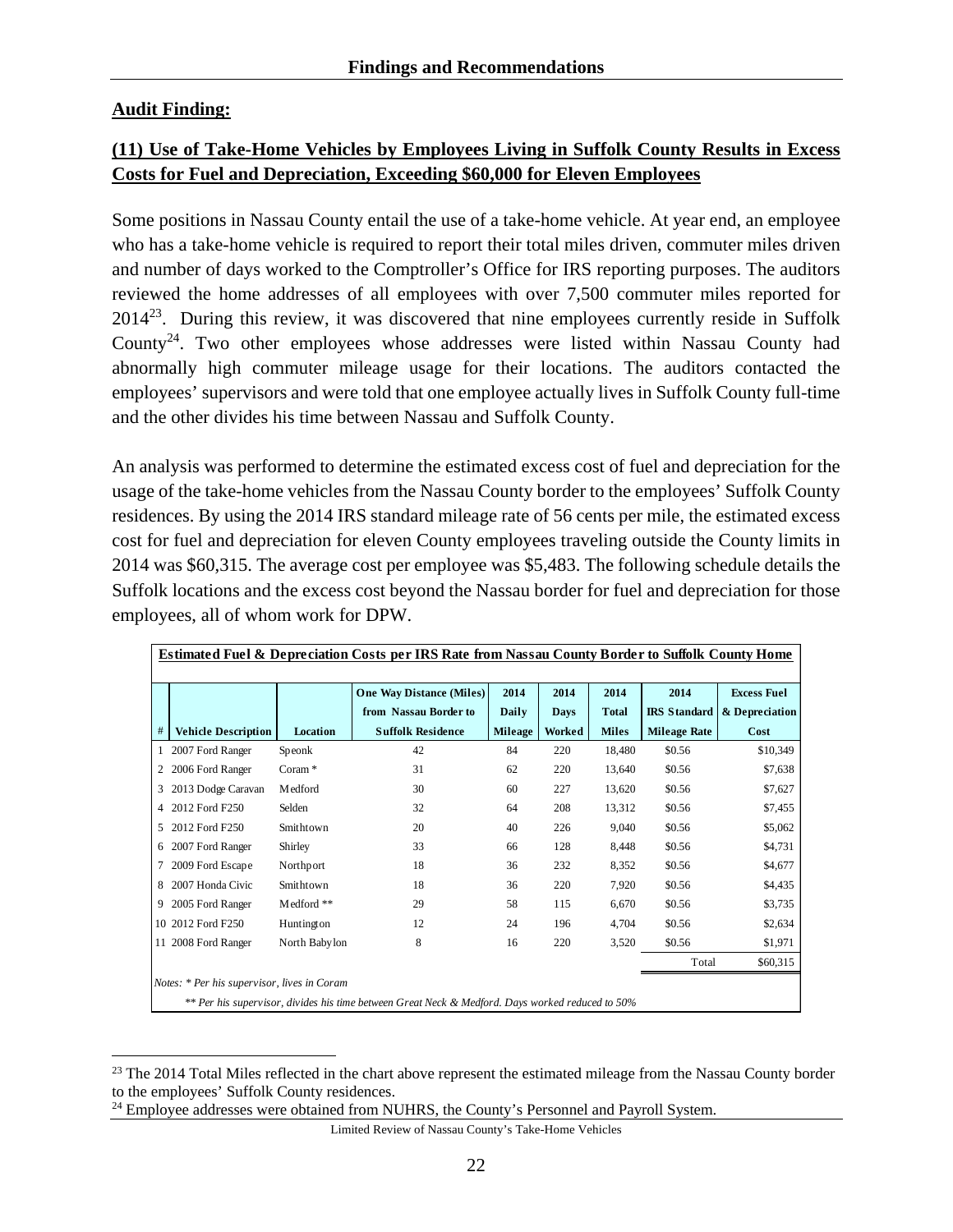## Audit Finding:

### (11) Use of Take-Home Vehicles by Employees Living in Suffolk County Results in Excess Costs for Fuel and Depreciation, Exceeding $60,000 for Eleven Employees

Some positions in Nassau County entail the use of a take-home vehicle. At year end, an employee who has a take-home vehicle is required to report their total miles driven, commuter miles driven and number of days worked to the Comptroller's Office for IRS reporting purposes. The auditors reviewed the home addresses of all employees with over 7,500 commuter miles reported for 2014[23]. During this review, it was discovered that nine employees currently reside in Suffolk County[24]. Two other employees whose addresses were listed within Nassau County had abnormally high commuter mileage usage for their locations. The auditors contacted the employees' supervisors and were told that one employee actually lives in Suffolk County full-time and the other divides his time between Nassau and Suffolk County.

An analysis was performed to determine the estimated excess cost of fuel and depreciation for the usage of the take-home vehicles from the Nassau County border to the employees' Suffolk County residences. By using the 2014 IRS standard mileage rate of 56 cents per mile, the estimated excess cost for fuel and depreciation for eleven County employees traveling outside the County limits in 2014 was $60,315. The average cost per employee was $5,483. The following schedule details the Suffolk locations and the excess cost beyond the Nassau border for fuel and depreciation for those employees, all of whom work for DPW.

**Estimated Fuel & Depreciation Costs per IRS Rate from Nassau County Border to Suffolk County Home**

| # | Vehicle Description | Location | One Way Distance (Miles) from Nassau Border to Suffolk Residence | 2014 Daily Mileage | 2014 Days Worked | 2014 Total Miles | 2014 IRS Standard Mileage Rate | Excess Fuel & Depreciation Cost |
|---|---|---|---|---|---|---|---|---|
| 1 | 2007 Ford Ranger | Speonk | 42 | 84 | 220 | 18,480 | $0.56 | $10,349 |
| 2 | 2006 Ford Ranger | Coram * | 31 | 62 | 220 | 13,640 | $0.56 | $7,638 |
| 3 | 2013 Dodge Caravan | Medford | 30 | 60 | 227 | 13,620 | $0.56 | $7,627 |
| 4 | 2012 Ford F250 | Selden | 32 | 64 | 208 | 13,312 | $0.56 | $7,455 |
| 5 | 2012 Ford F250 | Smithtown | 20 | 40 | 226 | 9,040 | $0.56 | $5,062 |
| 6 | 2007 Ford Ranger | Shirley | 33 | 66 | 128 | 8,448 | $0.56 | $4,731 |
| 7 | 2009 Ford Escape | Northport | 18 | 36 | 232 | 8,352 | $0.56 | $4,677 |
| 8 | 2007 Honda Civic | Smithtown | 18 | 36 | 220 | 7,920 | $0.56 | $4,435 |
| 9 | 2005 Ford Ranger | Medford ** | 29 | 58 | 115 | 6,670 | $0.56 | $3,735 |
| 10 | 2012 Ford F250 | Huntington | 12 | 24 | 196 | 4,704 | $0.56 | $2,634 |
| 11 | 2008 Ford Ranger | North Babylon | 8 | 16 | 220 | 3,520 | $0.56 | $1,971 |
| | | | | | | | Total | $60,315 |

*Notes: * Per his supervisor, lives in Coram*

*** Per his supervisor, divides his time between Great Neck & Medford. Days worked reduced to 50%*

---

[23] The 2014 Total Miles reflected in the chart above represent the estimated mileage from the Nassau County border to the employees' Suffolk County residences.

[24] Employee addresses were obtained from NUHRS, the County's Personnel and Payroll System.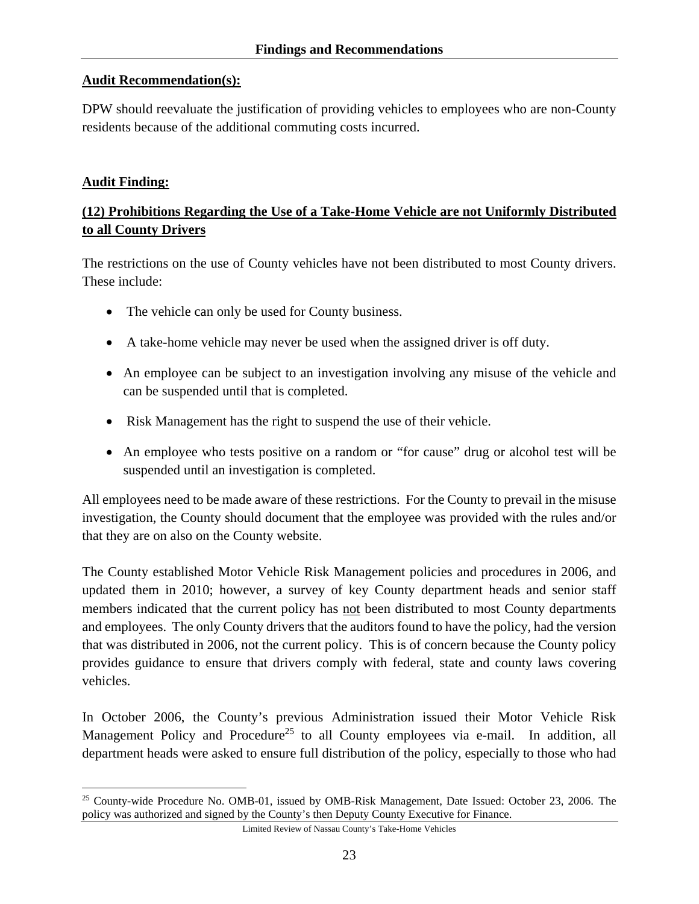**Audit Recommendation(s):**

DPW should reevaluate the justification of providing vehicles to employees who are non-County residents because of the additional commuting costs incurred.

**Audit Finding:**

**(12) Prohibitions Regarding the Use of a Take-Home Vehicle are not Uniformly Distributed to all County Drivers**

The restrictions on the use of County vehicles have not been distributed to most County drivers. These include:

- The vehicle can only be used for County business.
- A take-home vehicle may never be used when the assigned driver is off duty.
- An employee can be subject to an investigation involving any misuse of the vehicle and can be suspended until that is completed.
- Risk Management has the right to suspend the use of their vehicle.
- An employee who tests positive on a random or "for cause" drug or alcohol test will be suspended until an investigation is completed.

All employees need to be made aware of these restrictions. For the County to prevail in the misuse investigation, the County should document that the employee was provided with the rules and/or that they are on also on the County website.

The County established Motor Vehicle Risk Management policies and procedures in 2006, and updated them in 2010; however, a survey of key County department heads and senior staff members indicated that the current policy has not been distributed to most County departments and employees. The only County drivers that the auditors found to have the policy, had the version that was distributed in 2006, not the current policy. This is of concern because the County policy provides guidance to ensure that drivers comply with federal, state and county laws covering vehicles.

In October 2006, the County's previous Administration issued their Motor Vehicle Risk Management Policy and Procedure[25] to all County employees via e-mail. In addition, all department heads were asked to ensure full distribution of the policy, especially to those who had

[25] County-wide Procedure No. OMB-01, issued by OMB-Risk Management, Date Issued: October 23, 2006. The policy was authorized and signed by the County's then Deputy County Executive for Finance.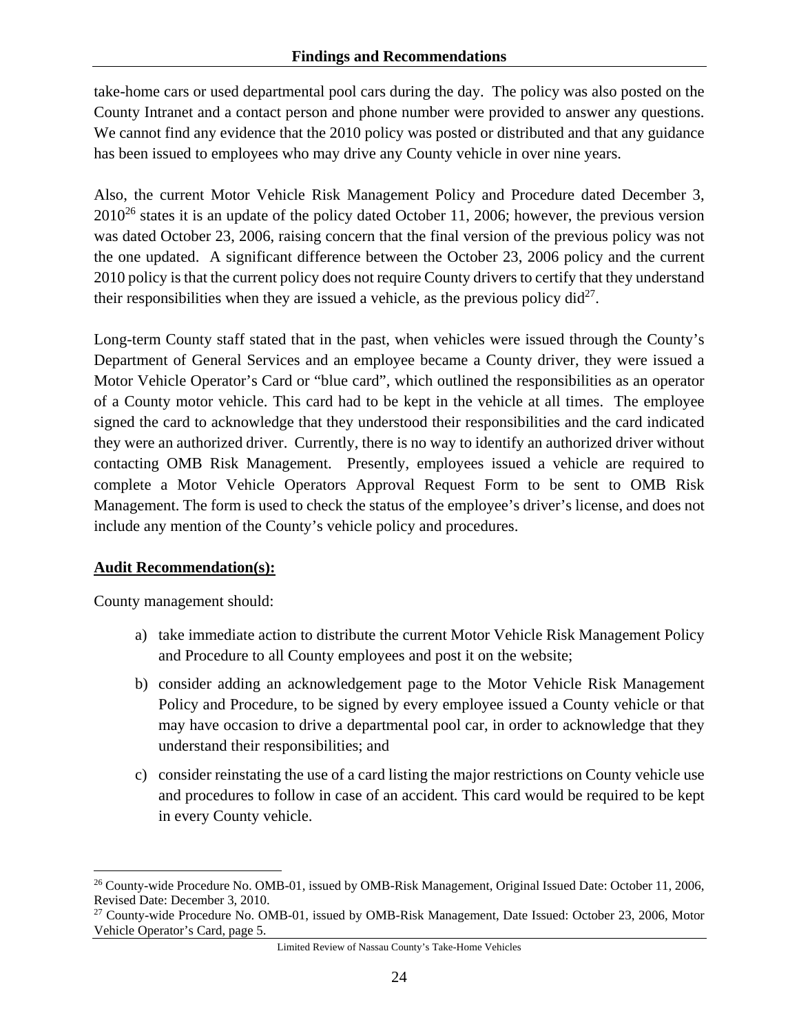take-home cars or used departmental pool cars during the day. The policy was also posted on the County Intranet and a contact person and phone number were provided to answer any questions. We cannot find any evidence that the 2010 policy was posted or distributed and that any guidance has been issued to employees who may drive any County vehicle in over nine years.

Also, the current Motor Vehicle Risk Management Policy and Procedure dated December 3, 2010[26] states it is an update of the policy dated October 11, 2006; however, the previous version was dated October 23, 2006, raising concern that the final version of the previous policy was not the one updated. A significant difference between the October 23, 2006 policy and the current 2010 policy is that the current policy does not require County drivers to certify that they understand their responsibilities when they are issued a vehicle, as the previous policy did[27].

Long-term County staff stated that in the past, when vehicles were issued through the County's Department of General Services and an employee became a County driver, they were issued a Motor Vehicle Operator's Card or "blue card", which outlined the responsibilities as an operator of a County motor vehicle. This card had to be kept in the vehicle at all times. The employee signed the card to acknowledge that they understood their responsibilities and the card indicated they were an authorized driver. Currently, there is no way to identify an authorized driver without contacting OMB Risk Management. Presently, employees issued a vehicle are required to complete a Motor Vehicle Operators Approval Request Form to be sent to OMB Risk Management. The form is used to check the status of the employee's driver's license, and does not include any mention of the County's vehicle policy and procedures.

**Audit Recommendation(s):**

County management should:

a) take immediate action to distribute the current Motor Vehicle Risk Management Policy and Procedure to all County employees and post it on the website;

b) consider adding an acknowledgement page to the Motor Vehicle Risk Management Policy and Procedure, to be signed by every employee issued a County vehicle or that may have occasion to drive a departmental pool car, in order to acknowledge that they understand their responsibilities; and

c) consider reinstating the use of a card listing the major restrictions on County vehicle use and procedures to follow in case of an accident. This card would be required to be kept in every County vehicle.

---

[26] County-wide Procedure No. OMB-01, issued by OMB-Risk Management, Original Issued Date: October 11, 2006, Revised Date: December 3, 2010.

[27] County-wide Procedure No. OMB-01, issued by OMB-Risk Management, Date Issued: October 23, 2006, Motor Vehicle Operator's Card, page 5.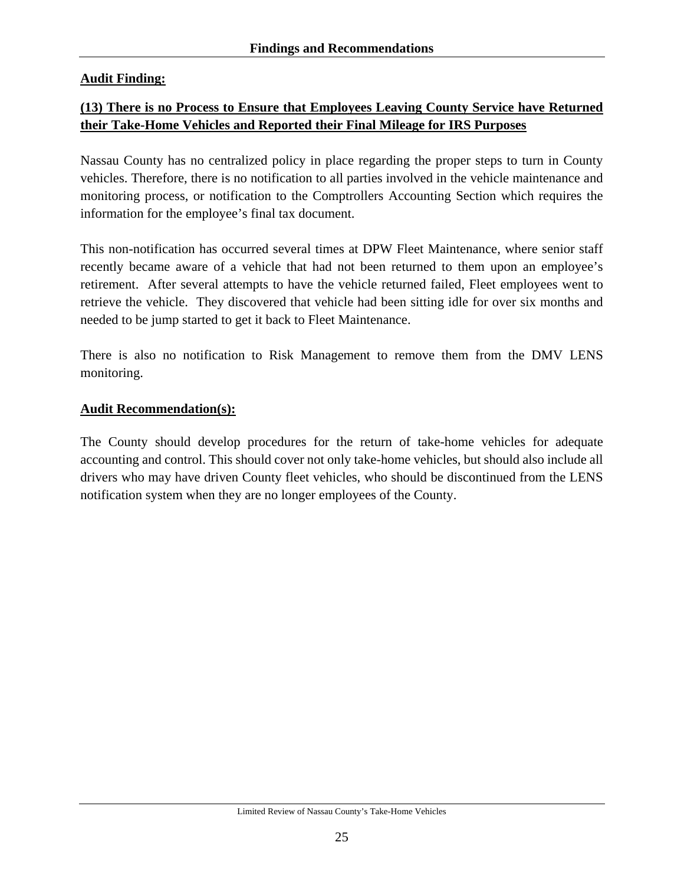**Audit Finding:**

**(13) There is no Process to Ensure that Employees Leaving County Service have Returned their Take-Home Vehicles and Reported their Final Mileage for IRS Purposes**

Nassau County has no centralized policy in place regarding the proper steps to turn in County vehicles. Therefore, there is no notification to all parties involved in the vehicle maintenance and monitoring process, or notification to the Comptrollers Accounting Section which requires the information for the employee's final tax document.

This non-notification has occurred several times at DPW Fleet Maintenance, where senior staff recently became aware of a vehicle that had not been returned to them upon an employee's retirement. After several attempts to have the vehicle returned failed, Fleet employees went to retrieve the vehicle. They discovered that vehicle had been sitting idle for over six months and needed to be jump started to get it back to Fleet Maintenance.

There is also no notification to Risk Management to remove them from the DMV LENS monitoring.

**Audit Recommendation(s):**

The County should develop procedures for the return of take-home vehicles for adequate accounting and control. This should cover not only take-home vehicles, but should also include all drivers who may have driven County fleet vehicles, who should be discontinued from the LENS notification system when they are no longer employees of the County.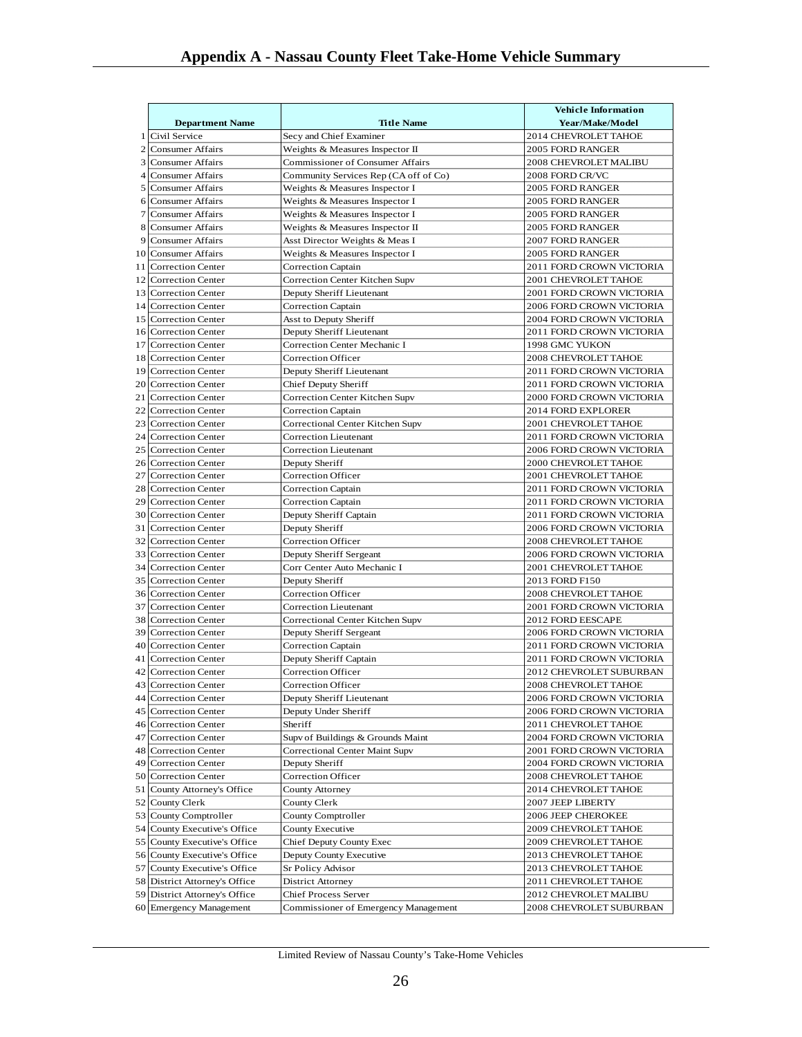# Appendix A - Nassau County Fleet Take-Home Vehicle Summary

| | Department Name | Title Name | Vehicle Information Year/Make/Model |
|---|---|---|---|
| 1 | Civil Service | Secy and Chief Examiner | 2014 CHEVROLET TAHOE |
| 2 | Consumer Affairs | Weights & Measures Inspector II | 2005 FORD RANGER |
| 3 | Consumer Affairs | Commissioner of Consumer Affairs | 2008 CHEVROLET MALIBU |
| 4 | Consumer Affairs | Community Services Rep (CA off of Co) | 2008 FORD CR/VC |
| 5 | Consumer Affairs | Weights & Measures Inspector I | 2005 FORD RANGER |
| 6 | Consumer Affairs | Weights & Measures Inspector I | 2005 FORD RANGER |
| 7 | Consumer Affairs | Weights & Measures Inspector I | 2005 FORD RANGER |
| 8 | Consumer Affairs | Weights & Measures Inspector II | 2005 FORD RANGER |
| 9 | Consumer Affairs | Asst Director Weights & Meas I | 2007 FORD RANGER |
| 10 | Consumer Affairs | Weights & Measures Inspector I | 2005 FORD RANGER |
| 11 | Correction Center | Correction Captain | 2011 FORD CROWN VICTORIA |
| 12 | Correction Center | Correction Center Kitchen Supv | 2001 CHEVROLET TAHOE |
| 13 | Correction Center | Deputy Sheriff Lieutenant | 2001 FORD CROWN VICTORIA |
| 14 | Correction Center | Correction Captain | 2006 FORD CROWN VICTORIA |
| 15 | Correction Center | Asst to Deputy Sheriff | 2004 FORD CROWN VICTORIA |
| 16 | Correction Center | Deputy Sheriff Lieutenant | 2011 FORD CROWN VICTORIA |
| 17 | Correction Center | Correction Center Mechanic I | 1998 GMC YUKON |
| 18 | Correction Center | Correction Officer | 2008 CHEVROLET TAHOE |
| 19 | Correction Center | Deputy Sheriff Lieutenant | 2011 FORD CROWN VICTORIA |
| 20 | Correction Center | Chief Deputy Sheriff | 2011 FORD CROWN VICTORIA |
| 21 | Correction Center | Correction Center Kitchen Supv | 2000 FORD CROWN VICTORIA |
| 22 | Correction Center | Correction Captain | 2014 FORD EXPLORER |
| 23 | Correction Center | Correctional Center Kitchen Supv | 2001 CHEVROLET TAHOE |
| 24 | Correction Center | Correction Lieutenant | 2011 FORD CROWN VICTORIA |
| 25 | Correction Center | Correction Lieutenant | 2006 FORD CROWN VICTORIA |
| 26 | Correction Center | Deputy Sheriff | 2000 CHEVROLET TAHOE |
| 27 | Correction Center | Correction Officer | 2001 CHEVROLET TAHOE |
| 28 | Correction Center | Correction Captain | 2011 FORD CROWN VICTORIA |
| 29 | Correction Center | Correction Captain | 2011 FORD CROWN VICTORIA |
| 30 | Correction Center | Deputy Sheriff Captain | 2011 FORD CROWN VICTORIA |
| 31 | Correction Center | Deputy Sheriff | 2006 FORD CROWN VICTORIA |
| 32 | Correction Center | Correction Officer | 2008 CHEVROLET TAHOE |
| 33 | Correction Center | Deputy Sheriff Sergeant | 2006 FORD CROWN VICTORIA |
| 34 | Correction Center | Corr Center Auto Mechanic I | 2001 CHEVROLET TAHOE |
| 35 | Correction Center | Deputy Sheriff | 2013 FORD F150 |
| 36 | Correction Center | Correction Officer | 2008 CHEVROLET TAHOE |
| 37 | Correction Center | Correction Lieutenant | 2001 FORD CROWN VICTORIA |
| 38 | Correction Center | Correctional Center Kitchen Supv | 2012 FORD EESCAPE |
| 39 | Correction Center | Deputy Sheriff Sergeant | 2006 FORD CROWN VICTORIA |
| 40 | Correction Center | Correction Captain | 2011 FORD CROWN VICTORIA |
| 41 | Correction Center | Deputy Sheriff Captain | 2011 FORD CROWN VICTORIA |
| 42 | Correction Center | Correction Officer | 2012 CHEVROLET SUBURBAN |
| 43 | Correction Center | Correction Officer | 2008 CHEVROLET TAHOE |
| 44 | Correction Center | Deputy Sheriff Lieutenant | 2006 FORD CROWN VICTORIA |
| 45 | Correction Center | Deputy Under Sheriff | 2006 FORD CROWN VICTORIA |
| 46 | Correction Center | Sheriff | 2011 CHEVROLET TAHOE |
| 47 | Correction Center | Supv of Buildings & Grounds Maint | 2004 FORD CROWN VICTORIA |
| 48 | Correction Center | Correctional Center Maint Supv | 2001 FORD CROWN VICTORIA |
| 49 | Correction Center | Deputy Sheriff | 2004 FORD CROWN VICTORIA |
| 50 | Correction Center | Correction Officer | 2008 CHEVROLET TAHOE |
| 51 | County Attorney's Office | County Attorney | 2014 CHEVROLET TAHOE |
| 52 | County Clerk | County Clerk | 2007 JEEP LIBERTY |
| 53 | County Comptroller | County Comptroller | 2006 JEEP CHEROKEE |
| 54 | County Executive's Office | County Executive | 2009 CHEVROLET TAHOE |
| 55 | County Executive's Office | Chief Deputy County Exec | 2009 CHEVROLET TAHOE |
| 56 | County Executive's Office | Deputy County Executive | 2013 CHEVROLET TAHOE |
| 57 | County Executive's Office | Sr Policy Advisor | 2013 CHEVROLET TAHOE |
| 58 | District Attorney's Office | District Attorney | 2011 CHEVROLET TAHOE |
| 59 | District Attorney's Office | Chief Process Server | 2012 CHEVROLET MALIBU |
| 60 | Emergency Management | Commissioner of Emergency Management | 2008 CHEVROLET SUBURBAN |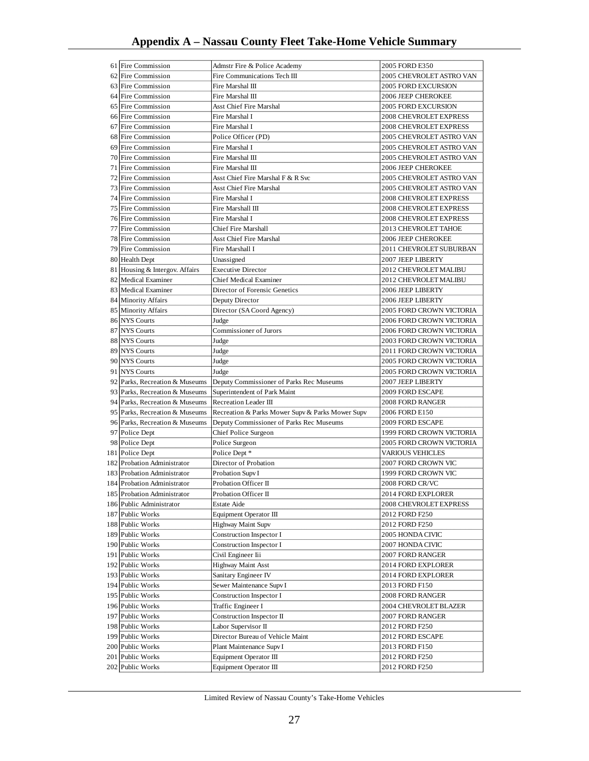# Appendix A – Nassau County Fleet Take-Home Vehicle Summary

| | | | |
|---|---|---|---|
| 61 | Fire Commission | Admstr Fire & Police Academy | 2005 FORD E350 |
| 62 | Fire Commission | Fire Communications Tech III | 2005 CHEVROLET ASTRO VAN |
| 63 | Fire Commission | Fire Marshal III | 2005 FORD EXCURSION |
| 64 | Fire Commission | Fire Marshal III | 2006 JEEP CHEROKEE |
| 65 | Fire Commission | Asst Chief Fire Marshal | 2005 FORD EXCURSION |
| 66 | Fire Commission | Fire Marshal I | 2008 CHEVROLET EXPRESS |
| 67 | Fire Commission | Fire Marshal I | 2008 CHEVROLET EXPRESS |
| 68 | Fire Commission | Police Officer (PD) | 2005 CHEVROLET ASTRO VAN |
| 69 | Fire Commission | Fire Marshal I | 2005 CHEVROLET ASTRO VAN |
| 70 | Fire Commission | Fire Marshal III | 2005 CHEVROLET ASTRO VAN |
| 71 | Fire Commission | Fire Marshal III | 2006 JEEP CHEROKEE |
| 72 | Fire Commission | Asst Chief Fire Marshal F & R Svc | 2005 CHEVROLET ASTRO VAN |
| 73 | Fire Commission | Asst Chief Fire Marshal | 2005 CHEVROLET ASTRO VAN |
| 74 | Fire Commission | Fire Marshal I | 2008 CHEVROLET EXPRESS |
| 75 | Fire Commission | Fire Marshall III | 2008 CHEVROLET EXPRESS |
| 76 | Fire Commission | Fire Marshal I | 2008 CHEVROLET EXPRESS |
| 77 | Fire Commission | Chief Fire Marshall | 2013 CHEVROLET TAHOE |
| 78 | Fire Commission | Asst Chief Fire Marshal | 2006 JEEP CHEROKEE |
| 79 | Fire Commission | Fire Marshall I | 2011 CHEVROLET SUBURBAN |
| 80 | Health Dept | Unassigned | 2007 JEEP LIBERTY |
| 81 | Housing & Intergov. Affairs | Executive Director | 2012 CHEVROLET MALIBU |
| 82 | Medical Examiner | Chief Medical Examiner | 2012 CHEVROLET MALIBU |
| 83 | Medical Examiner | Director of Forensic Genetics | 2006 JEEP LIBERTY |
| 84 | Minority Affairs | Deputy Director | 2006 JEEP LIBERTY |
| 85 | Minority Affairs | Director (SA Coord Agency) | 2005 FORD CROWN VICTORIA |
| 86 | NYS Courts | Judge | 2006 FORD CROWN VICTORIA |
| 87 | NYS Courts | Commissioner of Jurors | 2006 FORD CROWN VICTORIA |
| 88 | NYS Courts | Judge | 2003 FORD CROWN VICTORIA |
| 89 | NYS Courts | Judge | 2011 FORD CROWN VICTORIA |
| 90 | NYS Courts | Judge | 2005 FORD CROWN VICTORIA |
| 91 | NYS Courts | Judge | 2005 FORD CROWN VICTORIA |
| 92 | Parks, Recreation & Museums | Deputy Commissioner of Parks Rec Museums | 2007 JEEP LIBERTY |
| 93 | Parks, Recreation & Museums | Superintendent of Park Maint | 2009 FORD ESCAPE |
| 94 | Parks, Recreation & Museums | Recreation Leader III | 2008 FORD RANGER |
| 95 | Parks, Recreation & Museums | Recreation & Parks Mower Supv & Parks Mower Supv | 2006 FORD E150 |
| 96 | Parks, Recreation & Museums | Deputy Commissioner of Parks Rec Museums | 2009 FORD ESCAPE |
| 97 | Police Dept | Chief Police Surgeon | 1999 FORD CROWN VICTORIA |
| 98 | Police Dept | Police Surgeon | 2005 FORD CROWN VICTORIA |
| 181 | Police Dept | Police Dept * | VARIOUS VEHICLES |
| 182 | Probation Administrator | Director of Probation | 2007 FORD CROWN VIC |
| 183 | Probation Administrator | Probation Supv I | 1999 FORD CROWN VIC |
| 184 | Probation Administrator | Probation Officer II | 2008 FORD CR/VC |
| 185 | Probation Administrator | Probation Officer II | 2014 FORD EXPLORER |
| 186 | Public Administrator | Estate Aide | 2008 CHEVROLET EXPRESS |
| 187 | Public Works | Equipment Operator III | 2012 FORD F250 |
| 188 | Public Works | Highway Maint Supv | 2012 FORD F250 |
| 189 | Public Works | Construction Inspector I | 2005 HONDA CIVIC |
| 190 | Public Works | Construction Inspector I | 2007 HONDA CIVIC |
| 191 | Public Works | Civil Engineer Iii | 2007 FORD RANGER |
| 192 | Public Works | Highway Maint Asst | 2014 FORD EXPLORER |
| 193 | Public Works | Sanitary Engineer IV | 2014 FORD EXPLORER |
| 194 | Public Works | Sewer Maintenance Supv I | 2013 FORD F150 |
| 195 | Public Works | Construction Inspector I | 2008 FORD RANGER |
| 196 | Public Works | Traffic Engineer I | 2004 CHEVROLET BLAZER |
| 197 | Public Works | Construction Inspector II | 2007 FORD RANGER |
| 198 | Public Works | Labor Supervisor II | 2012 FORD F250 |
| 199 | Public Works | Director Bureau of Vehicle Maint | 2012 FORD ESCAPE |
| 200 | Public Works | Plant Maintenance Supv I | 2013 FORD F150 |
| 201 | Public Works | Equipment Operator III | 2012 FORD F250 |
| 202 | Public Works | Equipment Operator III | 2012 FORD F250 |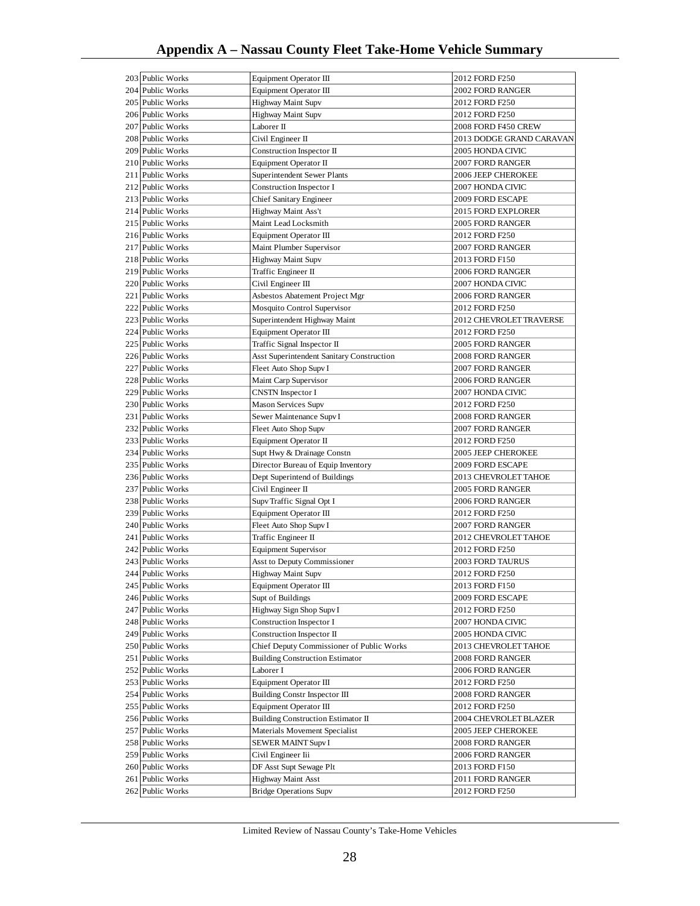# Appendix A – Nassau County Fleet Take-Home Vehicle Summary

| | | | |
|---|---|---|---|
| 203 | Public Works | Equipment Operator III | 2012 FORD F250 |
| 204 | Public Works | Equipment Operator III | 2002 FORD RANGER |
| 205 | Public Works | Highway Maint Supv | 2012 FORD F250 |
| 206 | Public Works | Highway Maint Supv | 2012 FORD F250 |
| 207 | Public Works | Laborer II | 2008 FORD F450 CREW |
| 208 | Public Works | Civil Engineer II | 2013 DODGE GRAND CARAVAN |
| 209 | Public Works | Construction Inspector II | 2005 HONDA CIVIC |
| 210 | Public Works | Equipment Operator II | 2007 FORD RANGER |
| 211 | Public Works | Superintendent Sewer Plants | 2006 JEEP CHEROKEE |
| 212 | Public Works | Construction Inspector I | 2007 HONDA CIVIC |
| 213 | Public Works | Chief Sanitary Engineer | 2009 FORD ESCAPE |
| 214 | Public Works | Highway Maint Ass't | 2015 FORD EXPLORER |
| 215 | Public Works | Maint Lead Locksmith | 2005 FORD RANGER |
| 216 | Public Works | Equipment Operator III | 2012 FORD F250 |
| 217 | Public Works | Maint Plumber Supervisor | 2007 FORD RANGER |
| 218 | Public Works | Highway Maint Supv | 2013 FORD F150 |
| 219 | Public Works | Traffic Engineer II | 2006 FORD RANGER |
| 220 | Public Works | Civil Engineer III | 2007 HONDA CIVIC |
| 221 | Public Works | Asbestos Abatement Project Mgr | 2006 FORD RANGER |
| 222 | Public Works | Mosquito Control Supervisor | 2012 FORD F250 |
| 223 | Public Works | Superintendent Highway Maint | 2012 CHEVROLET TRAVERSE |
| 224 | Public Works | Equipment Operator III | 2012 FORD F250 |
| 225 | Public Works | Traffic Signal Inspector II | 2005 FORD RANGER |
| 226 | Public Works | Asst Superintendent Sanitary Construction | 2008 FORD RANGER |
| 227 | Public Works | Fleet Auto Shop Supv I | 2007 FORD RANGER |
| 228 | Public Works | Maint Carp Supervisor | 2006 FORD RANGER |
| 229 | Public Works | CNSTN Inspector I | 2007 HONDA CIVIC |
| 230 | Public Works | Mason Services Supv | 2012 FORD F250 |
| 231 | Public Works | Sewer Maintenance Supv I | 2008 FORD RANGER |
| 232 | Public Works | Fleet Auto Shop Supv | 2007 FORD RANGER |
| 233 | Public Works | Equipment Operator II | 2012 FORD F250 |
| 234 | Public Works | Supt Hwy & Drainage Constn | 2005 JEEP CHEROKEE |
| 235 | Public Works | Director Bureau of Equip Inventory | 2009 FORD ESCAPE |
| 236 | Public Works | Dept Superintend of Buildings | 2013 CHEVROLET TAHOE |
| 237 | Public Works | Civil Engineer II | 2005 FORD RANGER |
| 238 | Public Works | Supv Traffic Signal Opt I | 2006 FORD RANGER |
| 239 | Public Works | Equipment Operator III | 2012 FORD F250 |
| 240 | Public Works | Fleet Auto Shop Supv I | 2007 FORD RANGER |
| 241 | Public Works | Traffic Engineer II | 2012 CHEVROLET TAHOE |
| 242 | Public Works | Equipment Supervisor | 2012 FORD F250 |
| 243 | Public Works | Asst to Deputy Commissioner | 2003 FORD TAURUS |
| 244 | Public Works | Highway Maint Supv | 2012 FORD F250 |
| 245 | Public Works | Equipment Operator III | 2013 FORD F150 |
| 246 | Public Works | Supt of Buildings | 2009 FORD ESCAPE |
| 247 | Public Works | Highway Sign Shop Supv I | 2012 FORD F250 |
| 248 | Public Works | Construction Inspector I | 2007 HONDA CIVIC |
| 249 | Public Works | Construction Inspector II | 2005 HONDA CIVIC |
| 250 | Public Works | Chief Deputy Commissioner of Public Works | 2013 CHEVROLET TAHOE |
| 251 | Public Works | Building Construction Estimator | 2008 FORD RANGER |
| 252 | Public Works | Laborer I | 2006 FORD RANGER |
| 253 | Public Works | Equipment Operator III | 2012 FORD F250 |
| 254 | Public Works | Building Constr Inspector III | 2008 FORD RANGER |
| 255 | Public Works | Equipment Operator III | 2012 FORD F250 |
| 256 | Public Works | Building Construction Estimator II | 2004 CHEVROLET BLAZER |
| 257 | Public Works | Materials Movement Specialist | 2005 JEEP CHEROKEE |
| 258 | Public Works | SEWER MAINT Supv I | 2008 FORD RANGER |
| 259 | Public Works | Civil Engineer Iii | 2006 FORD RANGER |
| 260 | Public Works | DF Asst Supt Sewage Plt | 2013 FORD F150 |
| 261 | Public Works | Highway Maint Asst | 2011 FORD RANGER |
| 262 | Public Works | Bridge Operations Supv | 2012 FORD F250 |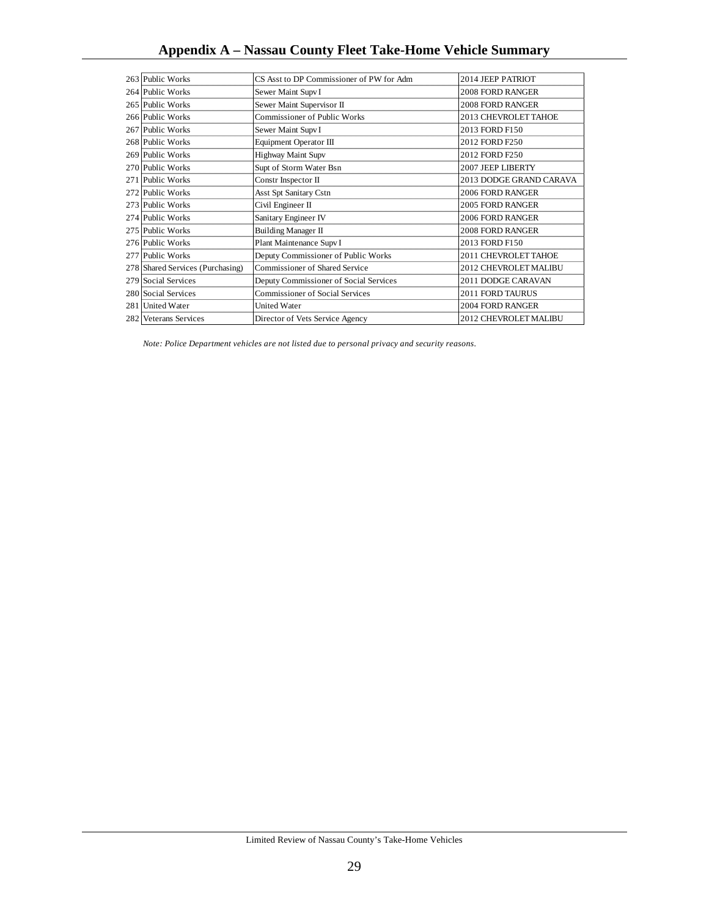# Appendix A – Nassau County Fleet Take-Home Vehicle Summary

| | | | |
|---|---|---|---|
| 263 | Public Works | CS Asst to DP Commissioner of PW for Adm | 2014 JEEP PATRIOT |
| 264 | Public Works | Sewer Maint Supv I | 2008 FORD RANGER |
| 265 | Public Works | Sewer Maint Supervisor II | 2008 FORD RANGER |
| 266 | Public Works | Commissioner of Public Works | 2013 CHEVROLET TAHOE |
| 267 | Public Works | Sewer Maint Supv I | 2013 FORD F150 |
| 268 | Public Works | Equipment Operator III | 2012 FORD F250 |
| 269 | Public Works | Highway Maint Supv | 2012 FORD F250 |
| 270 | Public Works | Supt of Storm Water Bsn | 2007 JEEP LIBERTY |
| 271 | Public Works | Constr Inspector II | 2013 DODGE GRAND CARAVA |
| 272 | Public Works | Asst Spt Sanitary Cstn | 2006 FORD RANGER |
| 273 | Public Works | Civil Engineer II | 2005 FORD RANGER |
| 274 | Public Works | Sanitary Engineer IV | 2006 FORD RANGER |
| 275 | Public Works | Building Manager II | 2008 FORD RANGER |
| 276 | Public Works | Plant Maintenance Supv I | 2013 FORD F150 |
| 277 | Public Works | Deputy Commissioner of Public Works | 2011 CHEVROLET TAHOE |
| 278 | Shared Services (Purchasing) | Commissioner of Shared Service | 2012 CHEVROLET MALIBU |
| 279 | Social Services | Deputy Commissioner of Social Services | 2011 DODGE CARAVAN |
| 280 | Social Services | Commissioner of Social Services | 2011 FORD TAURUS |
| 281 | United Water | United Water | 2004 FORD RANGER |
| 282 | Veterans Services | Director of Vets Service Agency | 2012 CHEVROLET MALIBU |

*Note: Police Department vehicles are not listed due to personal privacy and security reasons.*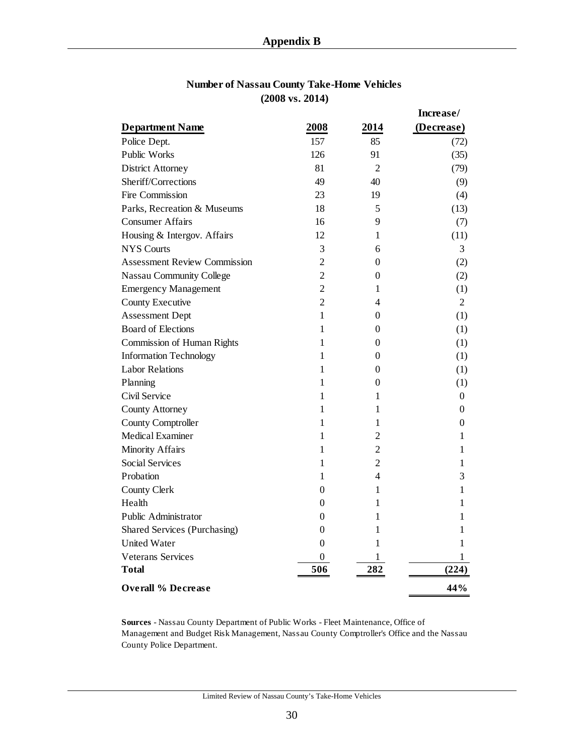# Appendix B

**Number of Nassau County Take-Home Vehicles**
**(2008 vs. 2014)**

| Department Name | 2008 | 2014 | Increase/ (Decrease) |
|---|---|---|---|
| Police Dept. | 157 | 85 | (72) |
| Public Works | 126 | 91 | (35) |
| District Attorney | 81 | 2 | (79) |
| Sheriff/Corrections | 49 | 40 | (9) |
| Fire Commission | 23 | 19 | (4) |
| Parks, Recreation & Museums | 18 | 5 | (13) |
| Consumer Affairs | 16 | 9 | (7) |
| Housing & Intergov. Affairs | 12 | 1 | (11) |
| NYS Courts | 3 | 6 | 3 |
| Assessment Review Commission | 2 | 0 | (2) |
| Nassau Community College | 2 | 0 | (2) |
| Emergency Management | 2 | 1 | (1) |
| County Executive | 2 | 4 | 2 |
| Assessment Dept | 1 | 0 | (1) |
| Board of Elections | 1 | 0 | (1) |
| Commission of Human Rights | 1 | 0 | (1) |
| Information Technology | 1 | 0 | (1) |
| Labor Relations | 1 | 0 | (1) |
| Planning | 1 | 0 | (1) |
| Civil Service | 1 | 1 | 0 |
| County Attorney | 1 | 1 | 0 |
| County Comptroller | 1 | 1 | 0 |
| Medical Examiner | 1 | 2 | 1 |
| Minority Affairs | 1 | 2 | 1 |
| Social Services | 1 | 2 | 1 |
| Probation | 1 | 4 | 3 |
| County Clerk | 0 | 1 | 1 |
| Health | 0 | 1 | 1 |
| Public Administrator | 0 | 1 | 1 |
| Shared Services (Purchasing) | 0 | 1 | 1 |
| United Water | 0 | 1 | 1 |
| Veterans Services | 0 | 1 | 1 |
| **Total** | **506** | **282** | **(224)** |
| **Overall % Decrease** | | | **44%** |

**Sources** - Nassau County Department of Public Works - Fleet Maintenance, Office of Management and Budget Risk Management, Nassau County Comptroller's Office and the Nassau County Police Department.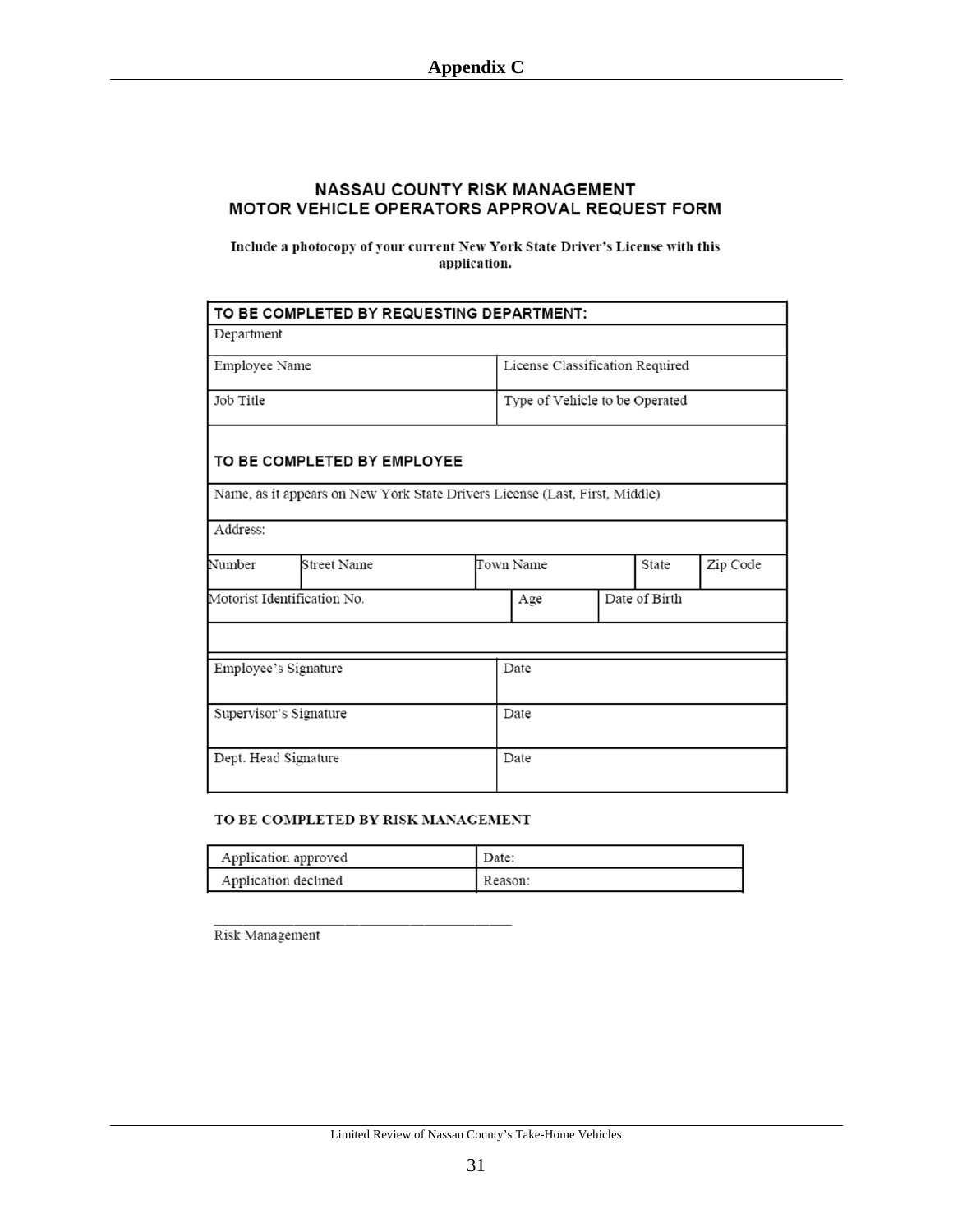# Appendix C

## NASSAU COUNTY RISK MANAGEMENT
## MOTOR VEHICLE OPERATORS APPROVAL REQUEST FORM

**Include a photocopy of your current New York State Driver's License with this application.**

| TO BE COMPLETED BY REQUESTING DEPARTMENT: | | | | | | |
|---|---|---|---|---|---|---|
| Department | | | | | | |
| Employee Name | | | License Classification Required | | | |
| Job Title | | | Type of Vehicle to be Operated | | | |
| **TO BE COMPLETED BY EMPLOYEE** | | | | | | |
| Name, as it appears on New York State Drivers License (Last, First, Middle) | | | | | | |
| Address: | | | | | | |
| Number | Street Name | Town Name | | | State | Zip Code |
| Motorist Identification No. | | | Age | Date of Birth | | |
| | | | | | | |
| Employee's Signature | | | Date | | | |
| Supervisor's Signature | | | Date | | | |
| Dept. Head Signature | | | Date | | | |

**TO BE COMPLETED BY RISK MANAGEMENT**

| Application approved | Date: |
|---|---|
| Application declined | Reason: |

\_\_\_\_\_\_\_\_\_\_\_\_\_\_\_\_\_\_\_\_\_\_\_\_\_\_\_\_\_\_\_\_\_\_\_\_\_\_\_\_
Risk Management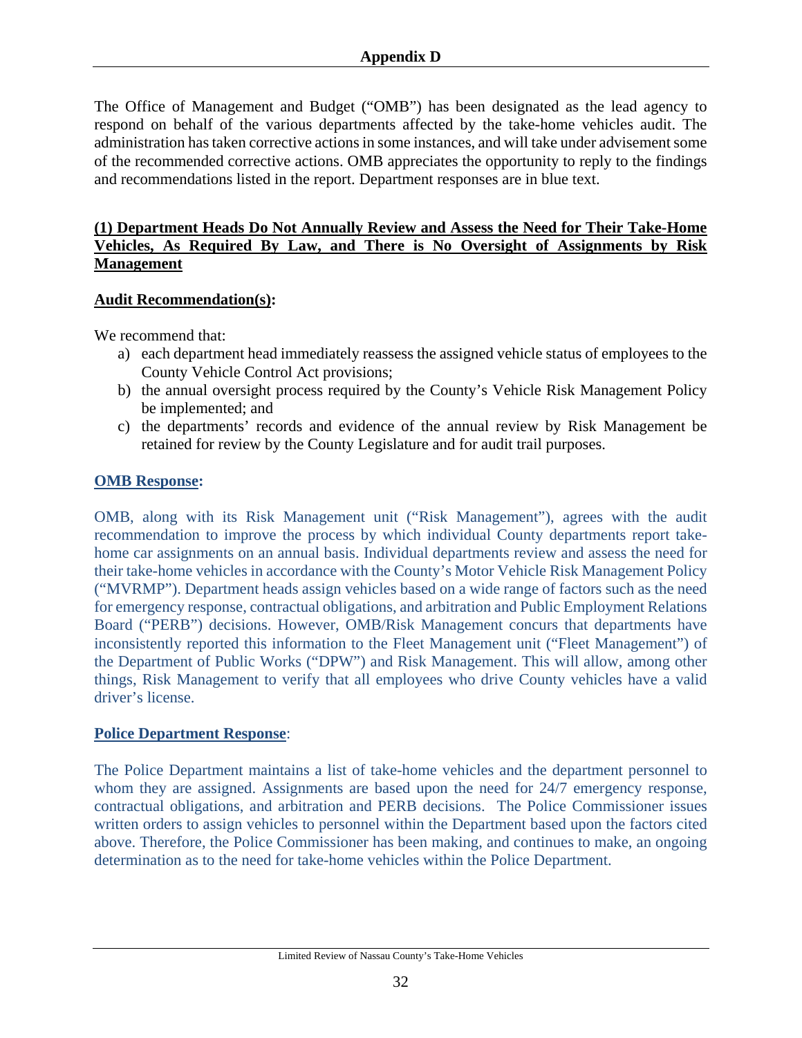## Appendix D

The Office of Management and Budget ("OMB") has been designated as the lead agency to respond on behalf of the various departments affected by the take-home vehicles audit. The administration has taken corrective actions in some instances, and will take under advisement some of the recommended corrective actions. OMB appreciates the opportunity to reply to the findings and recommendations listed in the report. Department responses are in blue text.

### (1) Department Heads Do Not Annually Review and Assess the Need for Their Take-Home Vehicles, As Required By Law, and There is No Oversight of Assignments by Risk Management

**Audit Recommendation(s):**

We recommend that:

a) each department head immediately reassess the assigned vehicle status of employees to the County Vehicle Control Act provisions;
b) the annual oversight process required by the County's Vehicle Risk Management Policy be implemented; and
c) the departments' records and evidence of the annual review by Risk Management be retained for review by the County Legislature and for audit trail purposes.

**OMB Response:**

OMB, along with its Risk Management unit ("Risk Management"), agrees with the audit recommendation to improve the process by which individual County departments report take-home car assignments on an annual basis. Individual departments review and assess the need for their take-home vehicles in accordance with the County's Motor Vehicle Risk Management Policy ("MVRMP"). Department heads assign vehicles based on a wide range of factors such as the need for emergency response, contractual obligations, and arbitration and Public Employment Relations Board ("PERB") decisions. However, OMB/Risk Management concurs that departments have inconsistently reported this information to the Fleet Management unit ("Fleet Management") of the Department of Public Works ("DPW") and Risk Management. This will allow, among other things, Risk Management to verify that all employees who drive County vehicles have a valid driver's license.

**Police Department Response**:

The Police Department maintains a list of take-home vehicles and the department personnel to whom they are assigned. Assignments are based upon the need for 24/7 emergency response, contractual obligations, and arbitration and PERB decisions. The Police Commissioner issues written orders to assign vehicles to personnel within the Department based upon the factors cited above. Therefore, the Police Commissioner has been making, and continues to make, an ongoing determination as to the need for take-home vehicles within the Police Department.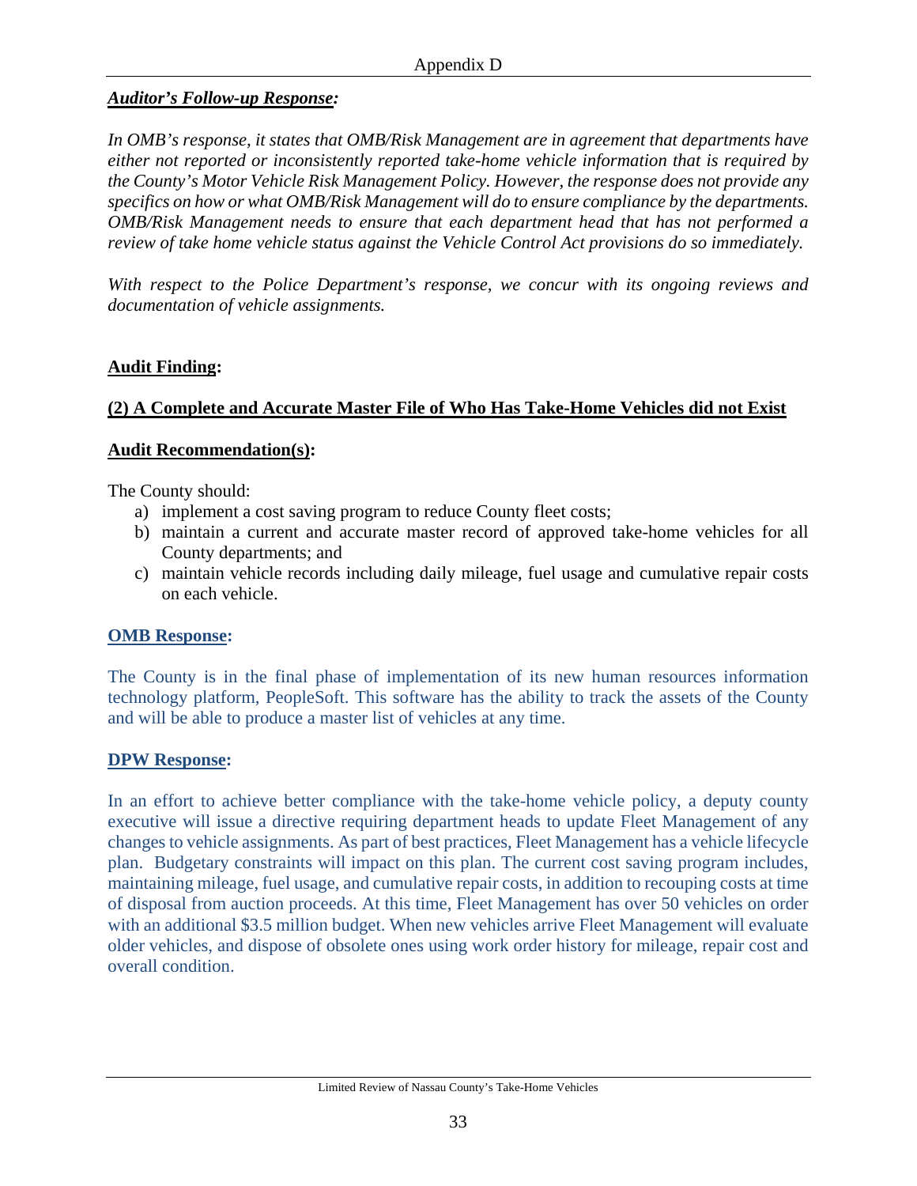***Auditor's Follow-up Response:***

*In OMB's response, it states that OMB/Risk Management are in agreement that departments have either not reported or inconsistently reported take-home vehicle information that is required by the County's Motor Vehicle Risk Management Policy. However, the response does not provide any specifics on how or what OMB/Risk Management will do to ensure compliance by the departments. OMB/Risk Management needs to ensure that each department head that has not performed a review of take home vehicle status against the Vehicle Control Act provisions do so immediately.*

*With respect to the Police Department's response, we concur with its ongoing reviews and documentation of vehicle assignments.*

**Audit Finding:**

**(2) A Complete and Accurate Master File of Who Has Take-Home Vehicles did not Exist**

**Audit Recommendation(s):**

The County should:

a) implement a cost saving program to reduce County fleet costs;
b) maintain a current and accurate master record of approved take-home vehicles for all County departments; and
c) maintain vehicle records including daily mileage, fuel usage and cumulative repair costs on each vehicle.

**OMB Response:**

The County is in the final phase of implementation of its new human resources information technology platform, PeopleSoft. This software has the ability to track the assets of the County and will be able to produce a master list of vehicles at any time.

**DPW Response:**

In an effort to achieve better compliance with the take-home vehicle policy, a deputy county executive will issue a directive requiring department heads to update Fleet Management of any changes to vehicle assignments. As part of best practices, Fleet Management has a vehicle lifecycle plan. Budgetary constraints will impact on this plan. The current cost saving program includes, maintaining mileage, fuel usage, and cumulative repair costs, in addition to recouping costs at time of disposal from auction proceeds. At this time, Fleet Management has over 50 vehicles on order with an additional $3.5 million budget. When new vehicles arrive Fleet Management will evaluate older vehicles, and dispose of obsolete ones using work order history for mileage, repair cost and overall condition.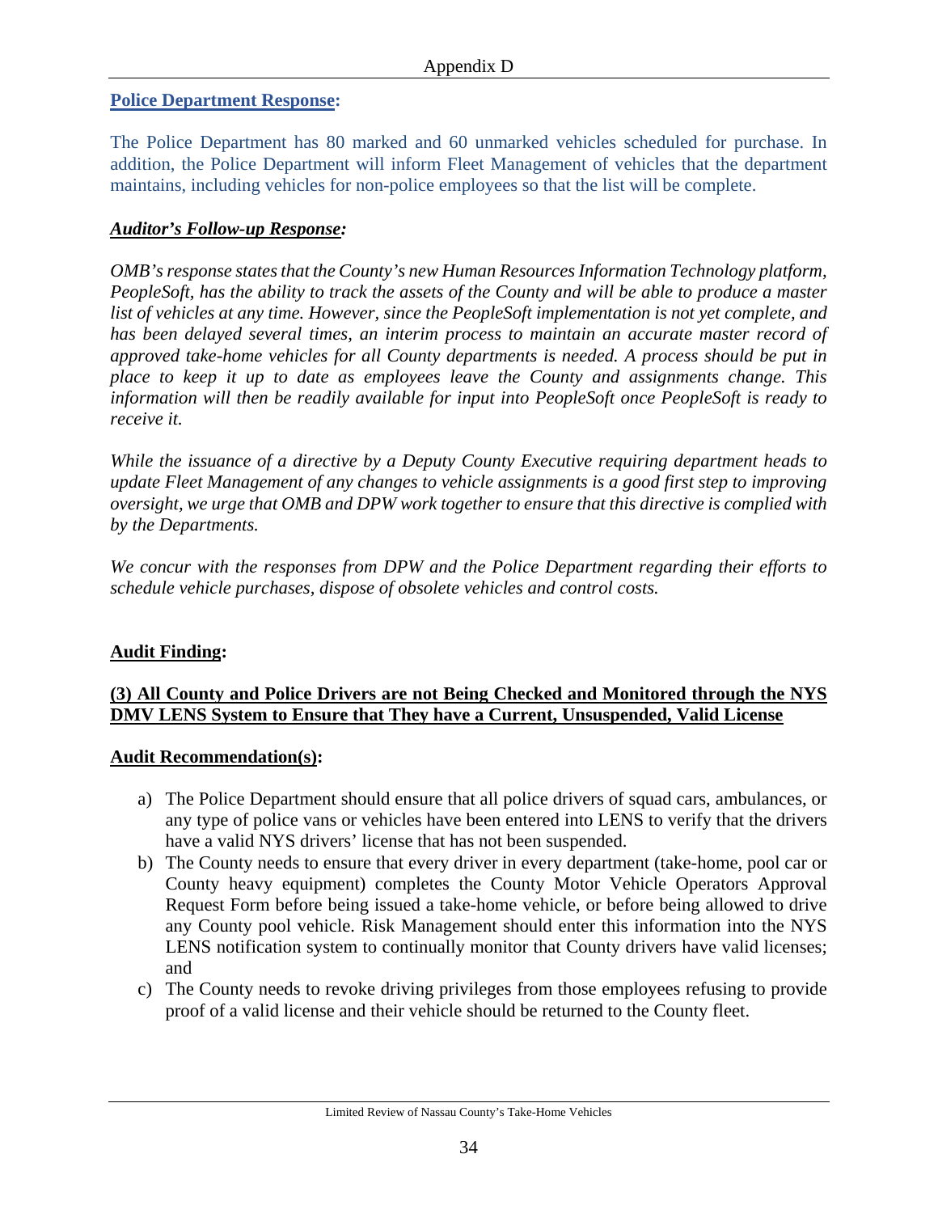**Police Department Response:**

The Police Department has 80 marked and 60 unmarked vehicles scheduled for purchase. In addition, the Police Department will inform Fleet Management of vehicles that the department maintains, including vehicles for non-police employees so that the list will be complete.

***Auditor's Follow-up Response:***

*OMB's response states that the County's new Human Resources Information Technology platform, PeopleSoft, has the ability to track the assets of the County and will be able to produce a master list of vehicles at any time. However, since the PeopleSoft implementation is not yet complete, and has been delayed several times, an interim process to maintain an accurate master record of approved take-home vehicles for all County departments is needed. A process should be put in place to keep it up to date as employees leave the County and assignments change. This information will then be readily available for input into PeopleSoft once PeopleSoft is ready to receive it.*

*While the issuance of a directive by a Deputy County Executive requiring department heads to update Fleet Management of any changes to vehicle assignments is a good first step to improving oversight, we urge that OMB and DPW work together to ensure that this directive is complied with by the Departments.*

*We concur with the responses from DPW and the Police Department regarding their efforts to schedule vehicle purchases, dispose of obsolete vehicles and control costs.*

**Audit Finding:**

**(3) All County and Police Drivers are not Being Checked and Monitored through the NYS DMV LENS System to Ensure that They have a Current, Unsuspended, Valid License**

**Audit Recommendation(s):**

a) The Police Department should ensure that all police drivers of squad cars, ambulances, or any type of police vans or vehicles have been entered into LENS to verify that the drivers have a valid NYS drivers' license that has not been suspended.

b) The County needs to ensure that every driver in every department (take-home, pool car or County heavy equipment) completes the County Motor Vehicle Operators Approval Request Form before being issued a take-home vehicle, or before being allowed to drive any County pool vehicle. Risk Management should enter this information into the NYS LENS notification system to continually monitor that County drivers have valid licenses; and

c) The County needs to revoke driving privileges from those employees refusing to provide proof of a valid license and their vehicle should be returned to the County fleet.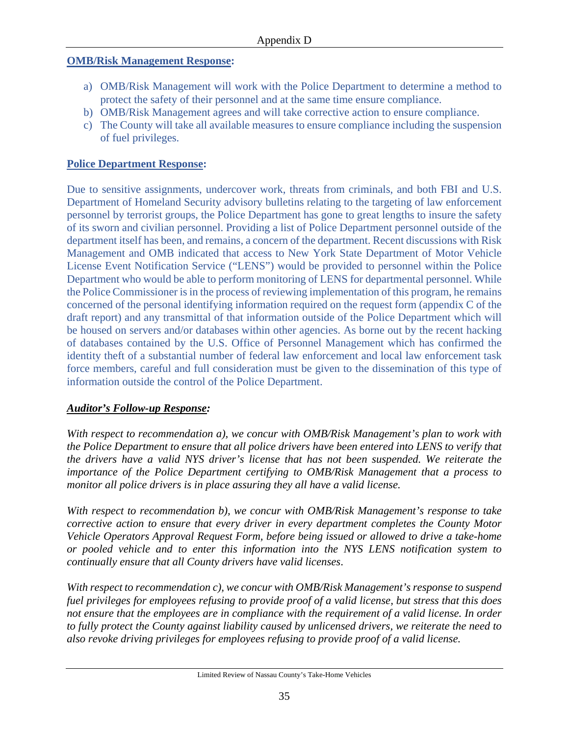**OMB/Risk Management Response:**

a) OMB/Risk Management will work with the Police Department to determine a method to protect the safety of their personnel and at the same time ensure compliance.
b) OMB/Risk Management agrees and will take corrective action to ensure compliance.
c) The County will take all available measures to ensure compliance including the suspension of fuel privileges.

**Police Department Response:**

Due to sensitive assignments, undercover work, threats from criminals, and both FBI and U.S. Department of Homeland Security advisory bulletins relating to the targeting of law enforcement personnel by terrorist groups, the Police Department has gone to great lengths to insure the safety of its sworn and civilian personnel. Providing a list of Police Department personnel outside of the department itself has been, and remains, a concern of the department. Recent discussions with Risk Management and OMB indicated that access to New York State Department of Motor Vehicle License Event Notification Service ("LENS") would be provided to personnel within the Police Department who would be able to perform monitoring of LENS for departmental personnel. While the Police Commissioner is in the process of reviewing implementation of this program, he remains concerned of the personal identifying information required on the request form (appendix C of the draft report) and any transmittal of that information outside of the Police Department which will be housed on servers and/or databases within other agencies. As borne out by the recent hacking of databases contained by the U.S. Office of Personnel Management which has confirmed the identity theft of a substantial number of federal law enforcement and local law enforcement task force members, careful and full consideration must be given to the dissemination of this type of information outside the control of the Police Department.

***Auditor's Follow-up Response:***

*With respect to recommendation a), we concur with OMB/Risk Management's plan to work with the Police Department to ensure that all police drivers have been entered into LENS to verify that the drivers have a valid NYS driver's license that has not been suspended. We reiterate the importance of the Police Department certifying to OMB/Risk Management that a process to monitor all police drivers is in place assuring they all have a valid license.*

*With respect to recommendation b), we concur with OMB/Risk Management's response to take corrective action to ensure that every driver in every department completes the County Motor Vehicle Operators Approval Request Form, before being issued or allowed to drive a take-home or pooled vehicle and to enter this information into the NYS LENS notification system to continually ensure that all County drivers have valid licenses.*

*With respect to recommendation c), we concur with OMB/Risk Management's response to suspend fuel privileges for employees refusing to provide proof of a valid license, but stress that this does not ensure that the employees are in compliance with the requirement of a valid license. In order to fully protect the County against liability caused by unlicensed drivers, we reiterate the need to also revoke driving privileges for employees refusing to provide proof of a valid license.*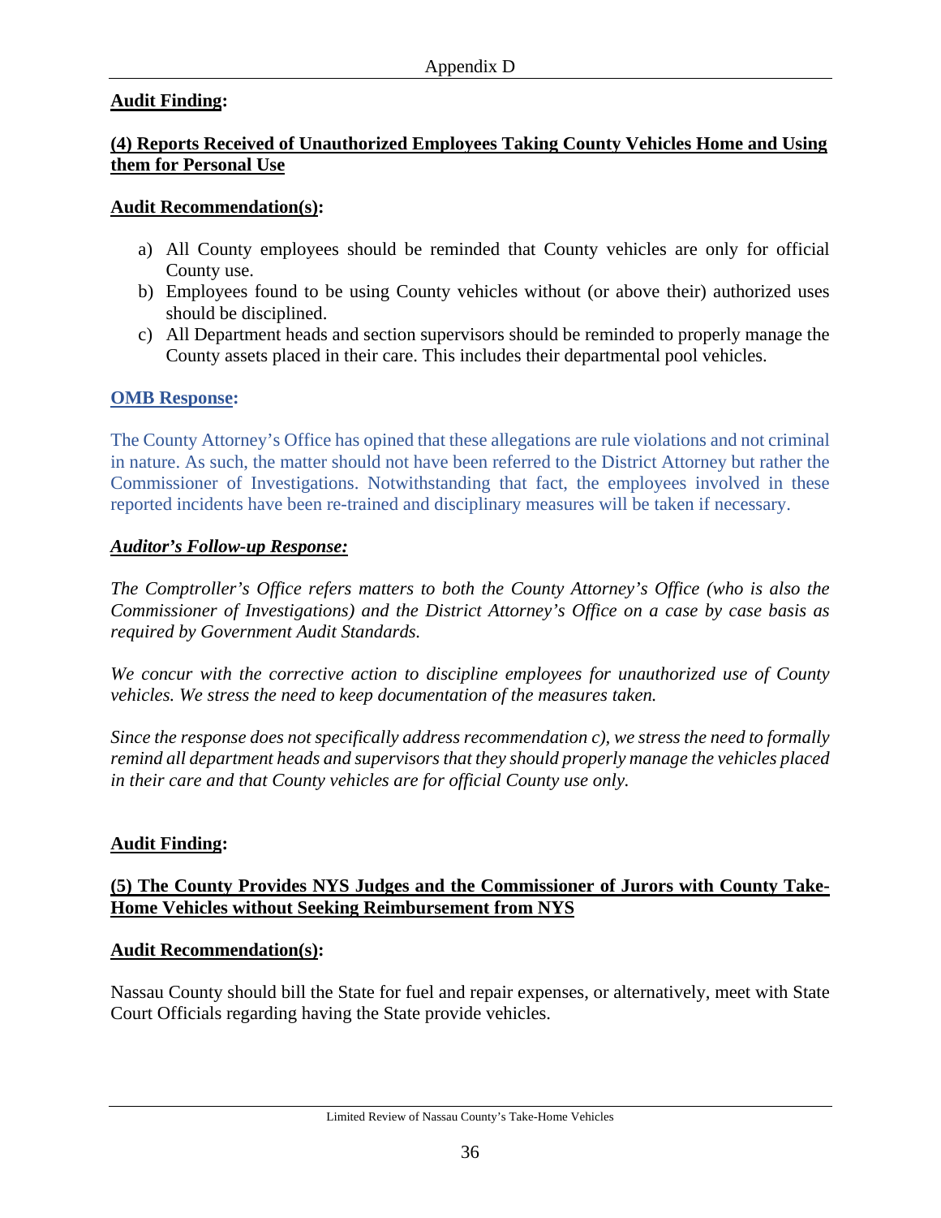**Audit Finding:**

**(4) Reports Received of Unauthorized Employees Taking County Vehicles Home and Using them for Personal Use**

**Audit Recommendation(s):**

a) All County employees should be reminded that County vehicles are only for official County use.
b) Employees found to be using County vehicles without (or above their) authorized uses should be disciplined.
c) All Department heads and section supervisors should be reminded to properly manage the County assets placed in their care. This includes their departmental pool vehicles.

**OMB Response:**

The County Attorney's Office has opined that these allegations are rule violations and not criminal in nature. As such, the matter should not have been referred to the District Attorney but rather the Commissioner of Investigations. Notwithstanding that fact, the employees involved in these reported incidents have been re-trained and disciplinary measures will be taken if necessary.

***Auditor's Follow-up Response:***

*The Comptroller's Office refers matters to both the County Attorney's Office (who is also the Commissioner of Investigations) and the District Attorney's Office on a case by case basis as required by Government Audit Standards.*

*We concur with the corrective action to discipline employees for unauthorized use of County vehicles. We stress the need to keep documentation of the measures taken.*

*Since the response does not specifically address recommendation c), we stress the need to formally remind all department heads and supervisors that they should properly manage the vehicles placed in their care and that County vehicles are for official County use only.*

**Audit Finding:**

**(5) The County Provides NYS Judges and the Commissioner of Jurors with County Take-Home Vehicles without Seeking Reimbursement from NYS**

**Audit Recommendation(s):**

Nassau County should bill the State for fuel and repair expenses, or alternatively, meet with State Court Officials regarding having the State provide vehicles.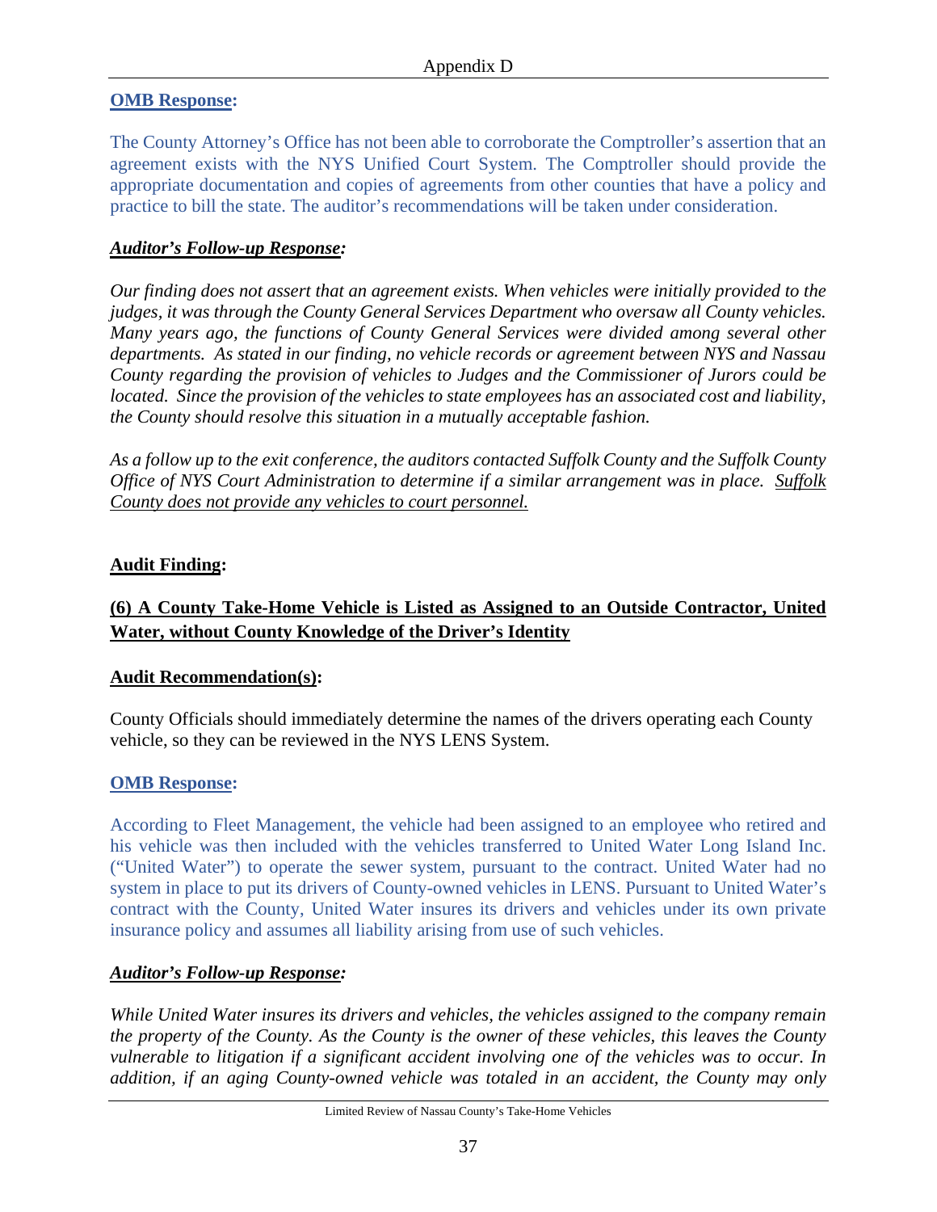**OMB Response:**

The County Attorney's Office has not been able to corroborate the Comptroller's assertion that an agreement exists with the NYS Unified Court System. The Comptroller should provide the appropriate documentation and copies of agreements from other counties that have a policy and practice to bill the state. The auditor's recommendations will be taken under consideration.

***Auditor's Follow-up Response:***

*Our finding does not assert that an agreement exists. When vehicles were initially provided to the judges, it was through the County General Services Department who oversaw all County vehicles. Many years ago, the functions of County General Services were divided among several other departments. As stated in our finding, no vehicle records or agreement between NYS and Nassau County regarding the provision of vehicles to Judges and the Commissioner of Jurors could be located. Since the provision of the vehicles to state employees has an associated cost and liability, the County should resolve this situation in a mutually acceptable fashion.*

*As a follow up to the exit conference, the auditors contacted Suffolk County and the Suffolk County Office of NYS Court Administration to determine if a similar arrangement was in place. Suffolk County does not provide any vehicles to court personnel.*

**Audit Finding:**

**(6) A County Take-Home Vehicle is Listed as Assigned to an Outside Contractor, United Water, without County Knowledge of the Driver's Identity**

**Audit Recommendation(s):**

County Officials should immediately determine the names of the drivers operating each County vehicle, so they can be reviewed in the NYS LENS System.

**OMB Response:**

According to Fleet Management, the vehicle had been assigned to an employee who retired and his vehicle was then included with the vehicles transferred to United Water Long Island Inc. ("United Water") to operate the sewer system, pursuant to the contract. United Water had no system in place to put its drivers of County-owned vehicles in LENS. Pursuant to United Water's contract with the County, United Water insures its drivers and vehicles under its own private insurance policy and assumes all liability arising from use of such vehicles.

***Auditor's Follow-up Response:***

*While United Water insures its drivers and vehicles, the vehicles assigned to the company remain the property of the County. As the County is the owner of these vehicles, this leaves the County vulnerable to litigation if a significant accident involving one of the vehicles was to occur. In addition, if an aging County-owned vehicle was totaled in an accident, the County may only*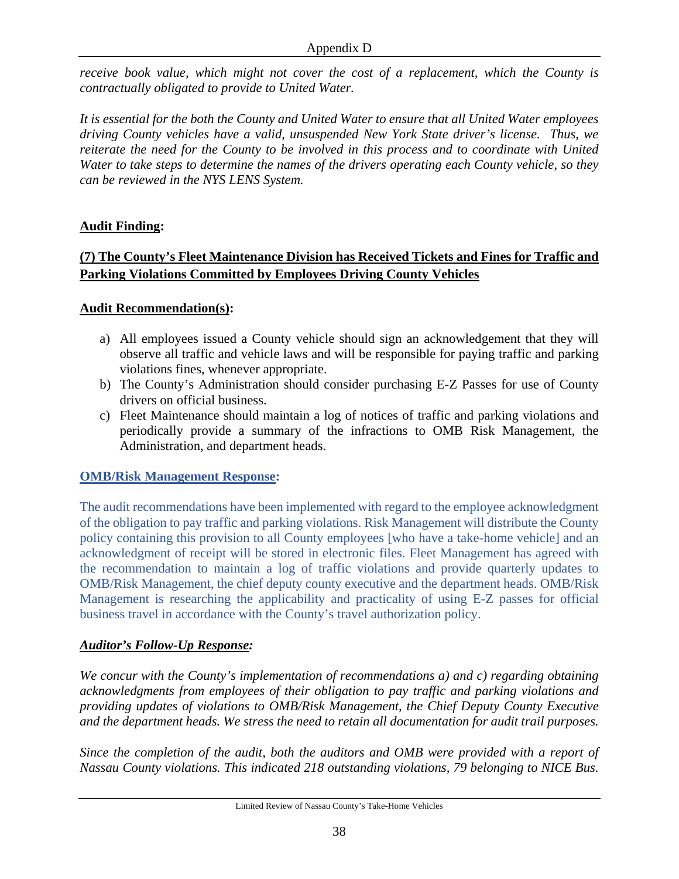*receive book value, which might not cover the cost of a replacement, which the County is contractually obligated to provide to United Water.*

*It is essential for the both the County and United Water to ensure that all United Water employees driving County vehicles have a valid, unsuspended New York State driver's license. Thus, we reiterate the need for the County to be involved in this process and to coordinate with United Water to take steps to determine the names of the drivers operating each County vehicle, so they can be reviewed in the NYS LENS System.*

**Audit Finding:**

**(7) The County's Fleet Maintenance Division has Received Tickets and Fines for Traffic and Parking Violations Committed by Employees Driving County Vehicles**

**Audit Recommendation(s):**

a) All employees issued a County vehicle should sign an acknowledgement that they will observe all traffic and vehicle laws and will be responsible for paying traffic and parking violations fines, whenever appropriate.
b) The County's Administration should consider purchasing E-Z Passes for use of County drivers on official business.
c) Fleet Maintenance should maintain a log of notices of traffic and parking violations and periodically provide a summary of the infractions to OMB Risk Management, the Administration, and department heads.

**OMB/Risk Management Response:**

The audit recommendations have been implemented with regard to the employee acknowledgment of the obligation to pay traffic and parking violations. Risk Management will distribute the County policy containing this provision to all County employees [who have a take-home vehicle] and an acknowledgment of receipt will be stored in electronic files. Fleet Management has agreed with the recommendation to maintain a log of traffic violations and provide quarterly updates to OMB/Risk Management, the chief deputy county executive and the department heads. OMB/Risk Management is researching the applicability and practicality of using E-Z passes for official business travel in accordance with the County's travel authorization policy.

***Auditor's Follow-Up Response:***

*We concur with the County's implementation of recommendations a) and c) regarding obtaining acknowledgments from employees of their obligation to pay traffic and parking violations and providing updates of violations to OMB/Risk Management, the Chief Deputy County Executive and the department heads. We stress the need to retain all documentation for audit trail purposes.*

*Since the completion of the audit, both the auditors and OMB were provided with a report of Nassau County violations. This indicated 218 outstanding violations, 79 belonging to NICE Bus.*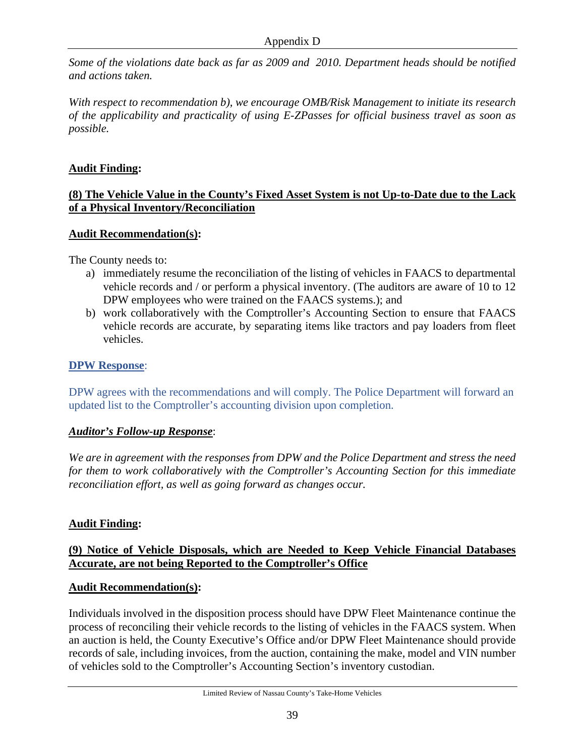*Some of the violations date back as far as 2009 and 2010. Department heads should be notified and actions taken.*

*With respect to recommendation b), we encourage OMB/Risk Management to initiate its research of the applicability and practicality of using E-ZPasses for official business travel as soon as possible.*

**Audit Finding:**

**(8) The Vehicle Value in the County's Fixed Asset System is not Up-to-Date due to the Lack of a Physical Inventory/Reconciliation**

**Audit Recommendation(s):**

The County needs to:

a) immediately resume the reconciliation of the listing of vehicles in FAACS to departmental vehicle records and / or perform a physical inventory. (The auditors are aware of 10 to 12 DPW employees who were trained on the FAACS systems.); and
b) work collaboratively with the Comptroller's Accounting Section to ensure that FAACS vehicle records are accurate, by separating items like tractors and pay loaders from fleet vehicles.

**DPW Response**:

DPW agrees with the recommendations and will comply. The Police Department will forward an updated list to the Comptroller's accounting division upon completion.

***Auditor's Follow-up Response***:

*We are in agreement with the responses from DPW and the Police Department and stress the need for them to work collaboratively with the Comptroller's Accounting Section for this immediate reconciliation effort, as well as going forward as changes occur.*

**Audit Finding:**

**(9) Notice of Vehicle Disposals, which are Needed to Keep Vehicle Financial Databases Accurate, are not being Reported to the Comptroller's Office**

**Audit Recommendation(s):**

Individuals involved in the disposition process should have DPW Fleet Maintenance continue the process of reconciling their vehicle records to the listing of vehicles in the FAACS system. When an auction is held, the County Executive's Office and/or DPW Fleet Maintenance should provide records of sale, including invoices, from the auction, containing the make, model and VIN number of vehicles sold to the Comptroller's Accounting Section's inventory custodian.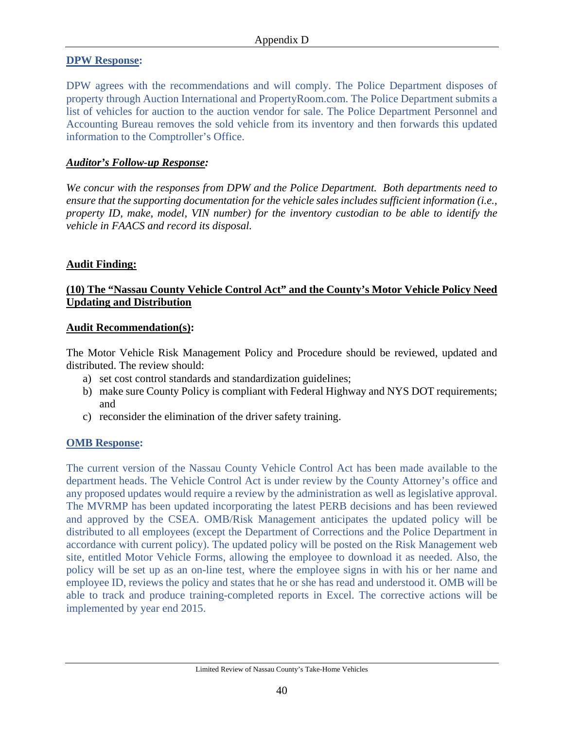**DPW Response:**

DPW agrees with the recommendations and will comply. The Police Department disposes of property through Auction International and PropertyRoom.com. The Police Department submits a list of vehicles for auction to the auction vendor for sale. The Police Department Personnel and Accounting Bureau removes the sold vehicle from its inventory and then forwards this updated information to the Comptroller's Office.

***Auditor's Follow-up Response:***

*We concur with the responses from DPW and the Police Department. Both departments need to ensure that the supporting documentation for the vehicle sales includes sufficient information (i.e., property ID, make, model, VIN number) for the inventory custodian to be able to identify the vehicle in FAACS and record its disposal.*

**Audit Finding:**

**(10) The "Nassau County Vehicle Control Act" and the County's Motor Vehicle Policy Need Updating and Distribution**

**Audit Recommendation(s):**

The Motor Vehicle Risk Management Policy and Procedure should be reviewed, updated and distributed. The review should:

a) set cost control standards and standardization guidelines;
b) make sure County Policy is compliant with Federal Highway and NYS DOT requirements; and
c) reconsider the elimination of the driver safety training.

**OMB Response:**

The current version of the Nassau County Vehicle Control Act has been made available to the department heads. The Vehicle Control Act is under review by the County Attorney's office and any proposed updates would require a review by the administration as well as legislative approval. The MVRMP has been updated incorporating the latest PERB decisions and has been reviewed and approved by the CSEA. OMB/Risk Management anticipates the updated policy will be distributed to all employees (except the Department of Corrections and the Police Department in accordance with current policy). The updated policy will be posted on the Risk Management web site, entitled Motor Vehicle Forms, allowing the employee to download it as needed. Also, the policy will be set up as an on-line test, where the employee signs in with his or her name and employee ID, reviews the policy and states that he or she has read and understood it. OMB will be able to track and produce training-completed reports in Excel. The corrective actions will be implemented by year end 2015.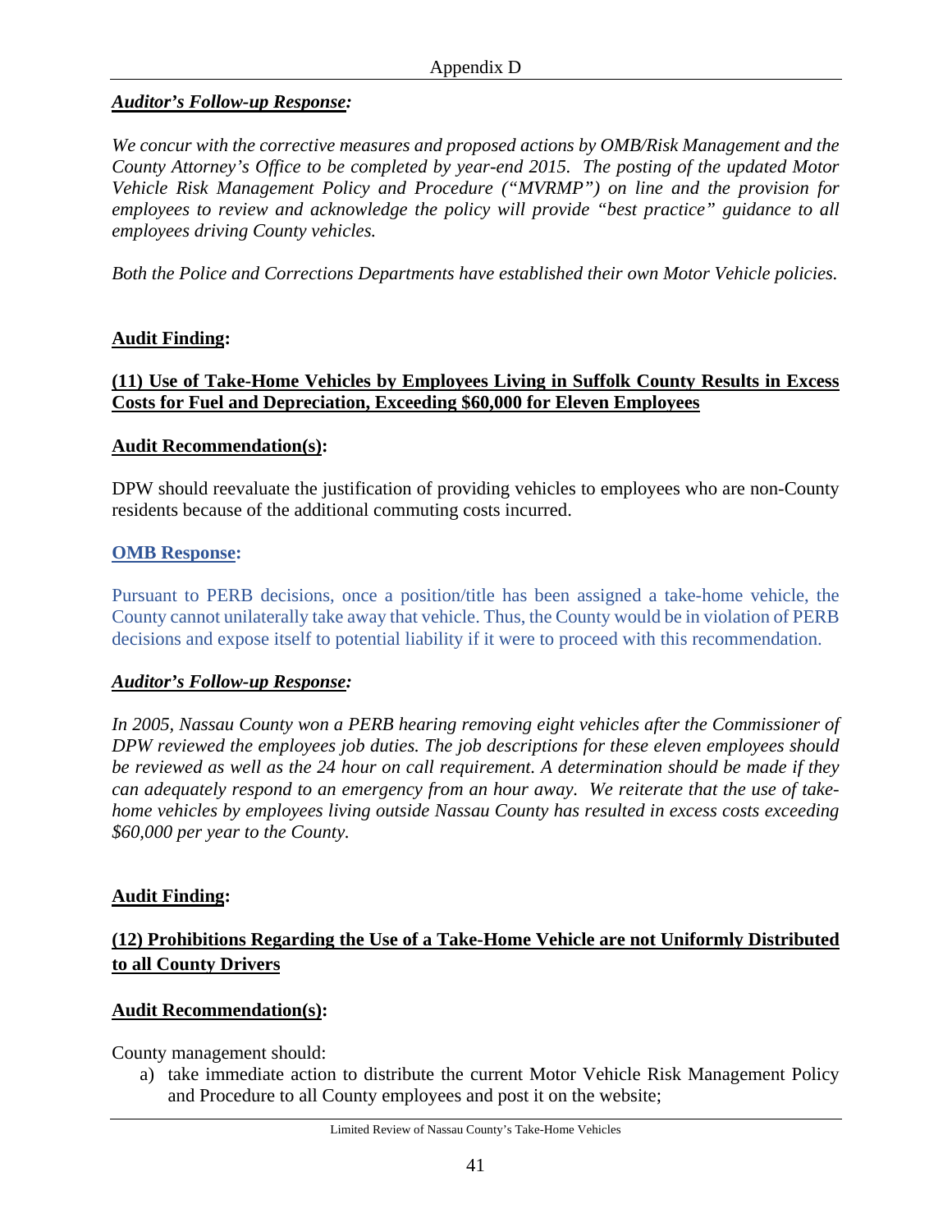***Auditor's Follow-up Response:***

*We concur with the corrective measures and proposed actions by OMB/Risk Management and the County Attorney's Office to be completed by year-end 2015. The posting of the updated Motor Vehicle Risk Management Policy and Procedure ("MVRMP") on line and the provision for employees to review and acknowledge the policy will provide "best practice" guidance to all employees driving County vehicles.*

*Both the Police and Corrections Departments have established their own Motor Vehicle policies.*

**Audit Finding:**

**(11) Use of Take-Home Vehicles by Employees Living in Suffolk County Results in Excess Costs for Fuel and Depreciation, Exceeding $60,000 for Eleven Employees**

**Audit Recommendation(s):**

DPW should reevaluate the justification of providing vehicles to employees who are non-County residents because of the additional commuting costs incurred.

**OMB Response:**

Pursuant to PERB decisions, once a position/title has been assigned a take-home vehicle, the County cannot unilaterally take away that vehicle. Thus, the County would be in violation of PERB decisions and expose itself to potential liability if it were to proceed with this recommendation.

***Auditor's Follow-up Response:***

*In 2005, Nassau County won a PERB hearing removing eight vehicles after the Commissioner of DPW reviewed the employees job duties. The job descriptions for these eleven employees should be reviewed as well as the 24 hour on call requirement. A determination should be made if they can adequately respond to an emergency from an hour away. We reiterate that the use of take-home vehicles by employees living outside Nassau County has resulted in excess costs exceeding $60,000 per year to the County.*

**Audit Finding:**

**(12) Prohibitions Regarding the Use of a Take-Home Vehicle are not Uniformly Distributed to all County Drivers**

**Audit Recommendation(s):**

County management should:

a) take immediate action to distribute the current Motor Vehicle Risk Management Policy and Procedure to all County employees and post it on the website;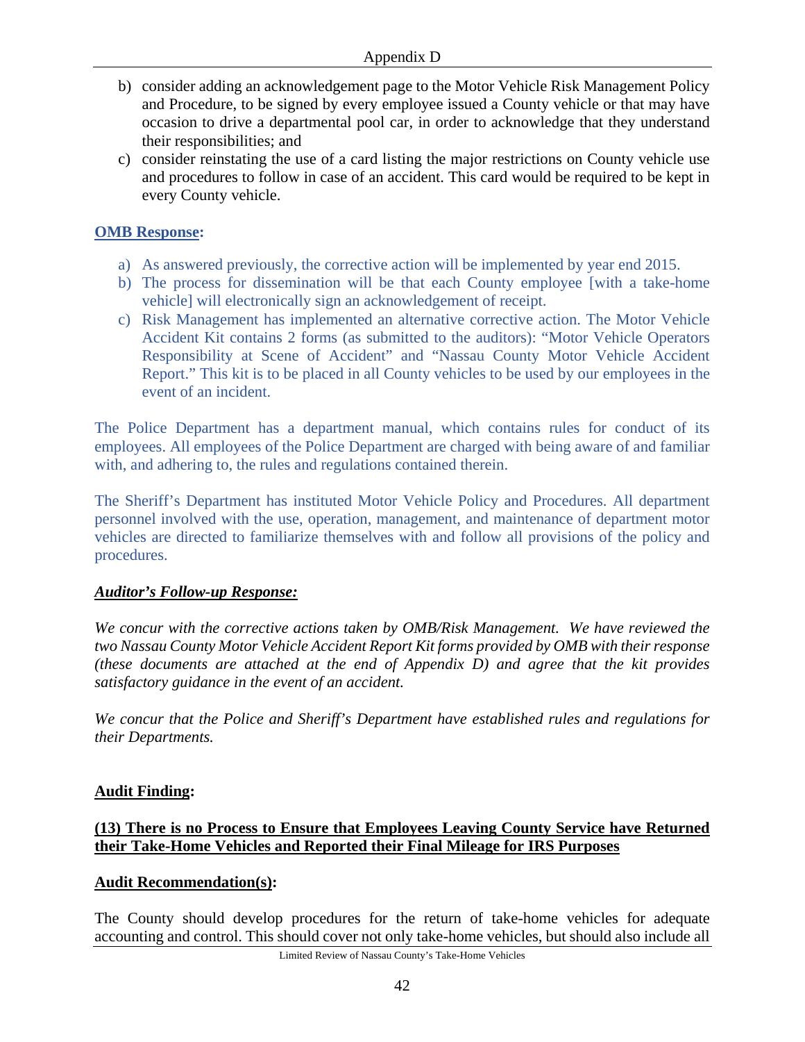b) consider adding an acknowledgement page to the Motor Vehicle Risk Management Policy and Procedure, to be signed by every employee issued a County vehicle or that may have occasion to drive a departmental pool car, in order to acknowledge that they understand their responsibilities; and
c) consider reinstating the use of a card listing the major restrictions on County vehicle use and procedures to follow in case of an accident. This card would be required to be kept in every County vehicle.

**OMB Response:**

a) As answered previously, the corrective action will be implemented by year end 2015.
b) The process for dissemination will be that each County employee [with a take-home vehicle] will electronically sign an acknowledgement of receipt.
c) Risk Management has implemented an alternative corrective action. The Motor Vehicle Accident Kit contains 2 forms (as submitted to the auditors): "Motor Vehicle Operators Responsibility at Scene of Accident" and "Nassau County Motor Vehicle Accident Report." This kit is to be placed in all County vehicles to be used by our employees in the event of an incident.

The Police Department has a department manual, which contains rules for conduct of its employees. All employees of the Police Department are charged with being aware of and familiar with, and adhering to, the rules and regulations contained therein.

The Sheriff's Department has instituted Motor Vehicle Policy and Procedures. All department personnel involved with the use, operation, management, and maintenance of department motor vehicles are directed to familiarize themselves with and follow all provisions of the policy and procedures.

***Auditor's Follow-up Response:***

*We concur with the corrective actions taken by OMB/Risk Management. We have reviewed the two Nassau County Motor Vehicle Accident Report Kit forms provided by OMB with their response (these documents are attached at the end of Appendix D) and agree that the kit provides satisfactory guidance in the event of an accident.*

*We concur that the Police and Sheriff's Department have established rules and regulations for their Departments.*

**Audit Finding:**

**(13) There is no Process to Ensure that Employees Leaving County Service have Returned their Take-Home Vehicles and Reported their Final Mileage for IRS Purposes**

**Audit Recommendation(s):**

The County should develop procedures for the return of take-home vehicles for adequate accounting and control. This should cover not only take-home vehicles, but should also include all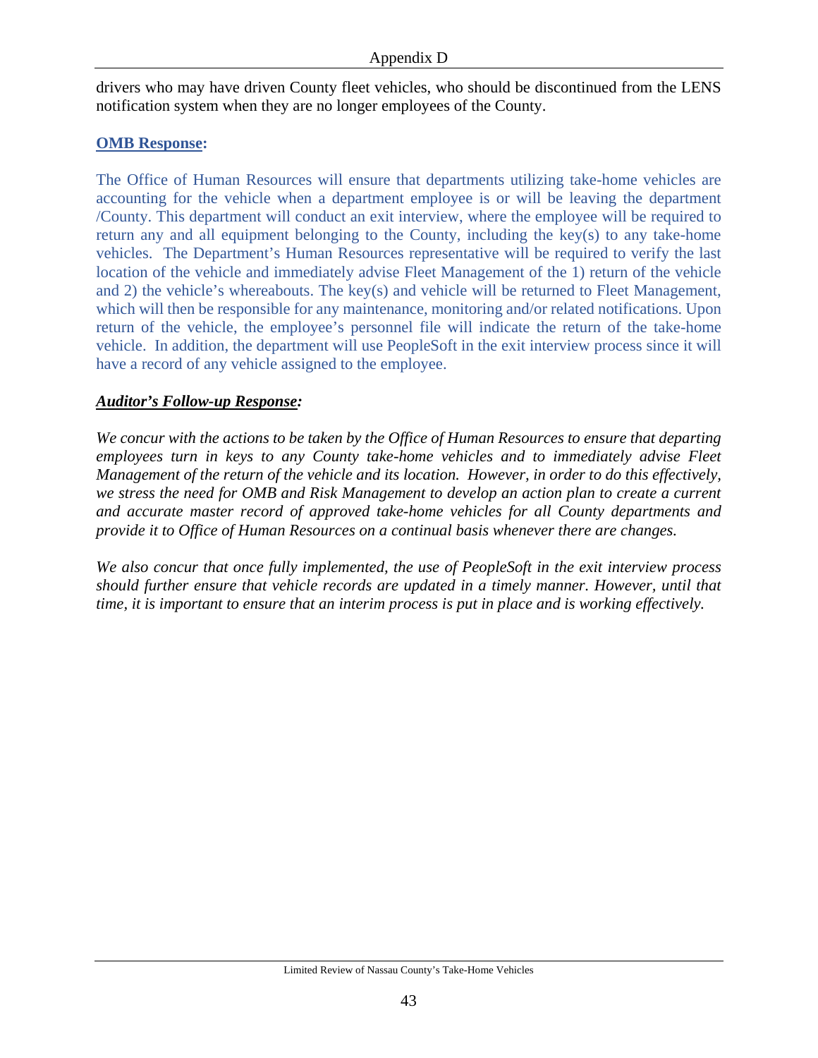drivers who may have driven County fleet vehicles, who should be discontinued from the LENS notification system when they are no longer employees of the County.

**OMB Response:**

The Office of Human Resources will ensure that departments utilizing take-home vehicles are accounting for the vehicle when a department employee is or will be leaving the department /County. This department will conduct an exit interview, where the employee will be required to return any and all equipment belonging to the County, including the key(s) to any take-home vehicles. The Department's Human Resources representative will be required to verify the last location of the vehicle and immediately advise Fleet Management of the 1) return of the vehicle and 2) the vehicle's whereabouts. The key(s) and vehicle will be returned to Fleet Management, which will then be responsible for any maintenance, monitoring and/or related notifications. Upon return of the vehicle, the employee's personnel file will indicate the return of the take-home vehicle. In addition, the department will use PeopleSoft in the exit interview process since it will have a record of any vehicle assigned to the employee.

***Auditor's Follow-up Response:***

*We concur with the actions to be taken by the Office of Human Resources to ensure that departing employees turn in keys to any County take-home vehicles and to immediately advise Fleet Management of the return of the vehicle and its location. However, in order to do this effectively, we stress the need for OMB and Risk Management to develop an action plan to create a current and accurate master record of approved take-home vehicles for all County departments and provide it to Office of Human Resources on a continual basis whenever there are changes.*

*We also concur that once fully implemented, the use of PeopleSoft in the exit interview process should further ensure that vehicle records are updated in a timely manner. However, until that time, it is important to ensure that an interim process is put in place and is working effectively.*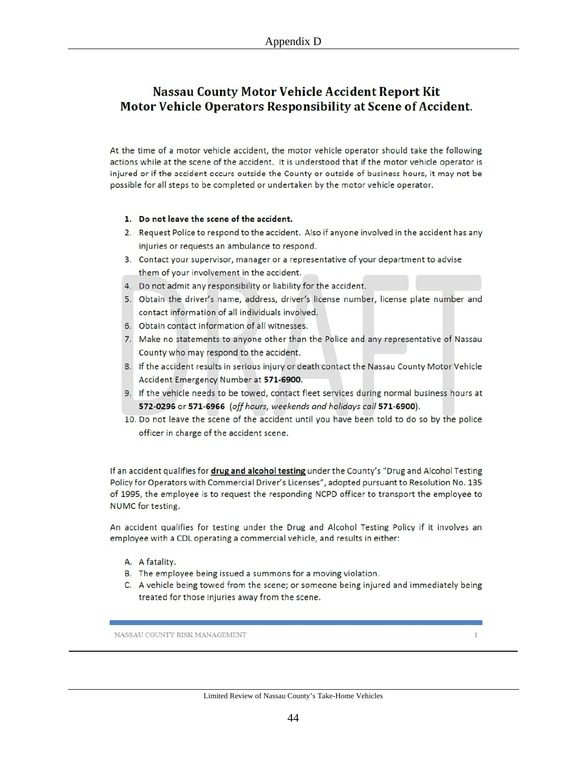# Appendix D

## Nassau County Motor Vehicle Accident Report Kit
## Motor Vehicle Operators Responsibility at Scene of Accident.

At the time of a motor vehicle accident, the motor vehicle operator should take the following actions while at the scene of the accident. It is understood that if the motor vehicle operator is injured or if the accident occurs outside the County or outside of business hours, it may not be possible for all steps to be completed or undertaken by the motor vehicle operator.

1. **Do not leave the scene of the accident.**
2. Request Police to respond to the accident. Also if anyone involved in the accident has any injuries or requests an ambulance to respond.
3. Contact your supervisor, manager or a representative of your department to advise them of your involvement in the accident.
4. Do not admit any responsibility or liability for the accident.
5. Obtain the driver's name, address, driver's license number, license plate number and contact information of all individuals involved.
6. Obtain contact information of all witnesses.
7. Make no statements to anyone other than the Police and any representative of Nassau County who may respond to the accident.
8. If the accident results in serious injury or death contact the Nassau County Motor Vehicle Accident Emergency Number at **571-6900**.
9. If the vehicle needs to be towed, contact fleet services during normal business hours at **572-0296** or **571-6966** (*off hours, weekends and holidays call* **571-6900**).
10. Do not leave the scene of the accident until you have been told to do so by the police officer in charge of the accident scene.

If an accident qualifies for **drug and alcohol testing** under the County's "Drug and Alcohol Testing Policy for Operators with Commercial Driver's Licenses", adopted pursuant to Resolution No. 135 of 1995, the employee is to request the responding NCPD officer to transport the employee to NUMC for testing.

An accident qualifies for testing under the Drug and Alcohol Testing Policy if it involves an employee with a CDL operating a commercial vehicle, and results in either:

A. A fatality.
B. The employee being issued a summons for a moving violation.
C. A vehicle being towed from the scene; or someone being injured and immediately being treated for those injuries away from the scene.

NASSAU COUNTY RISK MANAGEMENT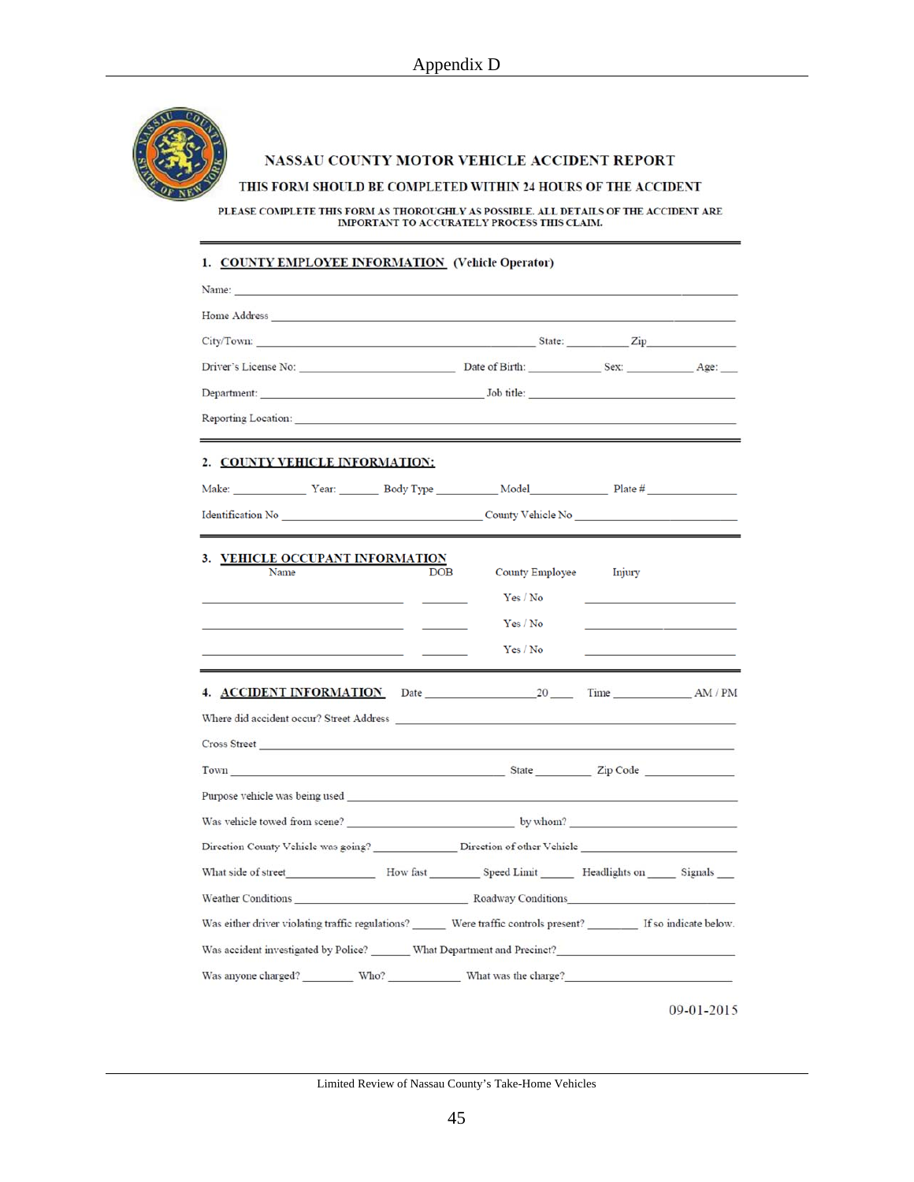# Appendix D

## NASSAU COUNTY MOTOR VEHICLE ACCIDENT REPORT

### THIS FORM SHOULD BE COMPLETED WITHIN 24 HOURS OF THE ACCIDENT

PLEASE COMPLETE THIS FORM AS THOROUGHLY AS POSSIBLE. ALL DETAILS OF THE ACCIDENT ARE IMPORTANT TO ACCURATELY PROCESS THIS CLAIM.

---

**1. COUNTY EMPLOYEE INFORMATION** (Vehicle Operator)

Name: ______________________________________________

Home Address ______________________________________________

City/Town: ______________________ State: __________ Zip______________

Driver's License No: ______________________ Date of Birth: ___________ Sex: __________ Age: ___

Department: ______________________ Job title: ______________________

Reporting Location: ______________________________________________

---

**2. COUNTY VEHICLE INFORMATION:**

Make: __________ Year: ______ Body Type __________ Model____________ Plate # ______________

Identification No ______________________ County Vehicle No ______________________

---

**3. VEHICLE OCCUPANT INFORMATION**

| Name | DOB | County Employee | Injury |
|---|---|---|---|
| ______________________ | _______ | Yes / No | ______________________ |
| ______________________ | _______ | Yes / No | ______________________ |
| ______________________ | _______ | Yes / No | ______________________ |

---

**4. ACCIDENT INFORMATION** Date ________________ 20____ Time ____________ AM / PM

Where did accident occur? Street Address ______________________________________________

Cross Street ______________________________________________

Town ______________________ State ________ Zip Code ______________

Purpose vehicle was being used ______________________________________________

Was vehicle towed from scene? ______________________ by whom? ______________________

Direction County Vehicle was going? ____________ Direction of other Vehicle ______________________

What side of street______________ How fast ________ Speed Limit ______ Headlights on _____ Signals ___

Weather Conditions ______________________ Roadway Conditions______________________

Was either driver violating traffic regulations? ______ Were traffic controls present? ________ If so indicate below.

Was accident investigated by Police? _______ What Department and Precinct?______________________

Was anyone charged? ________ Who? ___________ What was the charge?______________________

09-01-2015

Limited Review of Nassau County's Take-Home Vehicles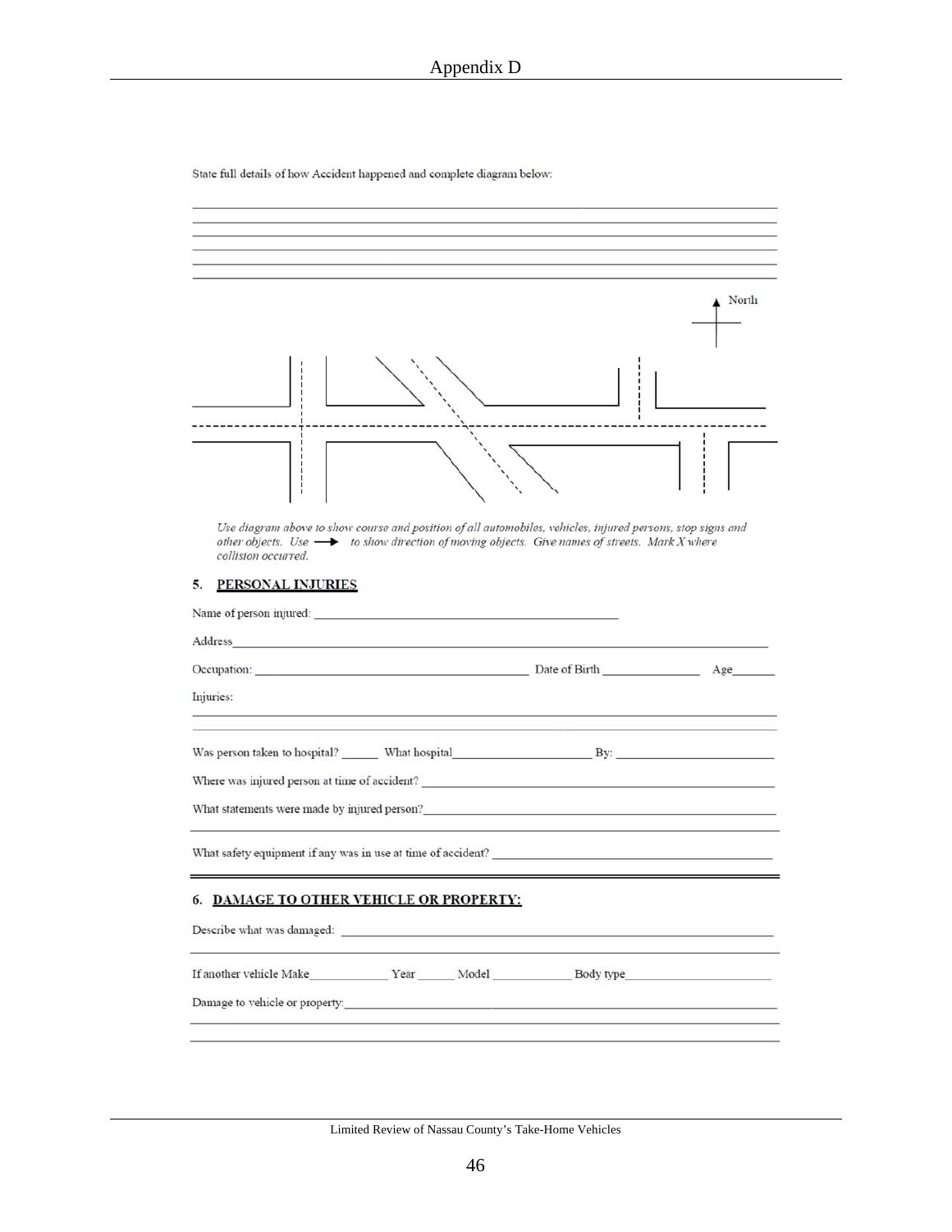State full details of how Accident happened and complete diagram below:

\_\_\_\_\_\_\_\_\_\_\_\_\_\_\_\_\_\_\_\_\_\_\_\_\_\_\_\_\_\_\_\_\_\_\_\_\_\_\_\_\_\_\_\_\_\_\_\_\_\_\_\_\_\_\_\_\_\_\_\_\_\_\_\_\_\_\_\_\_\_\_\_\_\_\_\_

\_\_\_\_\_\_\_\_\_\_\_\_\_\_\_\_\_\_\_\_\_\_\_\_\_\_\_\_\_\_\_\_\_\_\_\_\_\_\_\_\_\_\_\_\_\_\_\_\_\_\_\_\_\_\_\_\_\_\_\_\_\_\_\_\_\_\_\_\_\_\_\_\_\_\_\_

\_\_\_\_\_\_\_\_\_\_\_\_\_\_\_\_\_\_\_\_\_\_\_\_\_\_\_\_\_\_\_\_\_\_\_\_\_\_\_\_\_\_\_\_\_\_\_\_\_\_\_\_\_\_\_\_\_\_\_\_\_\_\_\_\_\_\_\_\_\_\_\_\_\_\_\_

\_\_\_\_\_\_\_\_\_\_\_\_\_\_\_\_\_\_\_\_\_\_\_\_\_\_\_\_\_\_\_\_\_\_\_\_\_\_\_\_\_\_\_\_\_\_\_\_\_\_\_\_\_\_\_\_\_\_\_\_\_\_\_\_\_\_\_\_\_\_\_\_\_\_\_\_

\_\_\_\_\_\_\_\_\_\_\_\_\_\_\_\_\_\_\_\_\_\_\_\_\_\_\_\_\_\_\_\_\_\_\_\_\_\_\_\_\_\_\_\_\_\_\_\_\_\_\_\_\_\_\_\_\_\_\_\_\_\_\_\_\_\_\_\_\_\_\_\_\_\_\_\_

\_\_\_\_\_\_\_\_\_\_\_\_\_\_\_\_\_\_\_\_\_\_\_\_\_\_\_\_\_\_\_\_\_\_\_\_\_\_\_\_\_\_\_\_\_\_\_\_\_\_\_\_\_\_\_\_\_\_\_\_\_\_\_\_\_\_\_\_\_\_\_\_\_\_\_\_

North

*Use diagram above to show course and position of all automobiles, vehicles, injured persons, stop signs and other objects. Use → to show direction of moving objects. Give names of streets. Mark X where collision occurred.*

## 5. PERSONAL INJURIES

Name of person injured: \_\_\_\_\_\_\_\_\_\_\_\_\_\_\_\_\_\_\_\_\_\_\_\_\_\_\_\_\_\_\_\_\_\_\_\_\_\_\_\_\_\_

Address\_\_\_\_\_\_\_\_\_\_\_\_\_\_\_\_\_\_\_\_\_\_\_\_\_\_\_\_\_\_\_\_\_\_\_\_\_\_\_\_\_\_\_\_\_\_\_\_\_\_\_\_\_\_\_\_\_\_\_\_\_\_\_\_\_\_\_\_\_\_

Occupation: \_\_\_\_\_\_\_\_\_\_\_\_\_\_\_\_\_\_\_\_\_\_\_\_\_\_\_\_\_\_\_\_\_\_\_\_ Date of Birth \_\_\_\_\_\_\_\_\_\_\_\_\_\_ Age\_\_\_\_\_\_

Injuries:

\_\_\_\_\_\_\_\_\_\_\_\_\_\_\_\_\_\_\_\_\_\_\_\_\_\_\_\_\_\_\_\_\_\_\_\_\_\_\_\_\_\_\_\_\_\_\_\_\_\_\_\_\_\_\_\_\_\_\_\_\_\_\_\_\_\_\_\_\_\_\_\_\_\_\_\_

\_\_\_\_\_\_\_\_\_\_\_\_\_\_\_\_\_\_\_\_\_\_\_\_\_\_\_\_\_\_\_\_\_\_\_\_\_\_\_\_\_\_\_\_\_\_\_\_\_\_\_\_\_\_\_\_\_\_\_\_\_\_\_\_\_\_\_\_\_\_\_\_\_\_\_\_

Was person taken to hospital? \_\_\_\_\_\_ What hospital\_\_\_\_\_\_\_\_\_\_\_\_\_\_\_\_\_\_\_\_\_ By: \_\_\_\_\_\_\_\_\_\_\_\_\_\_\_\_\_\_\_\_\_\_\_

Where was injured person at time of accident? \_\_\_\_\_\_\_\_\_\_\_\_\_\_\_\_\_\_\_\_\_\_\_\_\_\_\_\_\_\_\_\_\_\_\_\_\_\_\_\_\_\_\_\_\_\_\_\_\_\_\_

What statements were made by injured person?\_\_\_\_\_\_\_\_\_\_\_\_\_\_\_\_\_\_\_\_\_\_\_\_\_\_\_\_\_\_\_\_\_\_\_\_\_\_\_\_\_\_\_\_\_\_\_\_\_\_

\_\_\_\_\_\_\_\_\_\_\_\_\_\_\_\_\_\_\_\_\_\_\_\_\_\_\_\_\_\_\_\_\_\_\_\_\_\_\_\_\_\_\_\_\_\_\_\_\_\_\_\_\_\_\_\_\_\_\_\_\_\_\_\_\_\_\_\_\_\_\_\_\_\_\_\_

What safety equipment if any was in use at time of accident? \_\_\_\_\_\_\_\_\_\_\_\_\_\_\_\_\_\_\_\_\_\_\_\_\_\_\_\_\_\_\_\_\_\_\_\_\_\_\_\_

## 6. DAMAGE TO OTHER VEHICLE OR PROPERTY:

Describe what was damaged: \_\_\_\_\_\_\_\_\_\_\_\_\_\_\_\_\_\_\_\_\_\_\_\_\_\_\_\_\_\_\_\_\_\_\_\_\_\_\_\_\_\_\_\_\_\_\_\_\_\_\_\_\_\_\_\_\_\_\_\_\_

\_\_\_\_\_\_\_\_\_\_\_\_\_\_\_\_\_\_\_\_\_\_\_\_\_\_\_\_\_\_\_\_\_\_\_\_\_\_\_\_\_\_\_\_\_\_\_\_\_\_\_\_\_\_\_\_\_\_\_\_\_\_\_\_\_\_\_\_\_\_\_\_\_\_\_\_

If another vehicle Make\_\_\_\_\_\_\_\_\_\_\_\_ Year \_\_\_\_\_\_ Model \_\_\_\_\_\_\_\_\_\_\_\_ Body type\_\_\_\_\_\_\_\_\_\_\_\_\_\_\_\_\_\_\_\_\_\_

Damage to vehicle or property:\_\_\_\_\_\_\_\_\_\_\_\_\_\_\_\_\_\_\_\_\_\_\_\_\_\_\_\_\_\_\_\_\_\_\_\_\_\_\_\_\_\_\_\_\_\_\_\_\_\_\_\_\_\_\_\_\_\_\_\_\_\_

\_\_\_\_\_\_\_\_\_\_\_\_\_\_\_\_\_\_\_\_\_\_\_\_\_\_\_\_\_\_\_\_\_\_\_\_\_\_\_\_\_\_\_\_\_\_\_\_\_\_\_\_\_\_\_\_\_\_\_\_\_\_\_\_\_\_\_\_\_\_\_\_\_\_\_\_

\_\_\_\_\_\_\_\_\_\_\_\_\_\_\_\_\_\_\_\_\_\_\_\_\_\_\_\_\_\_\_\_\_\_\_\_\_\_\_\_\_\_\_\_\_\_\_\_\_\_\_\_\_\_\_\_\_\_\_\_\_\_\_\_\_\_\_\_\_\_\_\_\_\_\_\_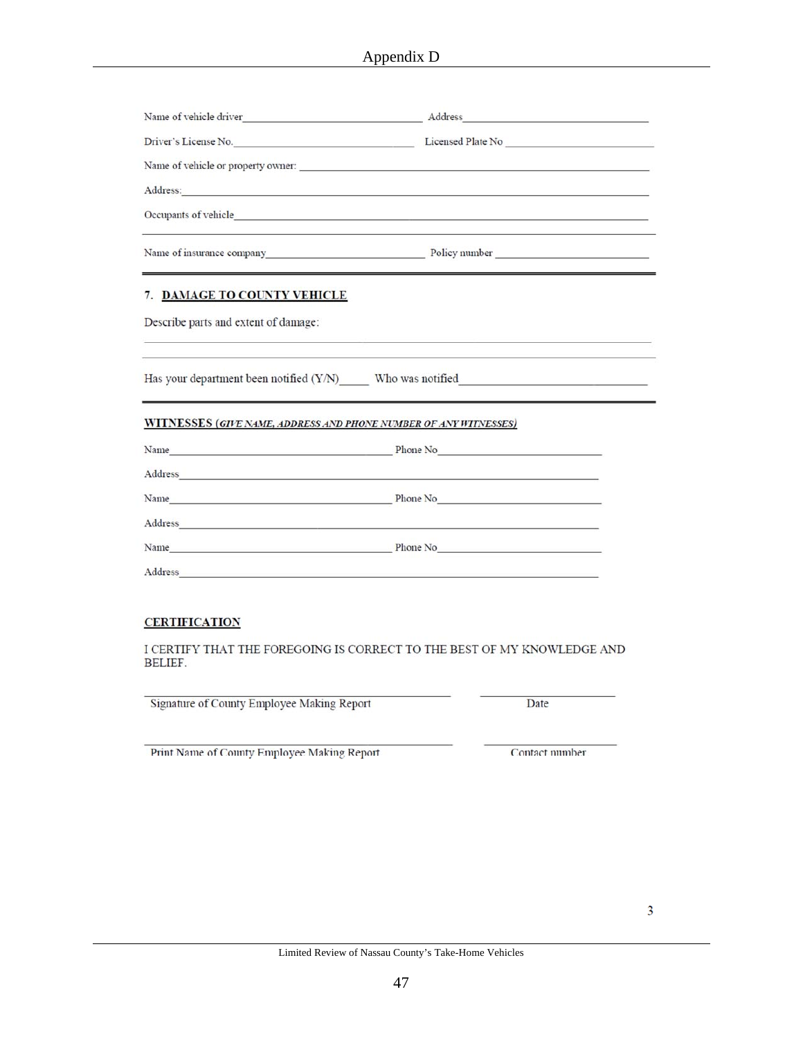Name of vehicle driver\_\_\_\_\_\_\_\_\_\_\_\_\_\_\_\_\_\_\_\_\_\_\_\_\_\_\_\_\_\_ Address\_\_\_\_\_\_\_\_\_\_\_\_\_\_\_\_\_\_\_\_\_\_\_\_\_\_\_\_\_\_

Driver's License No.\_\_\_\_\_\_\_\_\_\_\_\_\_\_\_\_\_\_\_\_\_\_\_\_\_\_\_\_\_\_ Licensed Plate No \_\_\_\_\_\_\_\_\_\_\_\_\_\_\_\_\_\_\_\_\_\_\_\_\_\_\_\_\_\_

Name of vehicle or property owner: \_\_\_\_\_\_\_\_\_\_\_\_\_\_\_\_\_\_\_\_\_\_\_\_\_\_\_\_\_\_\_\_\_\_\_\_\_\_\_\_\_\_\_\_\_\_\_\_\_\_\_\_\_\_\_\_\_\_

Address:\_\_\_\_\_\_\_\_\_\_\_\_\_\_\_\_\_\_\_\_\_\_\_\_\_\_\_\_\_\_\_\_\_\_\_\_\_\_\_\_\_\_\_\_\_\_\_\_\_\_\_\_\_\_\_\_\_\_\_\_\_\_\_\_\_\_\_\_\_\_\_\_\_\_

Occupants of vehicle\_\_\_\_\_\_\_\_\_\_\_\_\_\_\_\_\_\_\_\_\_\_\_\_\_\_\_\_\_\_\_\_\_\_\_\_\_\_\_\_\_\_\_\_\_\_\_\_\_\_\_\_\_\_\_\_\_\_\_\_\_\_\_\_\_

Name of insurance company\_\_\_\_\_\_\_\_\_\_\_\_\_\_\_\_\_\_\_\_\_\_\_\_\_\_\_\_\_\_ Policy number \_\_\_\_\_\_\_\_\_\_\_\_\_\_\_\_\_\_\_\_\_\_\_\_\_\_\_\_\_\_

## 7. DAMAGE TO COUNTY VEHICLE

Describe parts and extent of damage:

\_\_\_\_\_\_\_\_\_\_\_\_\_\_\_\_\_\_\_\_\_\_\_\_\_\_\_\_\_\_\_\_\_\_\_\_\_\_\_\_\_\_\_\_\_\_\_\_\_\_\_\_\_\_\_\_\_\_\_\_\_\_\_\_\_\_\_\_\_\_\_\_\_\_\_\_

Has your department been notified (Y/N)\_\_\_\_\_ Who was notified\_\_\_\_\_\_\_\_\_\_\_\_\_\_\_\_\_\_\_\_\_\_\_\_\_\_\_\_\_\_

## WITNESSES (*GIVE NAME, ADDRESS AND PHONE NUMBER OF ANY WITNESSES*)

Name\_\_\_\_\_\_\_\_\_\_\_\_\_\_\_\_\_\_\_\_\_\_\_\_\_\_\_\_\_\_\_\_\_\_\_\_\_\_\_\_ Phone No\_\_\_\_\_\_\_\_\_\_\_\_\_\_\_\_\_\_\_\_\_\_\_\_\_\_\_\_\_\_

Address\_\_\_\_\_\_\_\_\_\_\_\_\_\_\_\_\_\_\_\_\_\_\_\_\_\_\_\_\_\_\_\_\_\_\_\_\_\_\_\_\_\_\_\_\_\_\_\_\_\_\_\_\_\_\_\_\_\_\_\_\_\_\_\_\_\_\_\_\_\_\_\_

Name\_\_\_\_\_\_\_\_\_\_\_\_\_\_\_\_\_\_\_\_\_\_\_\_\_\_\_\_\_\_\_\_\_\_\_\_\_\_\_\_ Phone No\_\_\_\_\_\_\_\_\_\_\_\_\_\_\_\_\_\_\_\_\_\_\_\_\_\_\_\_\_\_

Address\_\_\_\_\_\_\_\_\_\_\_\_\_\_\_\_\_\_\_\_\_\_\_\_\_\_\_\_\_\_\_\_\_\_\_\_\_\_\_\_\_\_\_\_\_\_\_\_\_\_\_\_\_\_\_\_\_\_\_\_\_\_\_\_\_\_\_\_\_\_\_\_

Name\_\_\_\_\_\_\_\_\_\_\_\_\_\_\_\_\_\_\_\_\_\_\_\_\_\_\_\_\_\_\_\_\_\_\_\_\_\_\_\_ Phone No\_\_\_\_\_\_\_\_\_\_\_\_\_\_\_\_\_\_\_\_\_\_\_\_\_\_\_\_\_\_

Address\_\_\_\_\_\_\_\_\_\_\_\_\_\_\_\_\_\_\_\_\_\_\_\_\_\_\_\_\_\_\_\_\_\_\_\_\_\_\_\_\_\_\_\_\_\_\_\_\_\_\_\_\_\_\_\_\_\_\_\_\_\_\_\_\_\_\_\_\_\_\_\_

## CERTIFICATION

I CERTIFY THAT THE FOREGOING IS CORRECT TO THE BEST OF MY KNOWLEDGE AND BELIEF.

\_\_\_\_\_\_\_\_\_\_\_\_\_\_\_\_\_\_\_\_\_\_\_\_\_\_\_\_\_\_\_\_\_\_\_\_\_\_\_\_ \_\_\_\_\_\_\_\_\_\_\_\_\_\_\_\_\_\_\_\_\_\_\_\_
Signature of County Employee Making Report Date

\_\_\_\_\_\_\_\_\_\_\_\_\_\_\_\_\_\_\_\_\_\_\_\_\_\_\_\_\_\_\_\_\_\_\_\_\_\_\_\_ \_\_\_\_\_\_\_\_\_\_\_\_\_\_\_\_\_\_\_\_\_\_\_\_
Print Name of County Employee Making Report Contact number